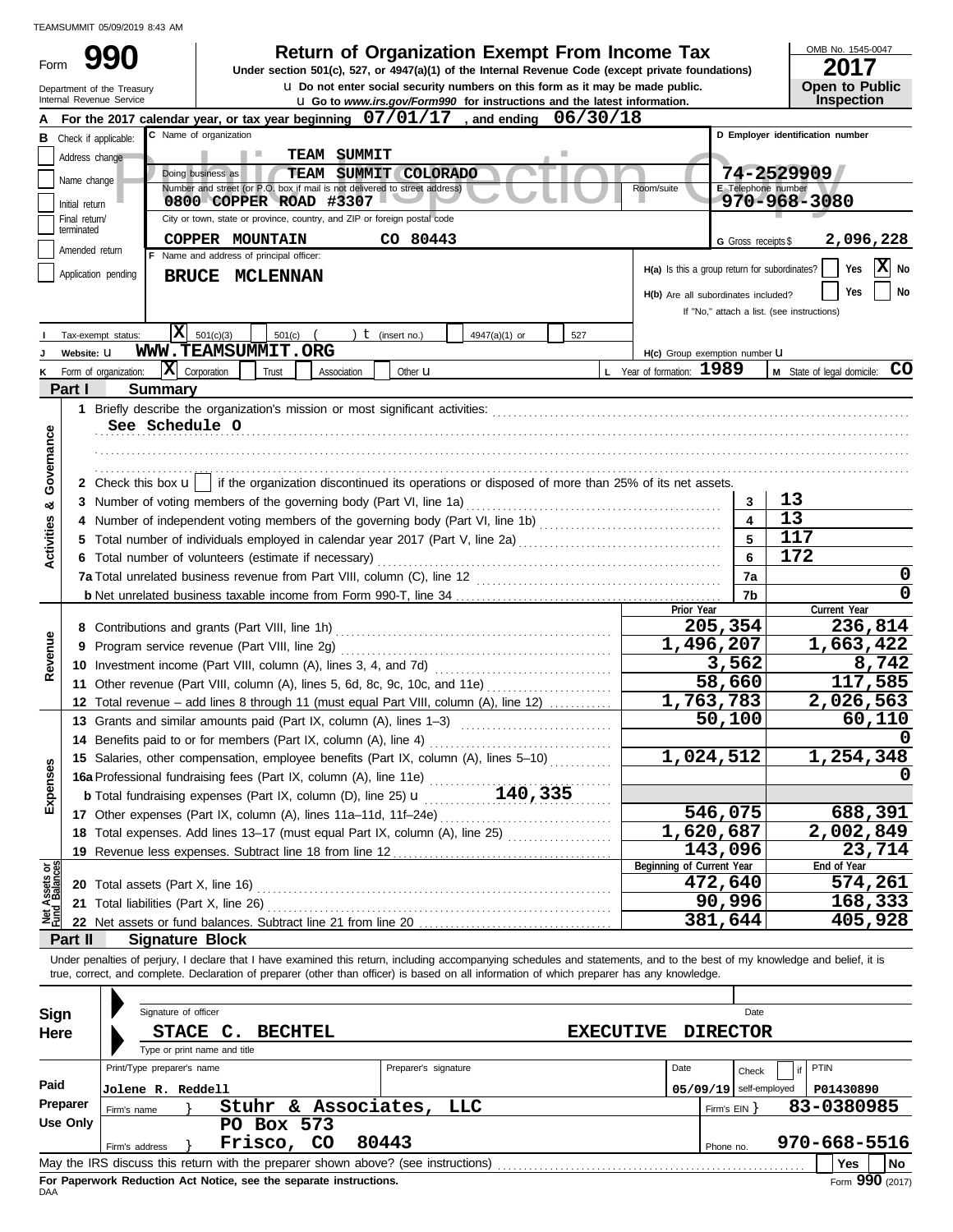TEAMSUMMIT 05/09/2019 8:43 AM

# Form 990 — Return of Organization Exempt From Income Tax

**Under section 501(c), 527, or 4947(a)(1) of the Internal Revenue Code (except private foundations)**

u Do not enter social security numbers on this form as it may be made public.

u Go to *www.irs.gov/Form990* for instructions and the latest information.

Department of the Treasury
Internal Revenue Service

OMB No. 1545-0047

**2017**

**Open to Public Inspection**

**A** For the 2017 calendar year, or tax year beginning **07/01/17**, and ending **06/30/18**

**B** Check if applicable:
- Address change
- Name change
- Initial return
- Final return/terminated
- Amended return
- Application pending

**C** Name of organization: **TEAM SUMMIT**

Doing business as: **TEAM SUMMIT COLORADO**

Number and street (or P.O. box if mail is not delivered to street address): **0800 COPPER ROAD #3307** Room/suite

City or town, state or province, country, and ZIP or foreign postal code: **COPPER MOUNTAIN CO 80443**

**D** Employer identification number: **74-2529909**

**E** Telephone number: **970-968-3080**

**G** Gross receipts $ **2,096,228**

**F** Name and address of principal officer: **BRUCE MCLENNAN**

H(a) Is this a group return for subordinates? Yes [ ] No [X]

H(b) Are all subordinates included? Yes [ ] No [ ]

If "No," attach a list. (see instructions)

**I** Tax-exempt status: [X] 501(c)(3) [ ] 501(c) ( ) t (insert no.) [ ] 4947(a)(1) or [ ] 527

**J** Website: u **WWW.TEAMSUMMIT.ORG**

H(c) Group exemption number u

**K** Form of organization: [X] Corporation [ ] Trust [ ] Association [ ] Other u

**L** Year of formation: **1989**

**M** State of legal domicile: **CO**

## Part I Summary

**Activities & Governance**

1 Briefly describe the organization's mission or most significant activities:

See Schedule O

2 Check this box u [ ] if the organization discontinued its operations or disposed of more than 25% of its net assets.

| | | | |
|---|---|---|---|
| 3 | Number of voting members of the governing body (Part VI, line 1a) | 3 | 13 |
| 4 | Number of independent voting members of the governing body (Part VI, line 1b) | 4 | 13 |
| 5 | Total number of individuals employed in calendar year 2017 (Part V, line 2a) | 5 | 117 |
| 6 | Total number of volunteers (estimate if necessary) | 6 | 172 |
| 7a | Total unrelated business revenue from Part VIII, column (C), line 12 | 7a | 0 |
| b | Net unrelated business taxable income from Form 990-T, line 34 | 7b | 0 |

| | | Prior Year | Current Year |
|---|---|---|---|
| **Revenue** | | | |
| 8 | Contributions and grants (Part VIII, line 1h) | 205,354 | 236,814 |
| 9 | Program service revenue (Part VIII, line 2g) | 1,496,207 | 1,663,422 |
| 10 | Investment income (Part VIII, column (A), lines 3, 4, and 7d) | 3,562 | 8,742 |
| 11 | Other revenue (Part VIII, column (A), lines 5, 6d, 8c, 9c, 10c, and 11e) | 58,660 | 117,585 |
| 12 | Total revenue – add lines 8 through 11 (must equal Part VIII, column (A), line 12) | 1,763,783 | 2,026,563 |
| **Expenses** | | | |
| 13 | Grants and similar amounts paid (Part IX, column (A), lines 1–3) | 50,100 | 60,110 |
| 14 | Benefits paid to or for members (Part IX, column (A), line 4) | | 0 |
| 15 | Salaries, other compensation, employee benefits (Part IX, column (A), lines 5–10) | 1,024,512 | 1,254,348 |
| 16a | Professional fundraising fees (Part IX, column (A), line 11e) | | 0 |
| b | Total fundraising expenses (Part IX, column (D), line 25) u 140,335 | | |
| 17 | Other expenses (Part IX, column (A), lines 11a–11d, 11f–24e) | 546,075 | 688,391 |
| 18 | Total expenses. Add lines 13–17 (must equal Part IX, column (A), line 25) | 1,620,687 | 2,002,849 |
| 19 | Revenue less expenses. Subtract line 18 from line 12 | 143,096 | 23,714 |

| **Net Assets or Fund Balances** | | Beginning of Current Year | End of Year |
|---|---|---|---|
| 20 | Total assets (Part X, line 16) | 472,640 | 574,261 |
| 21 | Total liabilities (Part X, line 26) | 90,996 | 168,333 |
| 22 | Net assets or fund balances. Subtract line 21 from line 20 | 381,644 | 405,928 |

## Part II Signature Block

Under penalties of perjury, I declare that I have examined this return, including accompanying schedules and statements, and to the best of my knowledge and belief, it is true, correct, and complete. Declaration of preparer (other than officer) is based on all information of which preparer has any knowledge.

**Sign Here**

Signature of officer | Date

**STACE C. BECHTEL EXECUTIVE DIRECTOR**

Type or print name and title

**Paid Preparer Use Only**

| Print/Type preparer's name | Preparer's signature | Date | Check [ ] if self-employed | PTIN |
|---|---|---|---|---|
| Jolene R. Reddell | | 05/09/19 | | P01430890 |

Firm's name } **Stuhr & Associates, LLC** Firm's EIN } **83-0380985**

Firm's address } **PO Box 573, Frisco, CO 80443** Phone no. **970-668-5516**

May the IRS discuss this return with the preparer shown above? (see instructions) Yes [ ] No [ ]

**For Paperwork Reduction Act Notice, see the separate instructions.**

DAA Form **990** (2017)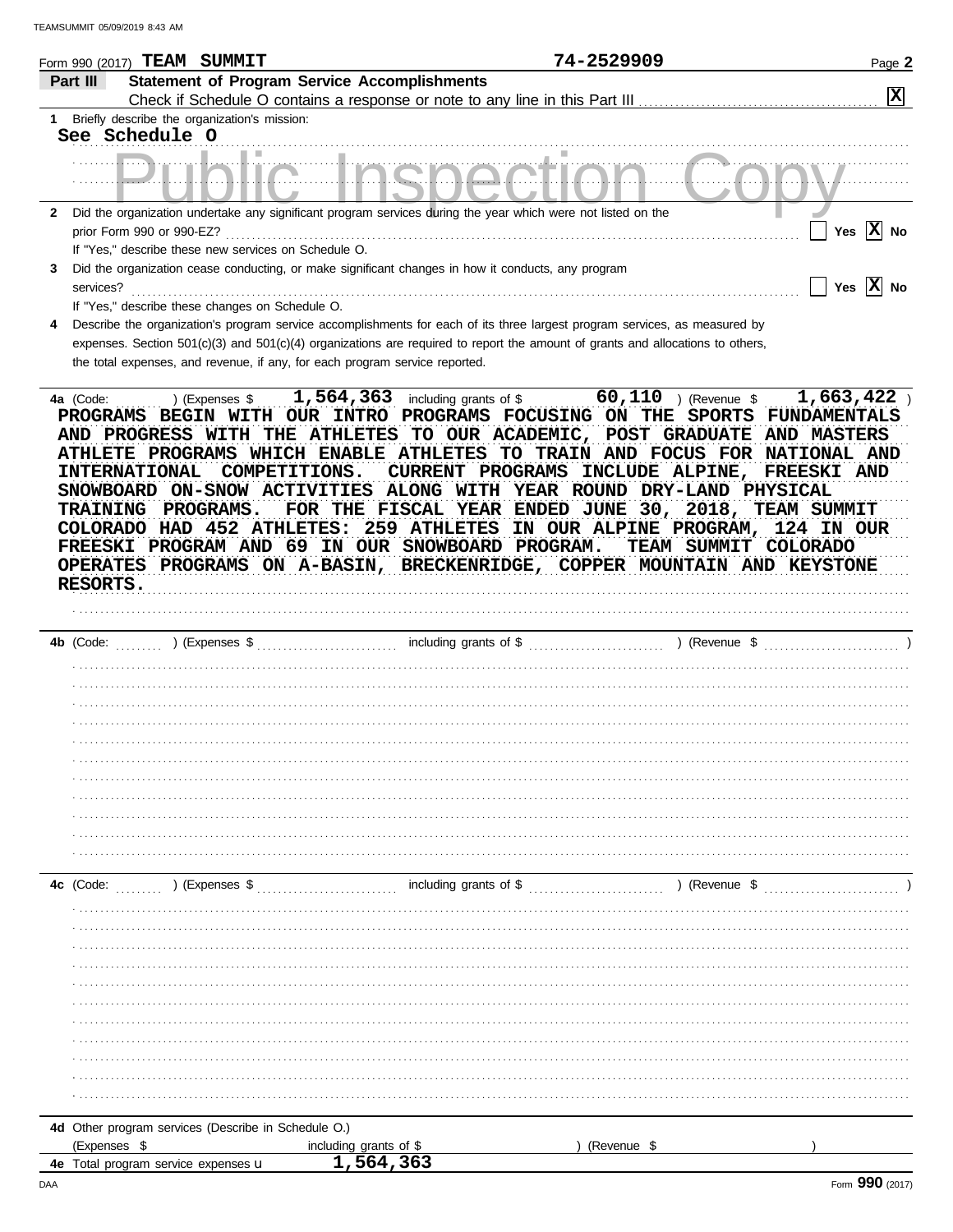Form 990 (2017) **TEAM SUMMIT** **74-2529909**

## Part III Statement of Program Service Accomplishments

Check if Schedule O contains a response or note to any line in this Part III .......... [X]

**1** Briefly describe the organization's mission:

See Schedule O

**2** Did the organization undertake any significant program services during the year which were not listed on the prior Form 990 or 990-EZ? .......... [ ] Yes [X] No

If "Yes," describe these new services on Schedule O.

**3** Did the organization cease conducting, or make significant changes in how it conducts, any program services? .......... [ ] Yes [X] No

If "Yes," describe these changes on Schedule O.

**4** Describe the organization's program service accomplishments for each of its three largest program services, as measured by expenses. Section 501(c)(3) and 501(c)(4) organizations are required to report the amount of grants and allocations to others, the total expenses, and revenue, if any, for each program service reported.

**4a** (Code: ) (Expenses $ 1,564,363 including grants of $ 60,110 ) (Revenue $ 1,663,422 )

PROGRAMS BEGIN WITH OUR INTRO PROGRAMS FOCUSING ON THE SPORTS FUNDAMENTALS AND PROGRESS WITH THE ATHLETES TO OUR ACADEMIC, POST GRADUATE AND MASTERS ATHLETE PROGRAMS WHICH ENABLE ATHLETES TO TRAIN AND FOCUS FOR NATIONAL AND INTERNATIONAL COMPETITIONS. CURRENT PROGRAMS INCLUDE ALPINE, FREESKI AND SNOWBOARD ON-SNOW ACTIVITIES ALONG WITH YEAR ROUND DRY-LAND PHYSICAL TRAINING PROGRAMS. FOR THE FISCAL YEAR ENDED JUNE 30, 2018, TEAM SUMMIT COLORADO HAD 452 ATHLETES: 259 ATHLETES IN OUR ALPINE PROGRAM, 124 IN OUR FREESKI PROGRAM AND 69 IN OUR SNOWBOARD PROGRAM. TEAM SUMMIT COLORADO OPERATES PROGRAMS ON A-BASIN, BRECKENRIDGE, COPPER MOUNTAIN AND KEYSTONE RESORTS.

**4b** (Code: ) (Expenses $ including grants of $ ) (Revenue $ )

**4c** (Code: ) (Expenses $ including grants of $ ) (Revenue $ )

**4d** Other program services (Describe in Schedule O.)

(Expenses $ including grants of $ ) (Revenue $ )

**4e** Total program service expenses ▸ 1,564,363

Form **990** (2017)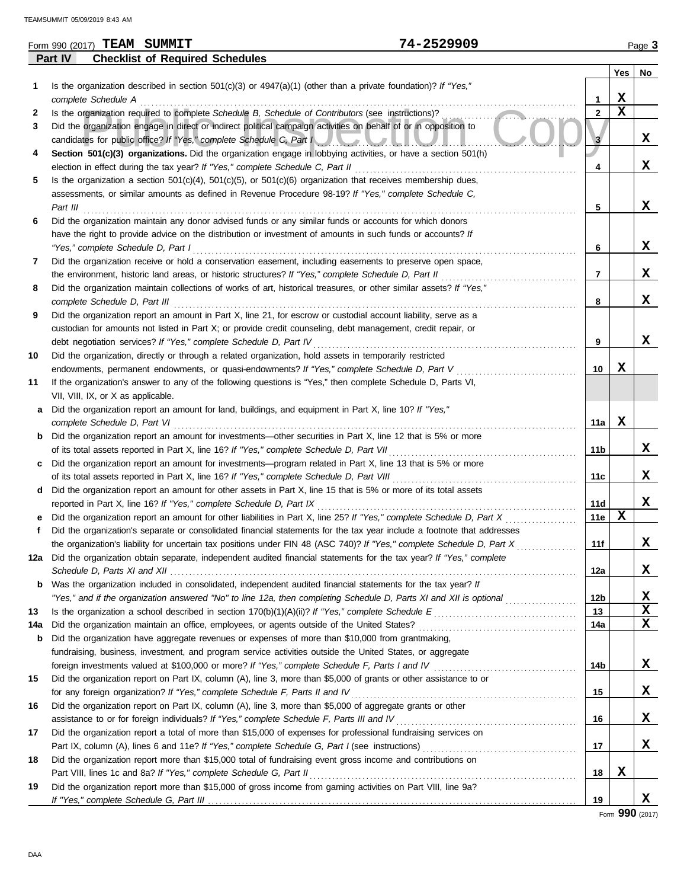Form 990 (2017) **TEAM SUMMIT** **74-2529909** Page **3**

## Part IV Checklist of Required Schedules

| | | | Yes | No |
|---|---|---|---|---|
| **1** | Is the organization described in section 501(c)(3) or 4947(a)(1) (other than a private foundation)? *If "Yes," complete Schedule A* | 1 | X | |
| **2** | Is the organization required to complete *Schedule B, Schedule of Contributors* (see instructions)? | 2 | X | |
| **3** | Did the organization engage in direct or indirect political campaign activities on behalf of or in opposition to candidates for public office? *If "Yes," complete Schedule C, Part I* | 3 | | X |
| **4** | **Section 501(c)(3) organizations.** Did the organization engage in lobbying activities, or have a section 501(h) election in effect during the tax year? *If "Yes," complete Schedule C, Part II* | 4 | | X |
| **5** | Is the organization a section 501(c)(4), 501(c)(5), or 501(c)(6) organization that receives membership dues, assessments, or similar amounts as defined in Revenue Procedure 98-19? *If "Yes," complete Schedule C, Part III* | 5 | | X |
| **6** | Did the organization maintain any donor advised funds or any similar funds or accounts for which donors have the right to provide advice on the distribution or investment of amounts in such funds or accounts? *If "Yes," complete Schedule D, Part I* | 6 | | X |
| **7** | Did the organization receive or hold a conservation easement, including easements to preserve open space, the environment, historic land areas, or historic structures? *If "Yes," complete Schedule D, Part II* | 7 | | X |
| **8** | Did the organization maintain collections of works of art, historical treasures, or other similar assets? *If "Yes," complete Schedule D, Part III* | 8 | | X |
| **9** | Did the organization report an amount in Part X, line 21, for escrow or custodial account liability, serve as a custodian for amounts not listed in Part X; or provide credit counseling, debt management, credit repair, or debt negotiation services? *If "Yes," complete Schedule D, Part IV* | 9 | | X |
| **10** | Did the organization, directly or through a related organization, hold assets in temporarily restricted endowments, permanent endowments, or quasi-endowments? *If "Yes," complete Schedule D, Part V* | 10 | X | |
| **11** | If the organization's answer to any of the following questions is "Yes," then complete Schedule D, Parts VI, VII, VIII, IX, or X as applicable. | | | |
| **a** | Did the organization report an amount for land, buildings, and equipment in Part X, line 10? *If "Yes," complete Schedule D, Part VI* | 11a | X | |
| **b** | Did the organization report an amount for investments—other securities in Part X, line 12 that is 5% or more of its total assets reported in Part X, line 16? *If "Yes," complete Schedule D, Part VII* | 11b | | X |
| **c** | Did the organization report an amount for investments—program related in Part X, line 13 that is 5% or more of its total assets reported in Part X, line 16? *If "Yes," complete Schedule D, Part VIII* | 11c | | X |
| **d** | Did the organization report an amount for other assets in Part X, line 15 that is 5% or more of its total assets reported in Part X, line 16? *If "Yes," complete Schedule D, Part IX* | 11d | | X |
| **e** | Did the organization report an amount for other liabilities in Part X, line 25? *If "Yes," complete Schedule D, Part X* | 11e | X | |
| **f** | Did the organization's separate or consolidated financial statements for the tax year include a footnote that addresses the organization's liability for uncertain tax positions under FIN 48 (ASC 740)? *If "Yes," complete Schedule D, Part X* | 11f | | X |
| **12a** | Did the organization obtain separate, independent audited financial statements for the tax year? *If "Yes," complete Schedule D, Parts XI and XII* | 12a | | X |
| **b** | Was the organization included in consolidated, independent audited financial statements for the tax year? *If "Yes," and if the organization answered "No" to line 12a, then completing Schedule D, Parts XI and XII is optional* | 12b | | X |
| **13** | Is the organization a school described in section 170(b)(1)(A)(ii)? *If "Yes," complete Schedule E* | 13 | | X |
| **14a** | Did the organization maintain an office, employees, or agents outside of the United States? | 14a | | X |
| **b** | Did the organization have aggregate revenues or expenses of more than $10,000 from grantmaking, fundraising, business, investment, and program service activities outside the United States, or aggregate foreign investments valued at $100,000 or more? *If "Yes," complete Schedule F, Parts I and IV* | 14b | | X |
| **15** | Did the organization report on Part IX, column (A), line 3, more than $5,000 of grants or other assistance to or for any foreign organization? *If "Yes," complete Schedule F, Parts II and IV* | 15 | | X |
| **16** | Did the organization report on Part IX, column (A), line 3, more than $5,000 of aggregate grants or other assistance to or for foreign individuals? *If "Yes," complete Schedule F, Parts III and IV* | 16 | | X |
| **17** | Did the organization report a total of more than $15,000 of expenses for professional fundraising services on Part IX, column (A), lines 6 and 11e? *If "Yes," complete Schedule G, Part I* (see instructions) | 17 | | X |
| **18** | Did the organization report more than $15,000 total of fundraising event gross income and contributions on Part VIII, lines 1c and 8a? *If "Yes," complete Schedule G, Part II* | 18 | X | |
| **19** | Did the organization report more than $15,000 of gross income from gaming activities on Part VIII, line 9a? *If "Yes," complete Schedule G, Part III* | 19 | | X |

Form **990** (2017)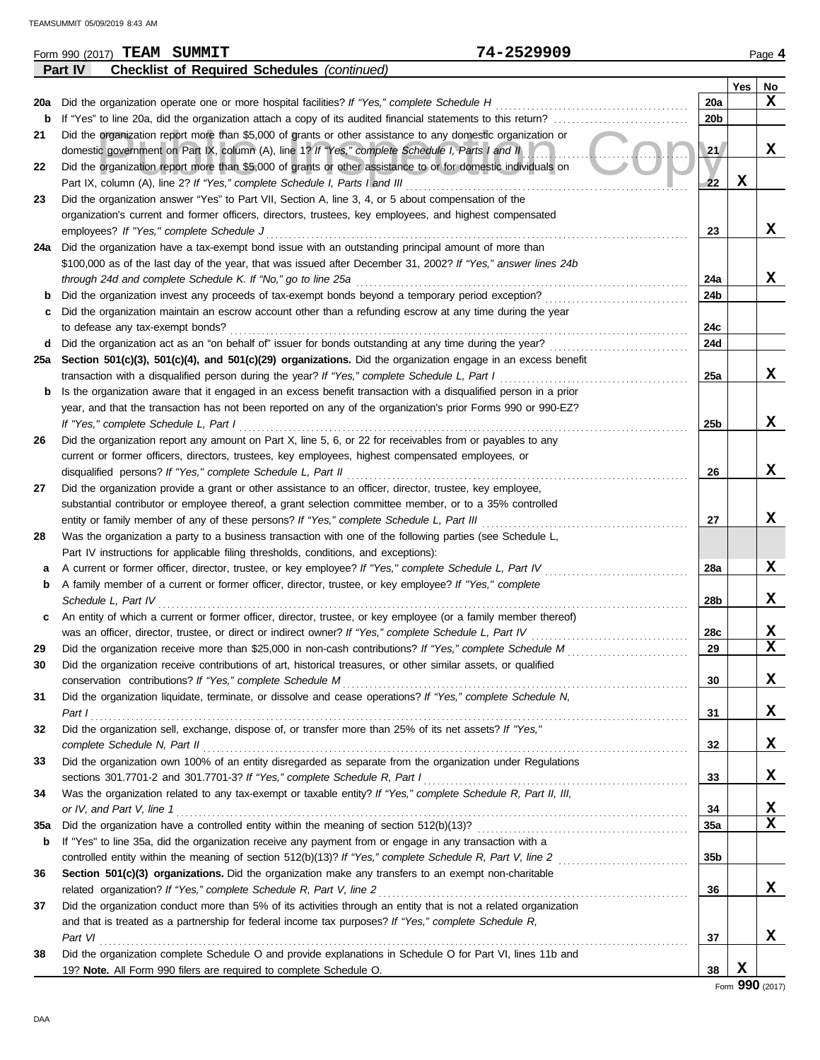Form 990 (2017) **TEAM SUMMIT** 74-2529909 Page 4

**Part IV Checklist of Required Schedules** *(continued)*

| | | | Yes | No |
|---|---|---|---|---|
| 20a | Did the organization operate one or more hospital facilities? *If "Yes," complete Schedule H* | 20a | | X |
| b | If "Yes" to line 20a, did the organization attach a copy of its audited financial statements to this return? | 20b | | |
| 21 | Did the organization report more than $5,000 of grants or other assistance to any domestic organization or domestic government on Part IX, column (A), line 1? *If "Yes," complete Schedule I, Parts I and II* | 21 | | X |
| 22 | Did the organization report more than $5,000 of grants or other assistance to or for domestic individuals on Part IX, column (A), line 2? *If "Yes," complete Schedule I, Parts I and III* | 22 | X | |
| 23 | Did the organization answer "Yes" to Part VII, Section A, line 3, 4, or 5 about compensation of the organization's current and former officers, directors, trustees, key employees, and highest compensated employees? *If "Yes," complete Schedule J* | 23 | | X |
| 24a | Did the organization have a tax-exempt bond issue with an outstanding principal amount of more than $100,000 as of the last day of the year, that was issued after December 31, 2002? *If "Yes," answer lines 24b through 24d and complete Schedule K. If "No," go to line 25a* | 24a | | X |
| b | Did the organization invest any proceeds of tax-exempt bonds beyond a temporary period exception? | 24b | | |
| c | Did the organization maintain an escrow account other than a refunding escrow at any time during the year to defease any tax-exempt bonds? | 24c | | |
| d | Did the organization act as an "on behalf of" issuer for bonds outstanding at any time during the year? | 24d | | |
| 25a | **Section 501(c)(3), 501(c)(4), and 501(c)(29) organizations.** Did the organization engage in an excess benefit transaction with a disqualified person during the year? *If "Yes," complete Schedule L, Part I* | 25a | | X |
| b | Is the organization aware that it engaged in an excess benefit transaction with a disqualified person in a prior year, and that the transaction has not been reported on any of the organization's prior Forms 990 or 990-EZ? *If "Yes," complete Schedule L, Part I* | 25b | | X |
| 26 | Did the organization report any amount on Part X, line 5, 6, or 22 for receivables from or payables to any current or former officers, directors, trustees, key employees, highest compensated employees, or disqualified persons? *If "Yes," complete Schedule L, Part II* | 26 | | X |
| 27 | Did the organization provide a grant or other assistance to an officer, director, trustee, key employee, substantial contributor or employee thereof, a grant selection committee member, or to a 35% controlled entity or family member of any of these persons? *If "Yes," complete Schedule L, Part III* | 27 | | X |
| 28 | Was the organization a party to a business transaction with one of the following parties (see Schedule L, Part IV instructions for applicable filing thresholds, conditions, and exceptions): | | | |
| a | A current or former officer, director, trustee, or key employee? *If "Yes," complete Schedule L, Part IV* | 28a | | X |
| b | A family member of a current or former officer, director, trustee, or key employee? *If "Yes," complete Schedule L, Part IV* | 28b | | X |
| c | An entity of which a current or former officer, director, trustee, or key employee (or a family member thereof) was an officer, director, trustee, or direct or indirect owner? *If "Yes," complete Schedule L, Part IV* | 28c | | X |
| 29 | Did the organization receive more than $25,000 in non-cash contributions? *If "Yes," complete Schedule M* | 29 | | X |
| 30 | Did the organization receive contributions of art, historical treasures, or other similar assets, or qualified conservation contributions? *If "Yes," complete Schedule M* | 30 | | X |
| 31 | Did the organization liquidate, terminate, or dissolve and cease operations? *If "Yes," complete Schedule N, Part I* | 31 | | X |
| 32 | Did the organization sell, exchange, dispose of, or transfer more than 25% of its net assets? *If "Yes," complete Schedule N, Part II* | 32 | | X |
| 33 | Did the organization own 100% of an entity disregarded as separate from the organization under Regulations sections 301.7701-2 and 301.7701-3? *If "Yes," complete Schedule R, Part I* | 33 | | X |
| 34 | Was the organization related to any tax-exempt or taxable entity? *If "Yes," complete Schedule R, Part II, III, or IV, and Part V, line 1* | 34 | | X |
| 35a | Did the organization have a controlled entity within the meaning of section 512(b)(13)? | 35a | | X |
| b | If "Yes" to line 35a, did the organization receive any payment from or engage in any transaction with a controlled entity within the meaning of section 512(b)(13)? *If "Yes," complete Schedule R, Part V, line 2* | 35b | | |
| 36 | **Section 501(c)(3) organizations.** Did the organization make any transfers to an exempt non-charitable related organization? *If "Yes," complete Schedule R, Part V, line 2* | 36 | | X |
| 37 | Did the organization conduct more than 5% of its activities through an entity that is not a related organization and that is treated as a partnership for federal income tax purposes? *If "Yes," complete Schedule R, Part VI* | 37 | | X |
| 38 | Did the organization complete Schedule O and provide explanations in Schedule O for Part VI, lines 11b and 19? **Note.** All Form 990 filers are required to complete Schedule O. | 38 | X | |

Form **990** (2017)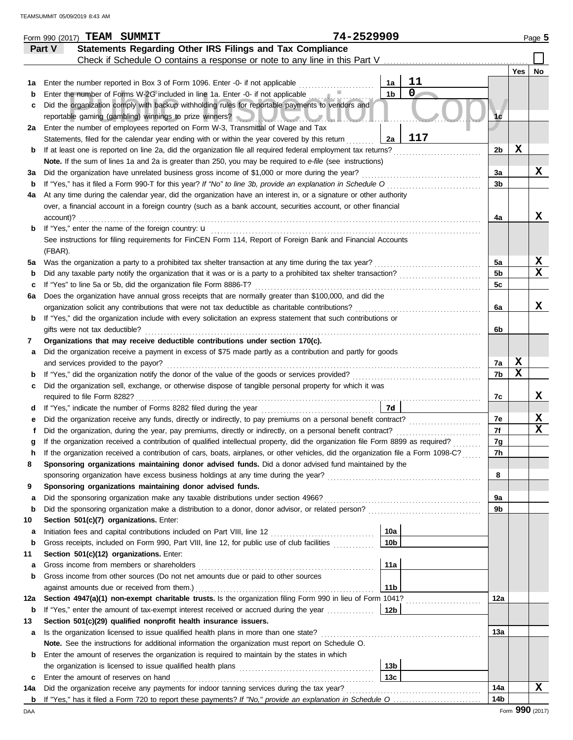Form 990 (2017) **TEAM SUMMIT** **74-2529909** Page 5

## Part V Statements Regarding Other IRS Filings and Tax Compliance

Check if Schedule O contains a response or note to any line in this Part V ☐

| | | | | | Yes | No |
|---|---|---|---|---|---|---|
| **1a** | Enter the number reported in Box 3 of Form 1096. Enter -0- if not applicable | 1a | 11 | | | |
| **b** | Enter the number of Forms W-2G included in line 1a. Enter -0- if not applicable | 1b | 0 | | | |
| **c** | Did the organization comply with backup withholding rules for reportable payments to vendors and reportable gaming (gambling) winnings to prize winners? | | | 1c | | |
| **2a** | Enter the number of employees reported on Form W-3, Transmittal of Wage and Tax Statements, filed for the calendar year ending with or within the year covered by this return | 2a | 117 | | | |
| **b** | If at least one is reported on line 2a, did the organization file all required federal employment tax returns? | | | 2b | X | |
| | **Note.** If the sum of lines 1a and 2a is greater than 250, you may be required to *e-file* (see instructions) | | | | | |
| **3a** | Did the organization have unrelated business gross income of $1,000 or more during the year? | | | 3a | | X |
| **b** | If "Yes," has it filed a Form 990-T for this year? *If "No" to line 3b, provide an explanation in Schedule O* | | | 3b | | |
| **4a** | At any time during the calendar year, did the organization have an interest in, or a signature or other authority over, a financial account in a foreign country (such as a bank account, securities account, or other financial account)? | | | 4a | | X |
| **b** | If "Yes," enter the name of the foreign country: u | | | | | |
| | See instructions for filing requirements for FinCEN Form 114, Report of Foreign Bank and Financial Accounts (FBAR). | | | | | |
| **5a** | Was the organization a party to a prohibited tax shelter transaction at any time during the tax year? | | | 5a | | X |
| **b** | Did any taxable party notify the organization that it was or is a party to a prohibited tax shelter transaction? | | | 5b | | X |
| **c** | If "Yes" to line 5a or 5b, did the organization file Form 8886-T? | | | 5c | | |
| **6a** | Does the organization have annual gross receipts that are normally greater than $100,000, and did the organization solicit any contributions that were not tax deductible as charitable contributions? | | | 6a | | X |
| **b** | If "Yes," did the organization include with every solicitation an express statement that such contributions or gifts were not tax deductible? | | | 6b | | |
| **7** | **Organizations that may receive deductible contributions under section 170(c).** | | | | | |
| **a** | Did the organization receive a payment in excess of $75 made partly as a contribution and partly for goods and services provided to the payor? | | | 7a | X | |
| **b** | If "Yes," did the organization notify the donor of the value of the goods or services provided? | | | 7b | X | |
| **c** | Did the organization sell, exchange, or otherwise dispose of tangible personal property for which it was required to file Form 8282? | | | 7c | | X |
| **d** | If "Yes," indicate the number of Forms 8282 filed during the year | 7d | | | | |
| **e** | Did the organization receive any funds, directly or indirectly, to pay premiums on a personal benefit contract? | | | 7e | | X |
| **f** | Did the organization, during the year, pay premiums, directly or indirectly, on a personal benefit contract? | | | 7f | | X |
| **g** | If the organization received a contribution of qualified intellectual property, did the organization file Form 8899 as required? | | | 7g | | |
| **h** | If the organization received a contribution of cars, boats, airplanes, or other vehicles, did the organization file a Form 1098-C? | | | 7h | | |
| **8** | **Sponsoring organizations maintaining donor advised funds.** Did a donor advised fund maintained by the sponsoring organization have excess business holdings at any time during the year? | | | 8 | | |
| **9** | **Sponsoring organizations maintaining donor advised funds.** | | | | | |
| **a** | Did the sponsoring organization make any taxable distributions under section 4966? | | | 9a | | |
| **b** | Did the sponsoring organization make a distribution to a donor, donor advisor, or related person? | | | 9b | | |
| **10** | **Section 501(c)(7) organizations.** Enter: | | | | | |
| **a** | Initiation fees and capital contributions included on Part VIII, line 12 | 10a | | | | |
| **b** | Gross receipts, included on Form 990, Part VIII, line 12, for public use of club facilities | 10b | | | | |
| **11** | **Section 501(c)(12) organizations.** Enter: | | | | | |
| **a** | Gross income from members or shareholders | 11a | | | | |
| **b** | Gross income from other sources (Do not net amounts due or paid to other sources against amounts due or received from them.) | 11b | | | | |
| **12a** | **Section 4947(a)(1) non-exempt charitable trusts.** Is the organization filing Form 990 in lieu of Form 1041? | | | 12a | | |
| **b** | If "Yes," enter the amount of tax-exempt interest received or accrued during the year | 12b | | | | |
| **13** | **Section 501(c)(29) qualified nonprofit health insurance issuers.** | | | | | |
| **a** | Is the organization licensed to issue qualified health plans in more than one state? | | | 13a | | |
| | **Note.** See the instructions for additional information the organization must report on Schedule O. | | | | | |
| **b** | Enter the amount of reserves the organization is required to maintain by the states in which the organization is licensed to issue qualified health plans | 13b | | | | |
| **c** | Enter the amount of reserves on hand | 13c | | | | |
| **14a** | Did the organization receive any payments for indoor tanning services during the tax year? | | | 14a | | X |
| **b** | If "Yes," has it filed a Form 720 to report these payments? *If "No," provide an explanation in Schedule O* | | | 14b | | |

DAA Form **990** (2017)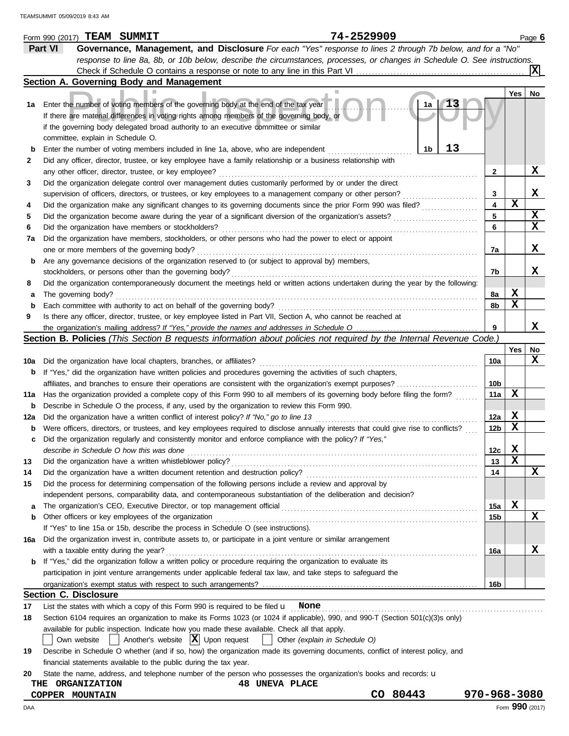Form 990 (2017) **TEAM SUMMIT** 74-2529909 Page **6**

## Part VI Governance, Management, and Disclosure

*For each "Yes" response to lines 2 through 7b below, and for a "No" response to line 8a, 8b, or 10b below, describe the circumstances, processes, or changes in Schedule O. See instructions.*

Check if Schedule O contains a response or note to any line in this Part VI ..... [X]

### Section A. Governing Body and Management

| | | | Yes | No |
|---|---|---|---|---|
| **1a** | Enter the number of voting members of the governing body at the end of the tax year ..... **1a** 13<br>If there are material differences in voting rights among members of the governing body, or if the governing body delegated broad authority to an executive committee or similar committee, explain in Schedule O. | | | |
| **b** | Enter the number of voting members included in line 1a, above, who are independent ..... **1b** 13 | | | |
| **2** | Did any officer, director, trustee, or key employee have a family relationship or a business relationship with any other officer, director, trustee, or key employee? | 2 | | X |
| **3** | Did the organization delegate control over management duties customarily performed by or under the direct supervision of officers, directors, or trustees, or key employees to a management company or other person? | 3 | | X |
| **4** | Did the organization make any significant changes to its governing documents since the prior Form 990 was filed? | 4 | X | |
| **5** | Did the organization become aware during the year of a significant diversion of the organization's assets? | 5 | | X |
| **6** | Did the organization have members or stockholders? | 6 | | X |
| **7a** | Did the organization have members, stockholders, or other persons who had the power to elect or appoint one or more members of the governing body? | 7a | | X |
| **b** | Are any governance decisions of the organization reserved to (or subject to approval by) members, stockholders, or persons other than the governing body? | 7b | | X |
| **8** | Did the organization contemporaneously document the meetings held or written actions undertaken during the year by the following: | | | |
| **a** | The governing body? | 8a | X | |
| **b** | Each committee with authority to act on behalf of the governing body? | 8b | X | |
| **9** | Is there any officer, director, trustee, or key employee listed in Part VII, Section A, who cannot be reached at the organization's mailing address? *If "Yes," provide the names and addresses in Schedule O* | 9 | | X |

### Section B. Policies *(This Section B requests information about policies not required by the Internal Revenue Code.)*

| | | | Yes | No |
|---|---|---|---|---|
| **10a** | Did the organization have local chapters, branches, or affiliates? | 10a | | X |
| **b** | If "Yes," did the organization have written policies and procedures governing the activities of such chapters, affiliates, and branches to ensure their operations are consistent with the organization's exempt purposes? | 10b | | |
| **11a** | Has the organization provided a complete copy of this Form 990 to all members of its governing body before filing the form? | 11a | X | |
| **b** | Describe in Schedule O the process, if any, used by the organization to review this Form 990. | | | |
| **12a** | Did the organization have a written conflict of interest policy? *If "No," go to line 13* | 12a | X | |
| **b** | Were officers, directors, or trustees, and key employees required to disclose annually interests that could give rise to conflicts? | 12b | X | |
| **c** | Did the organization regularly and consistently monitor and enforce compliance with the policy? *If "Yes," describe in Schedule O how this was done* | 12c | X | |
| **13** | Did the organization have a written whistleblower policy? | 13 | X | |
| **14** | Did the organization have a written document retention and destruction policy? | 14 | | X |
| **15** | Did the process for determining compensation of the following persons include a review and approval by independent persons, comparability data, and contemporaneous substantiation of the deliberation and decision? | | | |
| **a** | The organization's CEO, Executive Director, or top management official | 15a | X | |
| **b** | Other officers or key employees of the organization<br>If "Yes" to line 15a or 15b, describe the process in Schedule O (see instructions). | 15b | | X |
| **16a** | Did the organization invest in, contribute assets to, or participate in a joint venture or similar arrangement with a taxable entity during the year? | 16a | | X |
| **b** | If "Yes," did the organization follow a written policy or procedure requiring the organization to evaluate its participation in joint venture arrangements under applicable federal tax law, and take steps to safeguard the organization's exempt status with respect to such arrangements? | 16b | | |

### Section C. Disclosure

**17** List the states with which a copy of this Form 990 is required to be filed **None**

**18** Section 6104 requires an organization to make its Forms 1023 (or 1024 if applicable), 990, and 990-T (Section 501(c)(3)s only) available for public inspection. Indicate how you made these available. Check all that apply.

[ ] Own website  [ ] Another's website  [X] Upon request  [ ] Other *(explain in Schedule O)*

**19** Describe in Schedule O whether (and if so, how) the organization made its governing documents, conflict of interest policy, and financial statements available to the public during the tax year.

**20** State the name, address, and telephone number of the person who possesses the organization's books and records:

THE ORGANIZATION 48 UNEVA PLACE
COPPER MOUNTAIN CO 80443 970-968-3080

Form **990** (2017)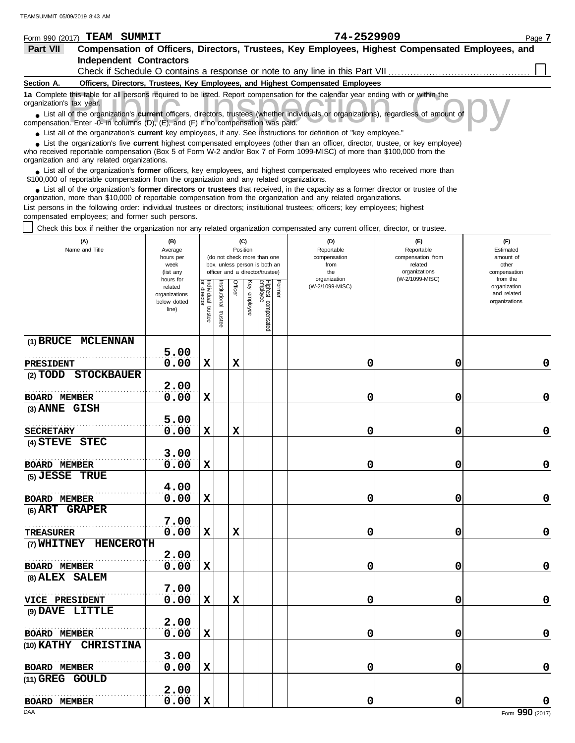Form 990 (2017) **TEAM SUMMIT** **74-2529909** Page **7**

**Part VII Compensation of Officers, Directors, Trustees, Key Employees, Highest Compensated Employees, and Independent Contractors**

Check if Schedule O contains a response or note to any line in this Part VII ☐

**Section A. Officers, Directors, Trustees, Key Employees, and Highest Compensated Employees**

**1a** Complete this table for all persons required to be listed. Report compensation for the calendar year ending with or within the organization's tax year.

- List all of the organization's **current** officers, directors, trustees (whether individuals or organizations), regardless of amount of compensation. Enter -0- in columns (D), (E), and (F) if no compensation was paid.
- List all of the organization's **current** key employees, if any. See instructions for definition of "key employee."
- List the organization's five **current** highest compensated employees (other than an officer, director, trustee, or key employee) who received reportable compensation (Box 5 of Form W-2 and/or Box 7 of Form 1099-MISC) of more than $100,000 from the organization and any related organizations.
- List all of the organization's **former** officers, key employees, and highest compensated employees who received more than $100,000 of reportable compensation from the organization and any related organizations.
- List all of the organization's **former directors or trustees** that received, in the capacity as a former director or trustee of the organization, more than $10,000 of reportable compensation from the organization and any related organizations.

List persons in the following order: individual trustees or directors; institutional trustees; officers; key employees; highest compensated employees; and former such persons.

☐ Check this box if neither the organization nor any related organization compensated any current officer, director, or trustee.

| (A) Name and Title | (B) Average hours per week (list any hours for related organizations below dotted line) | (C) Position (do not check more than one box, unless person is both an officer and a director/trustee): Individual trustee or director | Institutional trustee | Officer | Key employee | Highest compensated employee | Former | (D) Reportable compensation from the organization (W-2/1099-MISC) | (E) Reportable compensation from related organizations (W-2/1099-MISC) | (F) Estimated amount of other compensation from the organization and related organizations |
|---|---|---|---|---|---|---|---|---|---|---|
| (1) BRUCE MCLENNAN<br>PRESIDENT | 5.00<br>0.00 | X | | X | | | | 0 | 0 | 0 |
| (2) TODD STOCKBAUER<br>BOARD MEMBER | 2.00<br>0.00 | X | | | | | | 0 | 0 | 0 |
| (3) ANNE GISH<br>SECRETARY | 5.00<br>0.00 | X | | X | | | | 0 | 0 | 0 |
| (4) STEVE STEC<br>BOARD MEMBER | 3.00<br>0.00 | X | | | | | | 0 | 0 | 0 |
| (5) JESSE TRUE<br>BOARD MEMBER | 4.00<br>0.00 | X | | | | | | 0 | 0 | 0 |
| (6) ART GRAPER<br>TREASURER | 7.00<br>0.00 | X | | X | | | | 0 | 0 | 0 |
| (7) WHITNEY HENCEROTH<br>BOARD MEMBER | 2.00<br>0.00 | X | | | | | | 0 | 0 | 0 |
| (8) ALEX SALEM<br>VICE PRESIDENT | 7.00<br>0.00 | X | | X | | | | 0 | 0 | 0 |
| (9) DAVE LITTLE<br>BOARD MEMBER | 2.00<br>0.00 | X | | | | | | 0 | 0 | 0 |
| (10) KATHY CHRISTINA<br>BOARD MEMBER | 3.00<br>0.00 | X | | | | | | 0 | 0 | 0 |
| (11) GREG GOULD<br>BOARD MEMBER | 2.00<br>0.00 | X | | | | | | 0 | 0 | 0 |

Form **990** (2017)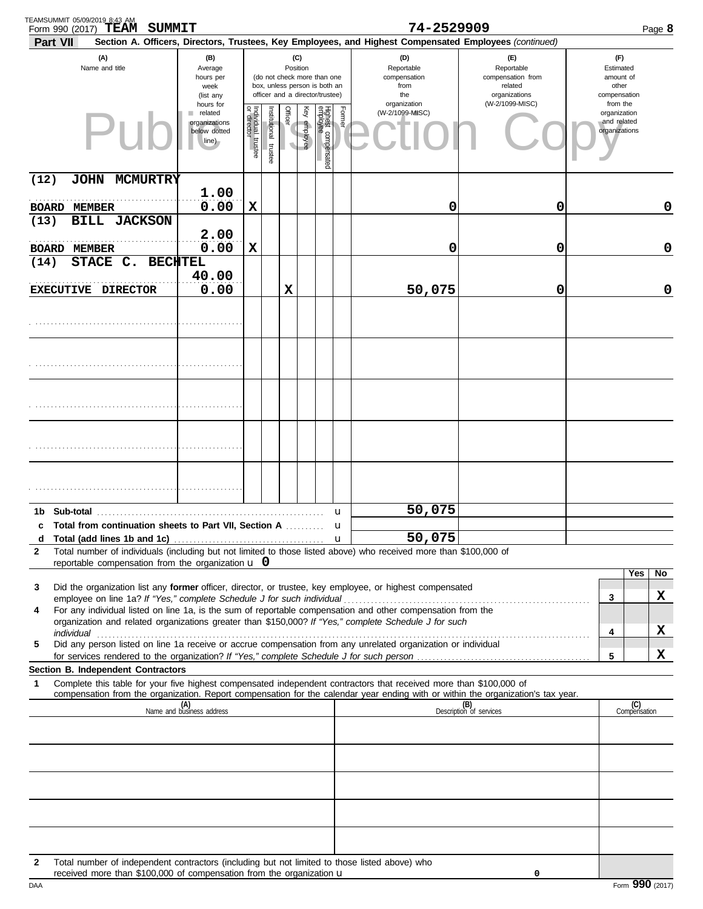Form 990 (2017) **TEAM SUMMIT** 74-2529909

**Part VII** **Section A. Officers, Directors, Trustees, Key Employees, and Highest Compensated Employees** *(continued)*

| (A) Name and title | (B) Average hours per week (list any hours for related organizations below dotted line) | (C) Position: Individual trustee or director | Institutional trustee | Officer | Key employee | Highest compensated employee | Former | (D) Reportable compensation from the organization (W-2/1099-MISC) | (E) Reportable compensation from related organizations (W-2/1099-MISC) | (F) Estimated amount of other compensation from the organization and related organizations |
|---|---|---|---|---|---|---|---|---|---|---|
| (12) JOHN MCMURTRY<br>BOARD MEMBER | 1.00<br>0.00 | X | | | | | | 0 | 0 | 0 |
| (13) BILL JACKSON<br>BOARD MEMBER | 2.00<br>0.00 | X | | | | | | 0 | 0 | 0 |
| (14) STACE C. BECHTEL<br>EXECUTIVE DIRECTOR | 40.00<br>0.00 | | | X | | | | 50,075 | 0 | 0 |
| | | | | | | | | | | |
| | | | | | | | | | | |
| | | | | | | | | | | |
| | | | | | | | | | | |
| | | | | | | | | | | |

**1b Sub-total** ..... u 50,075

**c Total from continuation sheets to Part VII, Section A** ..... u

**d Total (add lines 1b and 1c)** ..... u 50,075

**2** Total number of individuals (including but not limited to those listed above) who received more than $100,000 of reportable compensation from the organization u 0

| | | Yes | No |
|---|---|---|---|
| **3** Did the organization list any **former** officer, director, or trustee, key employee, or highest compensated employee on line 1a? *If "Yes," complete Schedule J for such individual* | 3 | | X |
| **4** For any individual listed on line 1a, is the sum of reportable compensation and other compensation from the organization and related organizations greater than $150,000? *If "Yes," complete Schedule J for such individual* | 4 | | X |
| **5** Did any person listed on line 1a receive or accrue compensation from any unrelated organization or individual for services rendered to the organization? *If "Yes," complete Schedule J for such person* | 5 | | X |

**Section B. Independent Contractors**

**1** Complete this table for your five highest compensated independent contractors that received more than $100,000 of compensation from the organization. Report compensation for the calendar year ending with or within the organization's tax year.

| (A) Name and business address | (B) Description of services | (C) Compensation |
|---|---|---|
| | | |
| | | |
| | | |
| | | |
| | | |

**2** Total number of independent contractors (including but not limited to those listed above) who received more than $100,000 of compensation from the organization u 0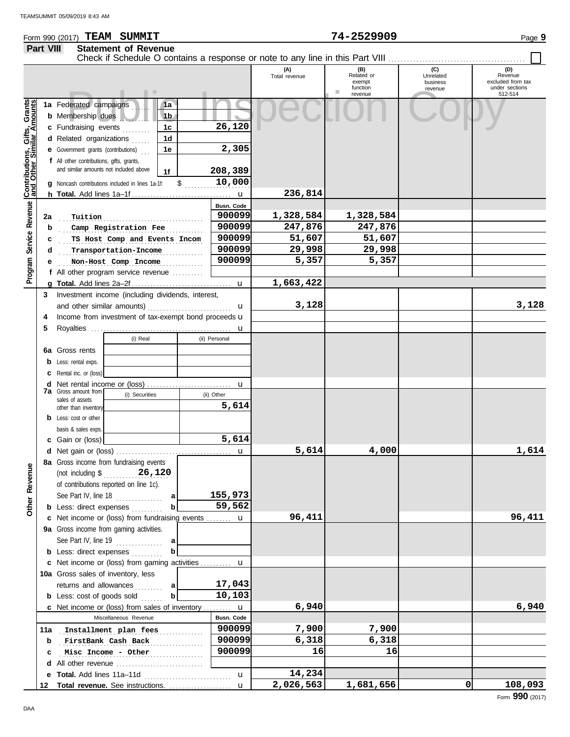Form 990 (2017) **TEAM SUMMIT** 74-2529909

**Part VIII Statement of Revenue**

Check if Schedule O contains a response or note to any line in this Part VIII ☐

| | | | (A) Total revenue | (B) Related or exempt function revenue | (C) Unrelated business revenue | (D) Revenue excluded from tax under sections 512-514 |
|---|---|---|---|---|---|---|
| **Contributions, Gifts, Grants and Other Similar Amounts** | 1a Federated campaigns | 1a | | | | |
| | b Membership dues | 1b | | | | |
| | c Fundraising events | 1c 26,120 | | | | |
| | d Related organizations | 1d | | | | |
| | e Government grants (contributions) | 1e 2,305 | | | | |
| | f All other contributions, gifts, grants, and similar amounts not included above | 1f 208,389 | | | | |
| | g Noncash contributions included in lines 1a-1f: $ 10,000 | | | | | |
| | h **Total.** Add lines 1a–1f | | 236,814 | | | |
| **Program Service Revenue** | | Busn. Code | | | | |
| | 2a Tuition | 900099 | 1,328,584 | 1,328,584 | | |
| | b Camp Registration Fee | 900099 | 247,876 | 247,876 | | |
| | c TS Host Comp and Events Incom | 900099 | 51,607 | 51,607 | | |
| | d Transportation-Income | 900099 | 29,998 | 29,998 | | |
| | e Non-Host Comp Income | 900099 | 5,357 | 5,357 | | |
| | f All other program service revenue | | | | | |
| | g **Total.** Add lines 2a–2f | | 1,663,422 | | | |
| **Other Revenue** | 3 Investment income (including dividends, interest, and other similar amounts) | | 3,128 | | | 3,128 |
| | 4 Income from investment of tax-exempt bond proceeds | | | | | |
| | 5 Royalties | | | | | |
| | | (i) Real / (ii) Personal | | | | |
| | 6a Gross rents | | | | | |
| | b Less: rental exps. | | | | | |
| | c Rental inc. or (loss) | | | | | |
| | d Net rental income or (loss) | | | | | |
| | 7a Gross amount from sales of assets other than inventory | (i) Securities: / (ii) Other: 5,614 | | | | |
| | b Less: cost or other basis & sales exps. | | | | | |
| | c Gain or (loss) | (ii) Other: 5,614 | | | | |
| | d Net gain or (loss) | | 5,614 | 4,000 | | 1,614 |
| | 8a Gross income from fundraising events (not including $ 26,120 of contributions reported on line 1c). See Part IV, line 18 | a 155,973 | | | | |
| | b Less: direct expenses | b 59,562 | | | | |
| | c Net income or (loss) from fundraising events | | 96,411 | | | 96,411 |
| | 9a Gross income from gaming activities. See Part IV, line 19 | a | | | | |
| | b Less: direct expenses | b | | | | |
| | c Net income or (loss) from gaming activities | | | | | |
| | 10a Gross sales of inventory, less returns and allowances | a 17,043 | | | | |
| | b Less: cost of goods sold | b 10,103 | | | | |
| | c Net income or (loss) from sales of inventory | | 6,940 | | | 6,940 |
| | Miscellaneous Revenue | Busn. Code | | | | |
| | 11a Installment plan fees | 900099 | 7,900 | 7,900 | | |
| | b FirstBank Cash Back | 900099 | 6,318 | 6,318 | | |
| | c Misc Income - Other | 900099 | 16 | 16 | | |
| | d All other revenue | | | | | |
| | e **Total.** Add lines 11a–11d | | 14,234 | | | |
| | 12 **Total revenue.** See instructions. | | 2,026,563 | 1,681,656 | 0 | 108,093 |

Form **990** (2017)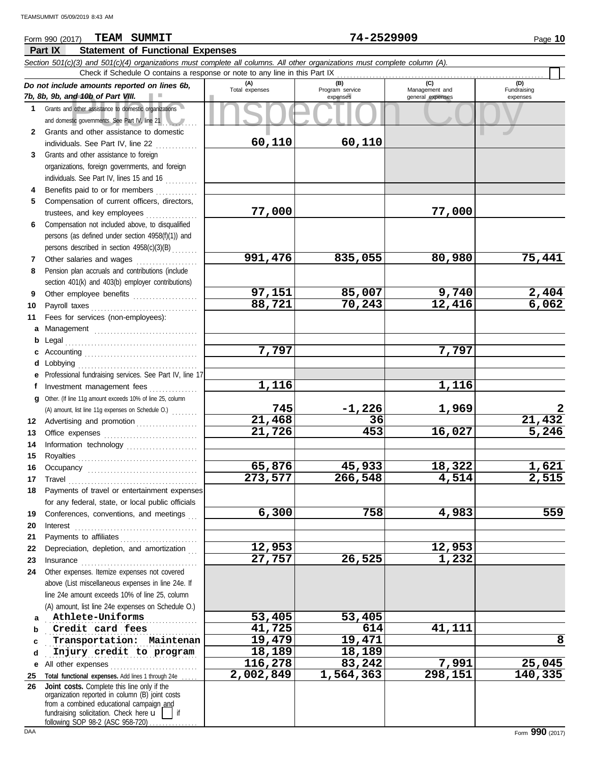Form 990 (2017) **TEAM SUMMIT** **74-2529909** Page **10**

## Part IX Statement of Functional Expenses

*Section 501(c)(3) and 501(c)(4) organizations must complete all columns. All other organizations must complete column (A).*

Check if Schedule O contains a response or note to any line in this Part IX ☐

| *Do not include amounts reported on lines 6b, 7b, 8b, 9b, and 10b of Part VIII.* | (A) Total expenses | (B) Program service expenses | (C) Management and general expenses | (D) Fundraising expenses |
|---|---|---|---|---|
| **1** Grants and other assistance to domestic organizations and domestic governments. See Part IV, line 21 | | | | |
| **2** Grants and other assistance to domestic individuals. See Part IV, line 22 | 60,110 | 60,110 | | |
| **3** Grants and other assistance to foreign organizations, foreign governments, and foreign individuals. See Part IV, lines 15 and 16 | | | | |
| **4** Benefits paid to or for members | | | | |
| **5** Compensation of current officers, directors, trustees, and key employees | 77,000 | | 77,000 | |
| **6** Compensation not included above, to disqualified persons (as defined under section 4958(f)(1)) and persons described in section 4958(c)(3)(B) | | | | |
| **7** Other salaries and wages | 991,476 | 835,055 | 80,980 | 75,441 |
| **8** Pension plan accruals and contributions (include section 401(k) and 403(b) employer contributions) | | | | |
| **9** Other employee benefits | 97,151 | 85,007 | 9,740 | 2,404 |
| **10** Payroll taxes | 88,721 | 70,243 | 12,416 | 6,062 |
| **11** Fees for services (non-employees): | | | | |
| **a** Management | | | | |
| **b** Legal | | | | |
| **c** Accounting | 7,797 | | 7,797 | |
| **d** Lobbying | | | | |
| **e** Professional fundraising services. See Part IV, line 17 | | | | |
| **f** Investment management fees | 1,116 | | 1,116 | |
| **g** Other. (If line 11g amount exceeds 10% of line 25, column (A) amount, list line 11g expenses on Schedule O.) | 745 | -1,226 | 1,969 | 2 |
| **12** Advertising and promotion | 21,468 | 36 | | 21,432 |
| **13** Office expenses | 21,726 | 453 | 16,027 | 5,246 |
| **14** Information technology | | | | |
| **15** Royalties | | | | |
| **16** Occupancy | 65,876 | 45,933 | 18,322 | 1,621 |
| **17** Travel | 273,577 | 266,548 | 4,514 | 2,515 |
| **18** Payments of travel or entertainment expenses for any federal, state, or local public officials | | | | |
| **19** Conferences, conventions, and meetings | 6,300 | 758 | 4,983 | 559 |
| **20** Interest | | | | |
| **21** Payments to affiliates | | | | |
| **22** Depreciation, depletion, and amortization | 12,953 | | 12,953 | |
| **23** Insurance | 27,757 | 26,525 | 1,232 | |
| **24** Other expenses. Itemize expenses not covered above (List miscellaneous expenses in line 24e. If line 24e amount exceeds 10% of line 25, column (A) amount, list line 24e expenses on Schedule O.) | | | | |
| **a** Athlete-Uniforms | 53,405 | 53,405 | | |
| **b** Credit card fees | 41,725 | 614 | 41,111 | |
| **c** Transportation: Maintenan | 19,479 | 19,471 | | 8 |
| **d** Injury credit to program | 18,189 | 18,189 | | |
| **e** All other expenses | 116,278 | 83,242 | 7,991 | 25,045 |
| **25 Total functional expenses.** Add lines 1 through 24e | 2,002,849 | 1,564,363 | 298,151 | 140,335 |
| **26 Joint costs.** Complete this line only if the organization reported in column (B) joint costs from a combined educational campaign and fundraising solicitation. Check here ☐ if following SOP 98-2 (ASC 958-720) | | | | |

Form **990** (2017)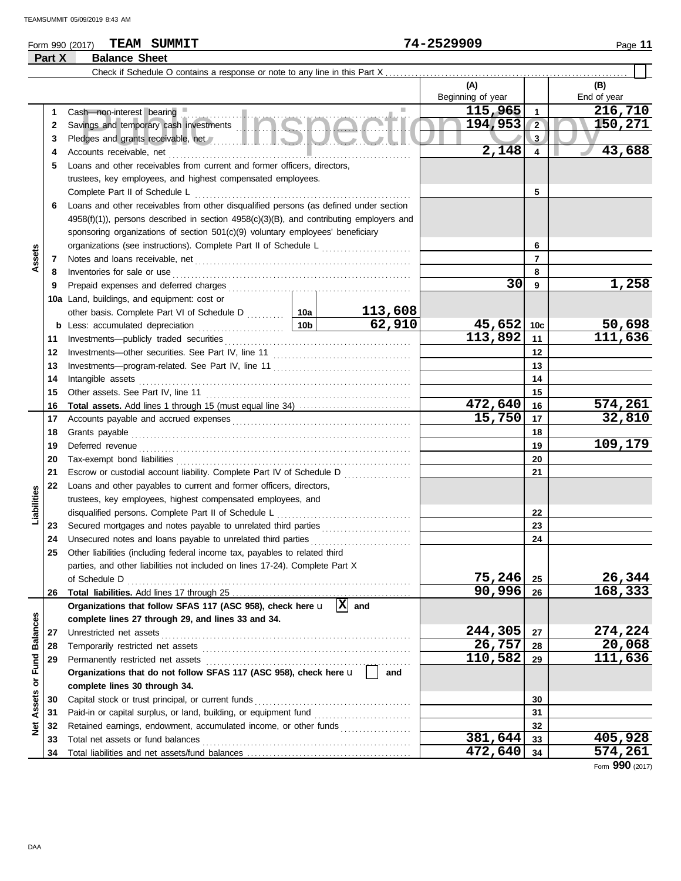Form 990 (2017) **TEAM SUMMIT** **74-2529909**

## Part X Balance Sheet

Check if Schedule O contains a response or note to any line in this Part X . . . . . . . . ☐

| | | | | | (A) Beginning of year | | (B) End of year |
|---|---|---|---|---|---|---|---|
| **Assets** | 1 | Cash—non-interest bearing | | | 115,965 | 1 | 216,710 |
| | 2 | Savings and temporary cash investments | | | 194,953 | 2 | 150,271 |
| | 3 | Pledges and grants receivable, net | | | | 3 | |
| | 4 | Accounts receivable, net | | | 2,148 | 4 | 43,688 |
| | 5 | Loans and other receivables from current and former officers, directors, trustees, key employees, and highest compensated employees. Complete Part II of Schedule L | | | | 5 | |
| | 6 | Loans and other receivables from other disqualified persons (as defined under section 4958(f)(1)), persons described in section 4958(c)(3)(B), and contributing employers and sponsoring organizations of section 501(c)(9) voluntary employees' beneficiary organizations (see instructions). Complete Part II of Schedule L | | | | 6 | |
| | 7 | Notes and loans receivable, net | | | | 7 | |
| | 8 | Inventories for sale or use | | | | 8 | |
| | 9 | Prepaid expenses and deferred charges | | | 30 | 9 | 1,258 |
| | 10a | Land, buildings, and equipment: cost or other basis. Complete Part VI of Schedule D | 10a | 113,608 | | | |
| | b | Less: accumulated depreciation | 10b | 62,910 | 45,652 | 10c | 50,698 |
| | 11 | Investments—publicly traded securities | | | 113,892 | 11 | 111,636 |
| | 12 | Investments—other securities. See Part IV, line 11 | | | | 12 | |
| | 13 | Investments—program-related. See Part IV, line 11 | | | | 13 | |
| | 14 | Intangible assets | | | | 14 | |
| | 15 | Other assets. See Part IV, line 11 | | | | 15 | |
| | 16 | **Total assets.** Add lines 1 through 15 (must equal line 34) | | | 472,640 | 16 | 574,261 |
| **Liabilities** | 17 | Accounts payable and accrued expenses | | | 15,750 | 17 | 32,810 |
| | 18 | Grants payable | | | | 18 | |
| | 19 | Deferred revenue | | | | 19 | 109,179 |
| | 20 | Tax-exempt bond liabilities | | | | 20 | |
| | 21 | Escrow or custodial account liability. Complete Part IV of Schedule D | | | | 21 | |
| | 22 | Loans and other payables to current and former officers, directors, trustees, key employees, highest compensated employees, and disqualified persons. Complete Part II of Schedule L | | | | 22 | |
| | 23 | Secured mortgages and notes payable to unrelated third parties | | | | 23 | |
| | 24 | Unsecured notes and loans payable to unrelated third parties | | | | 24 | |
| | 25 | Other liabilities (including federal income tax, payables to related third parties, and other liabilities not included on lines 17-24). Complete Part X of Schedule D | | | 75,246 | 25 | 26,344 |
| | 26 | **Total liabilities.** Add lines 17 through 25 | | | 90,996 | 26 | 168,333 |
| **Net Assets or Fund Balances** | | **Organizations that follow SFAS 117 (ASC 958), check here** ☒ **and complete lines 27 through 29, and lines 33 and 34.** | | | | | |
| | 27 | Unrestricted net assets | | | 244,305 | 27 | 274,224 |
| | 28 | Temporarily restricted net assets | | | 26,757 | 28 | 20,068 |
| | 29 | Permanently restricted net assets | | | 110,582 | 29 | 111,636 |
| | | **Organizations that do not follow SFAS 117 (ASC 958), check here** ☐ **and complete lines 30 through 34.** | | | | | |
| | 30 | Capital stock or trust principal, or current funds | | | | 30 | |
| | 31 | Paid-in or capital surplus, or land, building, or equipment fund | | | | 31 | |
| | 32 | Retained earnings, endowment, accumulated income, or other funds | | | | 32 | |
| | 33 | Total net assets or fund balances | | | 381,644 | 33 | 405,928 |
| | 34 | Total liabilities and net assets/fund balances | | | 472,640 | 34 | 574,261 |

Form **990** (2017)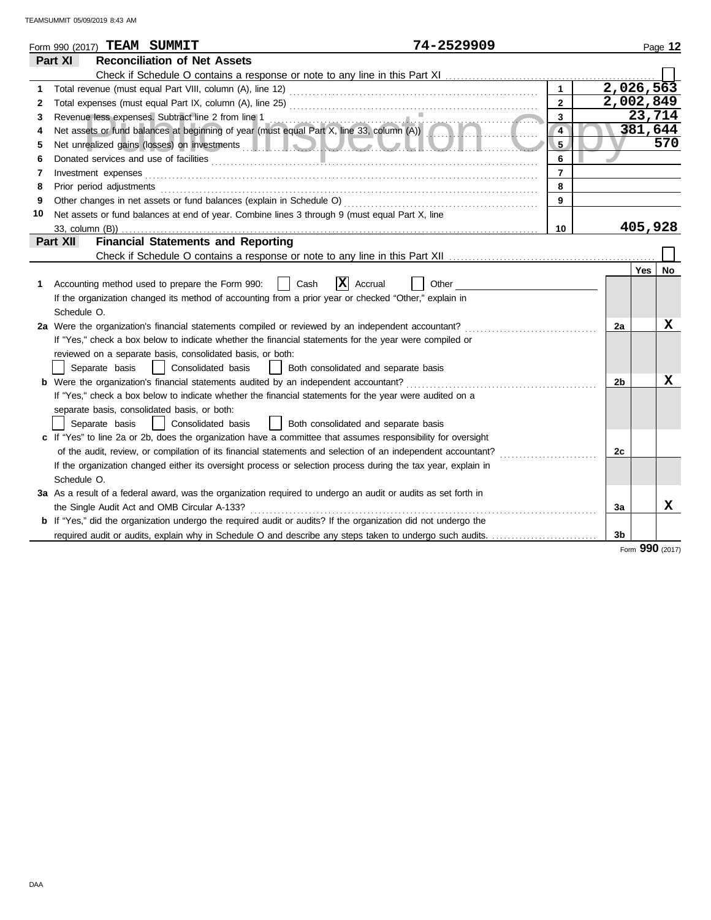Form 990 (2017) **TEAM SUMMIT** 74-2529909

## Part XI Reconciliation of Net Assets

Check if Schedule O contains a response or note to any line in this Part XI ☐

| | | | |
|---|---|---|---|
| 1 | Total revenue (must equal Part VIII, column (A), line 12) | 1 | 2,026,563 |
| 2 | Total expenses (must equal Part IX, column (A), line 25) | 2 | 2,002,849 |
| 3 | Revenue less expenses. Subtract line 2 from line 1 | 3 | 23,714 |
| 4 | Net assets or fund balances at beginning of year (must equal Part X, line 33, column (A)) | 4 | 381,644 |
| 5 | Net unrealized gains (losses) on investments | 5 | 570 |
| 6 | Donated services and use of facilities | 6 | |
| 7 | Investment expenses | 7 | |
| 8 | Prior period adjustments | 8 | |
| 9 | Other changes in net assets or fund balances (explain in Schedule O) | 9 | |
| 10 | Net assets or fund balances at end of year. Combine lines 3 through 9 (must equal Part X, line 33, column (B)) | 10 | 405,928 |

## Part XII Financial Statements and Reporting

Check if Schedule O contains a response or note to any line in this Part XII ☐

| | | | Yes | No |
|---|---|---|---|---|
| 1 | Accounting method used to prepare the Form 990: ☐ Cash ☒ Accrual ☐ Other<br>If the organization changed its method of accounting from a prior year or checked "Other," explain in Schedule O. | | | |
| 2a | Were the organization's financial statements compiled or reviewed by an independent accountant?<br>If "Yes," check a box below to indicate whether the financial statements for the year were compiled or reviewed on a separate basis, consolidated basis, or both:<br>☐ Separate basis ☐ Consolidated basis ☐ Both consolidated and separate basis | 2a | | X |
| b | Were the organization's financial statements audited by an independent accountant?<br>If "Yes," check a box below to indicate whether the financial statements for the year were audited on a separate basis, consolidated basis, or both:<br>☐ Separate basis ☐ Consolidated basis ☐ Both consolidated and separate basis | 2b | | X |
| c | If "Yes" to line 2a or 2b, does the organization have a committee that assumes responsibility for oversight of the audit, review, or compilation of its financial statements and selection of an independent accountant?<br>If the organization changed either its oversight process or selection process during the tax year, explain in Schedule O. | 2c | | |
| 3a | As a result of a federal award, was the organization required to undergo an audit or audits as set forth in the Single Audit Act and OMB Circular A-133? | 3a | | X |
| b | If "Yes," did the organization undergo the required audit or audits? If the organization did not undergo the required audit or audits, explain why in Schedule O and describe any steps taken to undergo such audits. | 3b | | |

Form **990** (2017)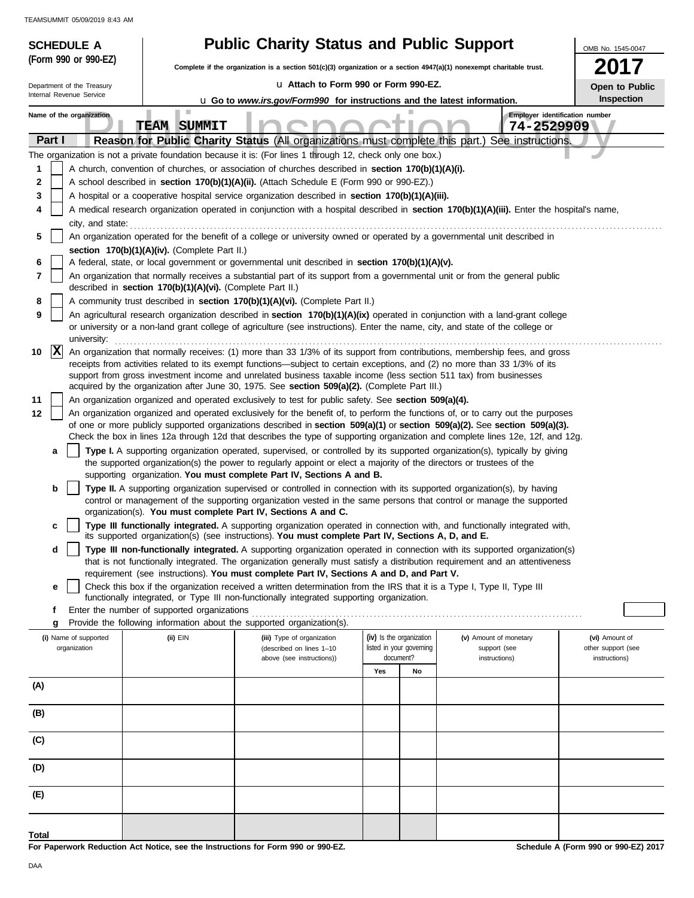**SCHEDULE A (Form 990 or 990-EZ)**

Department of the Treasury
Internal Revenue Service

# Public Charity Status and Public Support

**Complete if the organization is a section 501(c)(3) organization or a section 4947(a)(1) nonexempt charitable trust.**

u **Attach to Form 990 or Form 990-EZ.**

u **Go to *www.irs.gov/Form990* for instructions and the latest information.**

OMB No. 1545-0047

**2017**

**Open to Public Inspection**

**Name of the organization:** TEAM SUMMIT

**Employer identification number:** 74-2529909

## Part I Reason for Public Charity Status (All organizations must complete this part.) See instructions.

The organization is not a private foundation because it is: (For lines 1 through 12, check only one box.)

1. [ ] A church, convention of churches, or association of churches described in **section 170(b)(1)(A)(i).**
2. [ ] A school described in **section 170(b)(1)(A)(ii).** (Attach Schedule E (Form 990 or 990-EZ).)
3. [ ] A hospital or a cooperative hospital service organization described in **section 170(b)(1)(A)(iii).**
4. [ ] A medical research organization operated in conjunction with a hospital described in **section 170(b)(1)(A)(iii).** Enter the hospital's name, city, and state: ..........
5. [ ] An organization operated for the benefit of a college or university owned or operated by a governmental unit described in **section 170(b)(1)(A)(iv).** (Complete Part II.)
6. [ ] A federal, state, or local government or governmental unit described in **section 170(b)(1)(A)(v).**
7. [ ] An organization that normally receives a substantial part of its support from a governmental unit or from the general public described in **section 170(b)(1)(A)(vi).** (Complete Part II.)
8. [ ] A community trust described in **section 170(b)(1)(A)(vi).** (Complete Part II.)
9. [ ] An agricultural research organization described in **section 170(b)(1)(A)(ix)** operated in conjunction with a land-grant college or university or a non-land grant college of agriculture (see instructions). Enter the name, city, and state of the college or university: ..........
10. [X] An organization that normally receives: (1) more than 33 1/3% of its support from contributions, membership fees, and gross receipts from activities related to its exempt functions—subject to certain exceptions, and (2) no more than 33 1/3% of its support from gross investment income and unrelated business taxable income (less section 511 tax) from businesses acquired by the organization after June 30, 1975. See **section 509(a)(2).** (Complete Part III.)
11. [ ] An organization organized and operated exclusively to test for public safety. See **section 509(a)(4).**
12. [ ] An organization organized and operated exclusively for the benefit of, to perform the functions of, or to carry out the purposes of one or more publicly supported organizations described in **section 509(a)(1)** or **section 509(a)(2).** See **section 509(a)(3).** Check the box in lines 12a through 12d that describes the type of supporting organization and complete lines 12e, 12f, and 12g.
   - **a** [ ] **Type I.** A supporting organization operated, supervised, or controlled by its supported organization(s), typically by giving the supported organization(s) the power to regularly appoint or elect a majority of the directors or trustees of the supporting organization. **You must complete Part IV, Sections A and B.**
   - **b** [ ] **Type II.** A supporting organization supervised or controlled in connection with its supported organization(s), by having control or management of the supporting organization vested in the same persons that control or manage the supported organization(s). **You must complete Part IV, Sections A and C.**
   - **c** [ ] **Type III functionally integrated.** A supporting organization operated in connection with, and functionally integrated with, its supported organization(s) (see instructions). **You must complete Part IV, Sections A, D, and E.**
   - **d** [ ] **Type III non-functionally integrated.** A supporting organization operated in connection with its supported organization(s) that is not functionally integrated. The organization generally must satisfy a distribution requirement and an attentiveness requirement (see instructions). **You must complete Part IV, Sections A and D, and Part V.**
   - **e** [ ] Check this box if the organization received a written determination from the IRS that it is a Type I, Type II, Type III functionally integrated, or Type III non-functionally integrated supporting organization.
   - **f** Enter the number of supported organizations ..........
   - **g** Provide the following information about the supported organization(s).

| (i) Name of supported organization | (ii) EIN | (iii) Type of organization (described on lines 1–10 above (see instructions)) | (iv) Is the organization listed in your governing document? | | (v) Amount of monetary support (see instructions) | (vi) Amount of other support (see instructions) |
|---|---|---|---|---|---|---|
| | | | Yes | No | | |
| (A) | | | | | | |
| (B) | | | | | | |
| (C) | | | | | | |
| (D) | | | | | | |
| (E) | | | | | | |
| Total | | | | | | |

**For Paperwork Reduction Act Notice, see the Instructions for Form 990 or 990-EZ.**

**Schedule A (Form 990 or 990-EZ) 2017**

DAA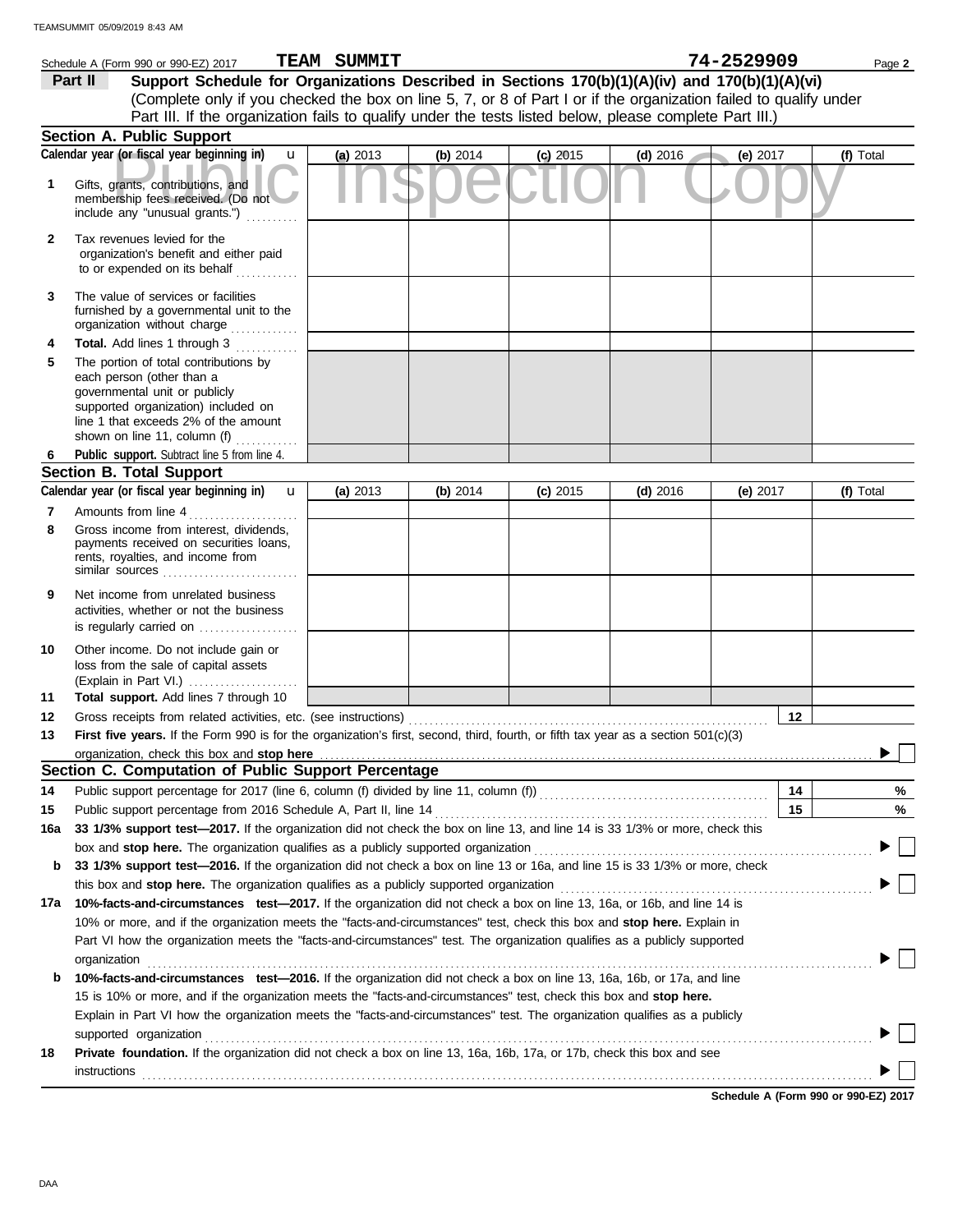Schedule A (Form 990 or 990-EZ) 2017 **TEAM SUMMIT** **74-2529909** Page **2**

**Part II** **Support Schedule for Organizations Described in Sections 170(b)(1)(A)(iv) and 170(b)(1)(A)(vi)**
(Complete only if you checked the box on line 5, 7, or 8 of Part I or if the organization failed to qualify under Part III. If the organization fails to qualify under the tests listed below, please complete Part III.)

Public Inspection Copy

## Section A. Public Support

| Calendar year (or fiscal year beginning in) u | (a) 2013 | (b) 2014 | (c) 2015 | (d) 2016 | (e) 2017 | (f) Total |
|---|---|---|---|---|---|---|
| **1** Gifts, grants, contributions, and membership fees received. (Do not include any "unusual grants.") | | | | | | |
| **2** Tax revenues levied for the organization's benefit and either paid to or expended on its behalf | | | | | | |
| **3** The value of services or facilities furnished by a governmental unit to the organization without charge | | | | | | |
| **4** **Total.** Add lines 1 through 3 | | | | | | |
| **5** The portion of total contributions by each person (other than a governmental unit or publicly supported organization) included on line 1 that exceeds 2% of the amount shown on line 11, column (f) | | | | | | |
| **6** **Public support.** Subtract line 5 from line 4. | | | | | | |

## Section B. Total Support

| Calendar year (or fiscal year beginning in) u | (a) 2013 | (b) 2014 | (c) 2015 | (d) 2016 | (e) 2017 | (f) Total |
|---|---|---|---|---|---|---|
| **7** Amounts from line 4 | | | | | | |
| **8** Gross income from interest, dividends, payments received on securities loans, rents, royalties, and income from similar sources | | | | | | |
| **9** Net income from unrelated business activities, whether or not the business is regularly carried on | | | | | | |
| **10** Other income. Do not include gain or loss from the sale of capital assets (Explain in Part VI.) | | | | | | |
| **11** **Total support.** Add lines 7 through 10 | | | | | | |

**12** Gross receipts from related activities, etc. (see instructions) **12**

**13** **First five years.** If the Form 990 is for the organization's first, second, third, fourth, or fifth tax year as a section 501(c)(3) organization, check this box and **stop here** ▶ ☐

## Section C. Computation of Public Support Percentage

**14** Public support percentage for 2017 (line 6, column (f) divided by line 11, column (f)) **14** %

**15** Public support percentage from 2016 Schedule A, Part II, line 14 **15** %

**16a** **33 1/3% support test—2017.** If the organization did not check the box on line 13, and line 14 is 33 1/3% or more, check this box and **stop here.** The organization qualifies as a publicly supported organization ▶ ☐

**b** **33 1/3% support test—2016.** If the organization did not check a box on line 13 or 16a, and line 15 is 33 1/3% or more, check this box and **stop here.** The organization qualifies as a publicly supported organization ▶ ☐

**17a** **10%-facts-and-circumstances test—2017.** If the organization did not check a box on line 13, 16a, or 16b, and line 14 is 10% or more, and if the organization meets the "facts-and-circumstances" test, check this box and **stop here.** Explain in Part VI how the organization meets the "facts-and-circumstances" test. The organization qualifies as a publicly supported organization ▶ ☐

**b** **10%-facts-and-circumstances test—2016.** If the organization did not check a box on line 13, 16a, 16b, or 17a, and line 15 is 10% or more, and if the organization meets the "facts-and-circumstances" test, check this box and **stop here.** Explain in Part VI how the organization meets the "facts-and-circumstances" test. The organization qualifies as a publicly supported organization ▶ ☐

**18** **Private foundation.** If the organization did not check a box on line 13, 16a, 16b, 17a, or 17b, check this box and see instructions ▶ ☐

**Schedule A (Form 990 or 990-EZ) 2017**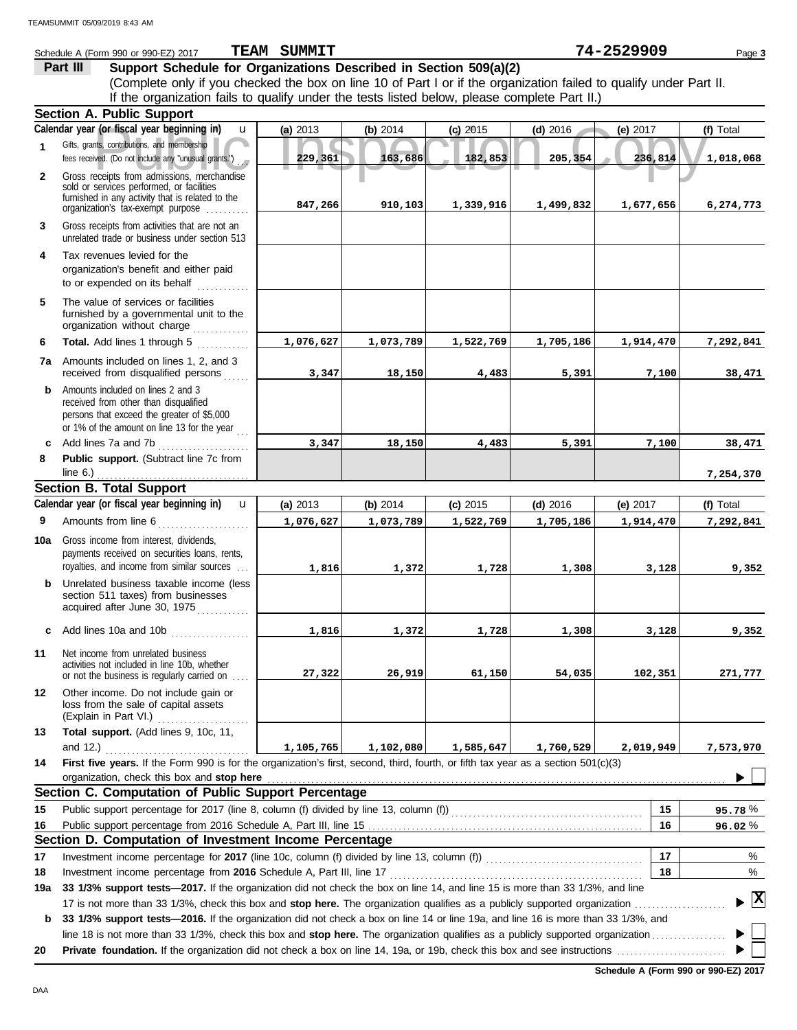Schedule A (Form 990 or 990-EZ) 2017 **TEAM SUMMIT** **74-2529909**

## Part III Support Schedule for Organizations Described in Section 509(a)(2)

(Complete only if you checked the box on line 10 of Part I or if the organization failed to qualify under Part II. If the organization fails to qualify under the tests listed below, please complete Part II.)

### Section A. Public Support

| Calendar year (or fiscal year beginning in) | (a) 2013 | (b) 2014 | (c) 2015 | (d) 2016 | (e) 2017 | (f) Total |
|---|---|---|---|---|---|---|
| **1** Gifts, grants, contributions, and membership fees received. (Do not include any "unusual grants.") | 229,361 | 163,686 | 182,853 | 205,354 | 236,814 | 1,018,068 |
| **2** Gross receipts from admissions, merchandise sold or services performed, or facilities furnished in any activity that is related to the organization's tax-exempt purpose | 847,266 | 910,103 | 1,339,916 | 1,499,832 | 1,677,656 | 6,274,773 |
| **3** Gross receipts from activities that are not an unrelated trade or business under section 513 | | | | | | |
| **4** Tax revenues levied for the organization's benefit and either paid to or expended on its behalf | | | | | | |
| **5** The value of services or facilities furnished by a governmental unit to the organization without charge | | | | | | |
| **6** **Total.** Add lines 1 through 5 | 1,076,627 | 1,073,789 | 1,522,769 | 1,705,186 | 1,914,470 | 7,292,841 |
| **7a** Amounts included on lines 1, 2, and 3 received from disqualified persons | 3,347 | 18,150 | 4,483 | 5,391 | 7,100 | 38,471 |
| **b** Amounts included on lines 2 and 3 received from other than disqualified persons that exceed the greater of $5,000 or 1% of the amount on line 13 for the year | | | | | | |
| **c** Add lines 7a and 7b | 3,347 | 18,150 | 4,483 | 5,391 | 7,100 | 38,471 |
| **8** **Public support.** (Subtract line 7c from line 6.) | | | | | | 7,254,370 |

### Section B. Total Support

| Calendar year (or fiscal year beginning in) | (a) 2013 | (b) 2014 | (c) 2015 | (d) 2016 | (e) 2017 | (f) Total |
|---|---|---|---|---|---|---|
| **9** Amounts from line 6 | 1,076,627 | 1,073,789 | 1,522,769 | 1,705,186 | 1,914,470 | 7,292,841 |
| **10a** Gross income from interest, dividends, payments received on securities loans, rents, royalties, and income from similar sources | 1,816 | 1,372 | 1,728 | 1,308 | 3,128 | 9,352 |
| **b** Unrelated business taxable income (less section 511 taxes) from businesses acquired after June 30, 1975 | | | | | | |
| **c** Add lines 10a and 10b | 1,816 | 1,372 | 1,728 | 1,308 | 3,128 | 9,352 |
| **11** Net income from unrelated business activities not included in line 10b, whether or not the business is regularly carried on | 27,322 | 26,919 | 61,150 | 54,035 | 102,351 | 271,777 |
| **12** Other income. Do not include gain or loss from the sale of capital assets (Explain in Part VI.) | | | | | | |
| **13** **Total support.** (Add lines 9, 10c, 11, and 12.) | 1,105,765 | 1,102,080 | 1,585,647 | 1,760,529 | 2,019,949 | 7,573,970 |

**14** **First five years.** If the Form 990 is for the organization's first, second, third, fourth, or fifth tax year as a section 501(c)(3) organization, check this box and **stop here** ☐

### Section C. Computation of Public Support Percentage

| | | | |
|---|---|---|---|
| **15** | Public support percentage for 2017 (line 8, column (f) divided by line 13, column (f)) | 15 | 95.78 % |
| **16** | Public support percentage from 2016 Schedule A, Part III, line 15 | 16 | 96.02 % |

### Section D. Computation of Investment Income Percentage

| | | | |
|---|---|---|---|
| **17** | Investment income percentage for **2017** (line 10c, column (f) divided by line 13, column (f)) | 17 | % |
| **18** | Investment income percentage from **2016** Schedule A, Part III, line 17 | 18 | % |

**19a** **33 1/3% support tests—2017.** If the organization did not check the box on line 14, and line 15 is more than 33 1/3%, and line 17 is not more than 33 1/3%, check this box and **stop here.** The organization qualifies as a publicly supported organization ☒

**b** **33 1/3% support tests—2016.** If the organization did not check a box on line 14 or line 19a, and line 16 is more than 33 1/3%, and line 18 is not more than 33 1/3%, check this box and **stop here.** The organization qualifies as a publicly supported organization ☐

**20** **Private foundation.** If the organization did not check a box on line 14, 19a, or 19b, check this box and see instructions ☐

**Schedule A (Form 990 or 990-EZ) 2017**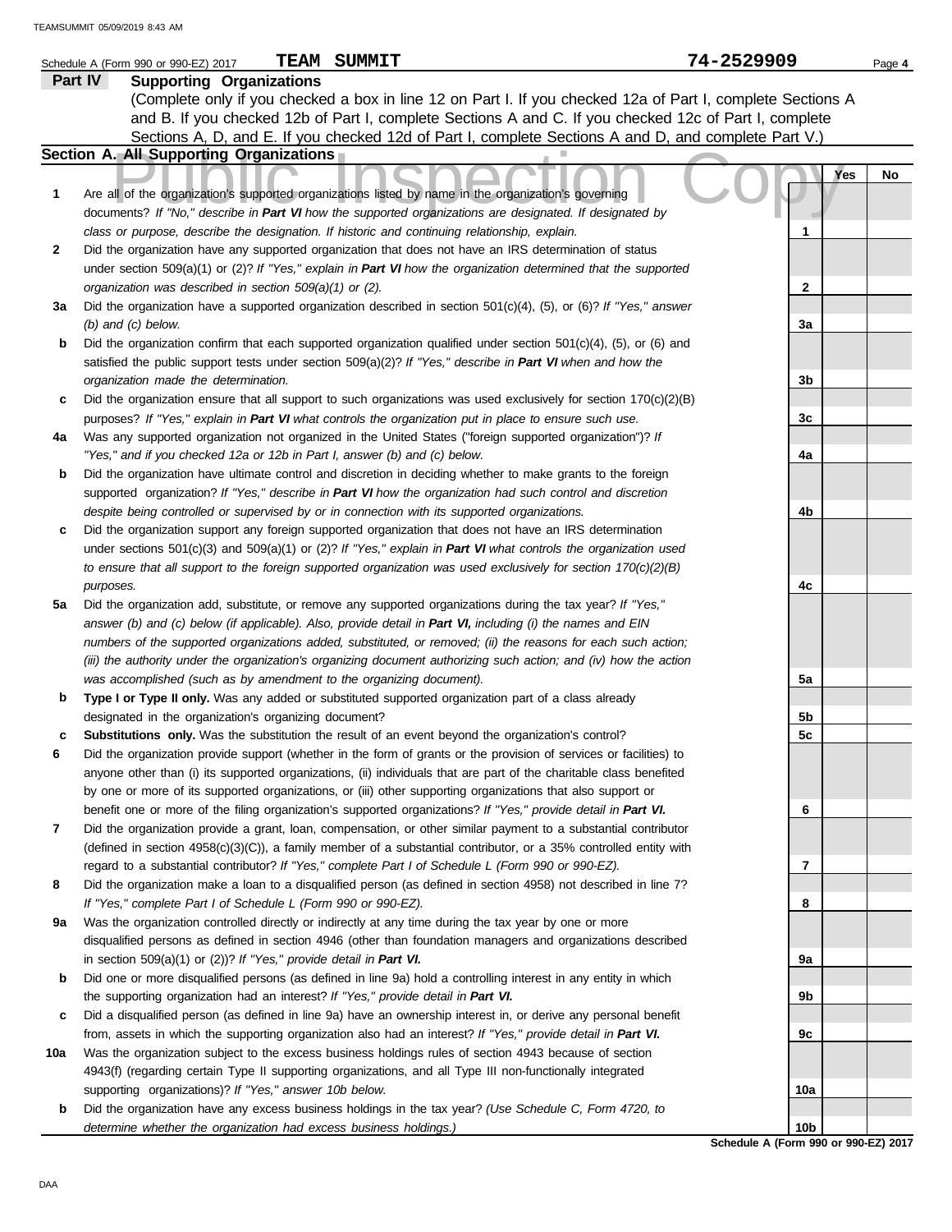Schedule A (Form 990 or 990-EZ) 2017 **TEAM SUMMIT** **74-2529909**

## Part IV Supporting Organizations

(Complete only if you checked a box in line 12 on Part I. If you checked 12a of Part I, complete Sections A and B. If you checked 12b of Part I, complete Sections A and C. If you checked 12c of Part I, complete Sections A, D, and E. If you checked 12d of Part I, complete Sections A and D, and complete Part V.)

### Section A. All Supporting Organizations

| | | | Yes | No |
|---|---|---|---|---|
| **1** | Are all of the organization's supported organizations listed by name in the organization's governing documents? *If "No," describe in* ***Part VI*** *how the supported organizations are designated. If designated by class or purpose, describe the designation. If historic and continuing relationship, explain.* | 1 | | |
| **2** | Did the organization have any supported organization that does not have an IRS determination of status under section 509(a)(1) or (2)? *If "Yes," explain in* ***Part VI*** *how the organization determined that the supported organization was described in section 509(a)(1) or (2).* | 2 | | |
| **3a** | Did the organization have a supported organization described in section 501(c)(4), (5), or (6)? *If "Yes," answer (b) and (c) below.* | 3a | | |
| **b** | Did the organization confirm that each supported organization qualified under section 501(c)(4), (5), or (6) and satisfied the public support tests under section 509(a)(2)? *If "Yes," describe in* ***Part VI*** *when and how the organization made the determination.* | 3b | | |
| **c** | Did the organization ensure that all support to such organizations was used exclusively for section 170(c)(2)(B) purposes? *If "Yes," explain in* ***Part VI*** *what controls the organization put in place to ensure such use.* | 3c | | |
| **4a** | Was any supported organization not organized in the United States ("foreign supported organization")? *If "Yes," and if you checked 12a or 12b in Part I, answer (b) and (c) below.* | 4a | | |
| **b** | Did the organization have ultimate control and discretion in deciding whether to make grants to the foreign supported organization? *If "Yes," describe in* ***Part VI*** *how the organization had such control and discretion despite being controlled or supervised by or in connection with its supported organizations.* | 4b | | |
| **c** | Did the organization support any foreign supported organization that does not have an IRS determination under sections 501(c)(3) and 509(a)(1) or (2)? *If "Yes," explain in* ***Part VI*** *what controls the organization used to ensure that all support to the foreign supported organization was used exclusively for section 170(c)(2)(B) purposes.* | 4c | | |
| **5a** | Did the organization add, substitute, or remove any supported organizations during the tax year? *If "Yes," answer (b) and (c) below (if applicable). Also, provide detail in* ***Part VI,*** *including (i) the names and EIN numbers of the supported organizations added, substituted, or removed; (ii) the reasons for each such action; (iii) the authority under the organization's organizing document authorizing such action; and (iv) how the action was accomplished (such as by amendment to the organizing document).* | 5a | | |
| **b** | **Type I or Type II only.** Was any added or substituted supported organization part of a class already designated in the organization's organizing document? | 5b | | |
| **c** | **Substitutions only.** Was the substitution the result of an event beyond the organization's control? | 5c | | |
| **6** | Did the organization provide support (whether in the form of grants or the provision of services or facilities) to anyone other than (i) its supported organizations, (ii) individuals that are part of the charitable class benefited by one or more of its supported organizations, or (iii) other supporting organizations that also support or benefit one or more of the filing organization's supported organizations? *If "Yes," provide detail in* ***Part VI.*** | 6 | | |
| **7** | Did the organization provide a grant, loan, compensation, or other similar payment to a substantial contributor (defined in section 4958(c)(3)(C)), a family member of a substantial contributor, or a 35% controlled entity with regard to a substantial contributor? *If "Yes," complete Part I of Schedule L (Form 990 or 990-EZ).* | 7 | | |
| **8** | Did the organization make a loan to a disqualified person (as defined in section 4958) not described in line 7? *If "Yes," complete Part I of Schedule L (Form 990 or 990-EZ).* | 8 | | |
| **9a** | Was the organization controlled directly or indirectly at any time during the tax year by one or more disqualified persons as defined in section 4946 (other than foundation managers and organizations described in section 509(a)(1) or (2))? *If "Yes," provide detail in* ***Part VI.*** | 9a | | |
| **b** | Did one or more disqualified persons (as defined in line 9a) hold a controlling interest in any entity in which the supporting organization had an interest? *If "Yes," provide detail in* ***Part VI.*** | 9b | | |
| **c** | Did a disqualified person (as defined in line 9a) have an ownership interest in, or derive any personal benefit from, assets in which the supporting organization also had an interest? *If "Yes," provide detail in* ***Part VI.*** | 9c | | |
| **10a** | Was the organization subject to the excess business holdings rules of section 4943 because of section 4943(f) (regarding certain Type II supporting organizations, and all Type III non-functionally integrated supporting organizations)? *If "Yes," answer 10b below.* | 10a | | |
| **b** | Did the organization have any excess business holdings in the tax year? *(Use Schedule C, Form 4720, to determine whether the organization had excess business holdings.)* | 10b | | |

**Schedule A (Form 990 or 990-EZ) 2017**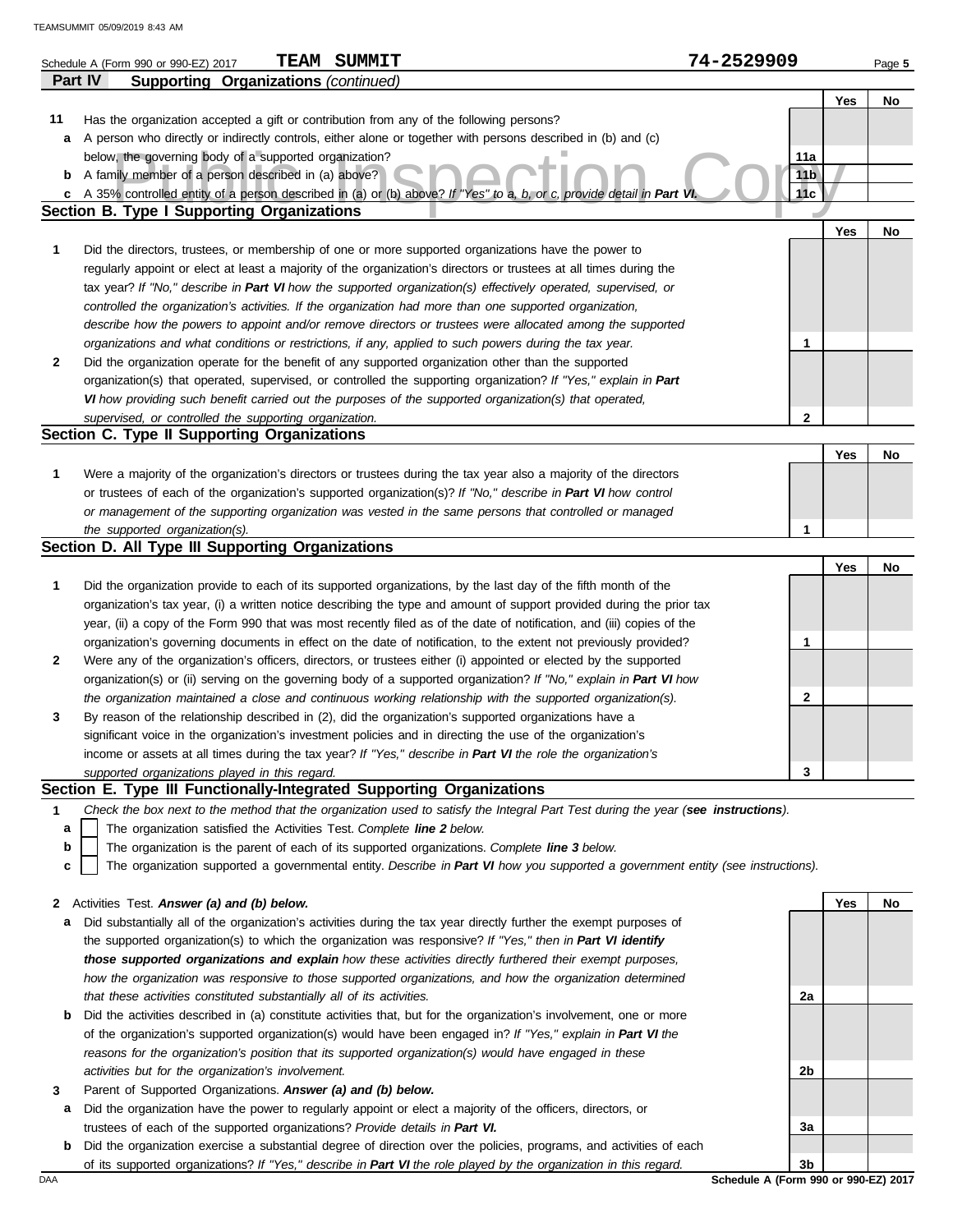Schedule A (Form 990 or 990-EZ) 2017 **TEAM SUMMIT** **74-2529909**

**Part IV Supporting Organizations** *(continued)*

| | | | Yes | No |
|---|---|---|---|---|
| **11** | Has the organization accepted a gift or contribution from any of the following persons? | | | |
| **a** | A person who directly or indirectly controls, either alone or together with persons described in (b) and (c) below, the governing body of a supported organization? | **11a** | | |
| **b** | A family member of a person described in (a) above? | **11b** | | |
| **c** | A 35% controlled entity of a person described in (a) or (b) above? *If "Yes" to a, b, or c, provide detail in* ***Part VI.*** | **11c** | | |

## Section B. Type I Supporting Organizations

| | | | Yes | No |
|---|---|---|---|---|
| **1** | Did the directors, trustees, or membership of one or more supported organizations have the power to regularly appoint or elect at least a majority of the organization's directors or trustees at all times during the tax year? *If "No," describe in* ***Part VI*** *how the supported organization(s) effectively operated, supervised, or controlled the organization's activities. If the organization had more than one supported organization, describe how the powers to appoint and/or remove directors or trustees were allocated among the supported organizations and what conditions or restrictions, if any, applied to such powers during the tax year.* | **1** | | |
| **2** | Did the organization operate for the benefit of any supported organization other than the supported organization(s) that operated, supervised, or controlled the supporting organization? *If "Yes," explain in* ***Part VI*** *how providing such benefit carried out the purposes of the supported organization(s) that operated, supervised, or controlled the supporting organization.* | **2** | | |

## Section C. Type II Supporting Organizations

| | | | Yes | No |
|---|---|---|---|---|
| **1** | Were a majority of the organization's directors or trustees during the tax year also a majority of the directors or trustees of each of the organization's supported organization(s)? *If "No," describe in* ***Part VI*** *how control or management of the supporting organization was vested in the same persons that controlled or managed the supported organization(s).* | **1** | | |

## Section D. All Type III Supporting Organizations

| | | | Yes | No |
|---|---|---|---|---|
| **1** | Did the organization provide to each of its supported organizations, by the last day of the fifth month of the organization's tax year, (i) a written notice describing the type and amount of support provided during the prior tax year, (ii) a copy of the Form 990 that was most recently filed as of the date of notification, and (iii) copies of the organization's governing documents in effect on the date of notification, to the extent not previously provided? | **1** | | |
| **2** | Were any of the organization's officers, directors, or trustees either (i) appointed or elected by the supported organization(s) or (ii) serving on the governing body of a supported organization? *If "No," explain in* ***Part VI*** *how the organization maintained a close and continuous working relationship with the supported organization(s).* | **2** | | |
| **3** | By reason of the relationship described in (2), did the organization's supported organizations have a significant voice in the organization's investment policies and in directing the use of the organization's income or assets at all times during the tax year? *If "Yes," describe in* ***Part VI*** *the role the organization's supported organizations played in this regard.* | **3** | | |

## Section E. Type III Functionally-Integrated Supporting Organizations

**1** *Check the box next to the method that the organization used to satisfy the Integral Part Test during the year (**see instructions**).*

- **a** ☐ The organization satisfied the Activities Test. *Complete **line 2** below.*
- **b** ☐ The organization is the parent of each of its supported organizations. *Complete **line 3** below.*
- **c** ☐ The organization supported a governmental entity. *Describe in **Part VI** how you supported a government entity (see instructions).*

| | | | Yes | No |
|---|---|---|---|---|
| **2** | Activities Test. ***Answer (a) and (b) below.*** | | | |
| **a** | Did substantially all of the organization's activities during the tax year directly further the exempt purposes of the supported organization(s) to which the organization was responsive? *If "Yes," then in* ***Part VI identify those supported organizations and explain*** *how these activities directly furthered their exempt purposes, how the organization was responsive to those supported organizations, and how the organization determined that these activities constituted substantially all of its activities.* | **2a** | | |
| **b** | Did the activities described in (a) constitute activities that, but for the organization's involvement, one or more of the organization's supported organization(s) would have been engaged in? *If "Yes," explain in* ***Part VI*** *the reasons for the organization's position that its supported organization(s) would have engaged in these activities but for the organization's involvement.* | **2b** | | |
| **3** | Parent of Supported Organizations. ***Answer (a) and (b) below.*** | | | |
| **a** | Did the organization have the power to regularly appoint or elect a majority of the officers, directors, or trustees of each of the supported organizations? *Provide details in* ***Part VI.*** | **3a** | | |
| **b** | Did the organization exercise a substantial degree of direction over the policies, programs, and activities of each of its supported organizations? *If "Yes," describe in* ***Part VI*** *the role played by the organization in this regard.* | **3b** | | |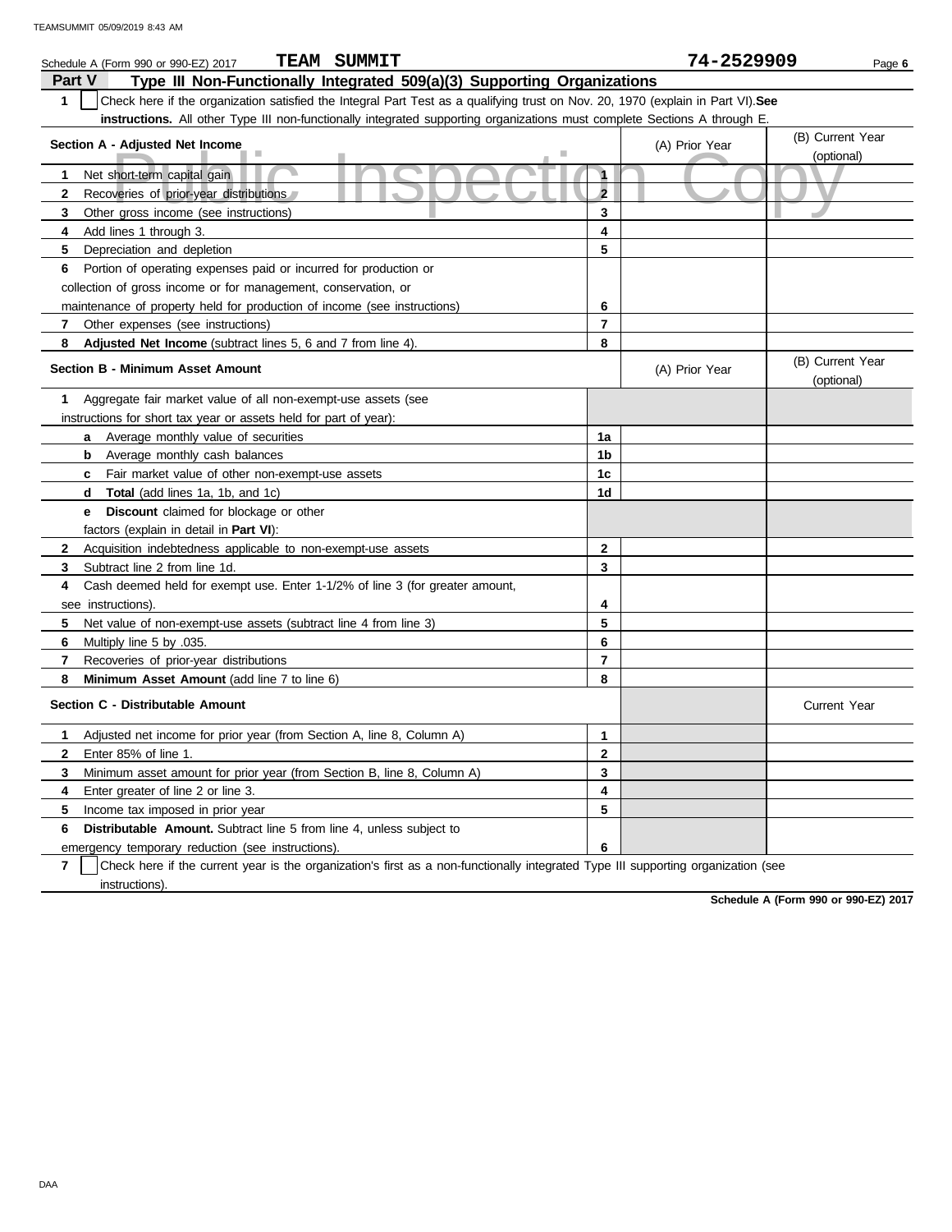Schedule A (Form 990 or 990-EZ) 2017 **TEAM SUMMIT** **74-2529909**

## Part V Type III Non-Functionally Integrated 509(a)(3) Supporting Organizations

**1** ☐ Check here if the organization satisfied the Integral Part Test as a qualifying trust on Nov. 20, 1970 (explain in Part VI). **See instructions.** All other Type III non-functionally integrated supporting organizations must complete Sections A through E.

| Section A - Adjusted Net Income | | (A) Prior Year | (B) Current Year (optional) |
|---|---|---|---|
| **1** Net short-term capital gain | 1 | | |
| **2** Recoveries of prior-year distributions | 2 | | |
| **3** Other gross income (see instructions) | 3 | | |
| **4** Add lines 1 through 3. | 4 | | |
| **5** Depreciation and depletion | 5 | | |
| **6** Portion of operating expenses paid or incurred for production or collection of gross income or for management, conservation, or maintenance of property held for production of income (see instructions) | 6 | | |
| **7** Other expenses (see instructions) | 7 | | |
| **8** **Adjusted Net Income** (subtract lines 5, 6 and 7 from line 4). | 8 | | |

| Section B - Minimum Asset Amount | | (A) Prior Year | (B) Current Year (optional) |
|---|---|---|---|
| **1** Aggregate fair market value of all non-exempt-use assets (see instructions for short tax year or assets held for part of year): | | | |
| **a** Average monthly value of securities | 1a | | |
| **b** Average monthly cash balances | 1b | | |
| **c** Fair market value of other non-exempt-use assets | 1c | | |
| **d** **Total** (add lines 1a, 1b, and 1c) | 1d | | |
| **e** **Discount** claimed for blockage or other factors (explain in detail in **Part VI**): | | | |
| **2** Acquisition indebtedness applicable to non-exempt-use assets | 2 | | |
| **3** Subtract line 2 from line 1d. | 3 | | |
| **4** Cash deemed held for exempt use. Enter 1-1/2% of line 3 (for greater amount, see instructions). | 4 | | |
| **5** Net value of non-exempt-use assets (subtract line 4 from line 3) | 5 | | |
| **6** Multiply line 5 by .035. | 6 | | |
| **7** Recoveries of prior-year distributions | 7 | | |
| **8** **Minimum Asset Amount** (add line 7 to line 6) | 8 | | |

| Section C - Distributable Amount | | | Current Year |
|---|---|---|---|
| **1** Adjusted net income for prior year (from Section A, line 8, Column A) | 1 | | |
| **2** Enter 85% of line 1. | 2 | | |
| **3** Minimum asset amount for prior year (from Section B, line 8, Column A) | 3 | | |
| **4** Enter greater of line 2 or line 3. | 4 | | |
| **5** Income tax imposed in prior year | 5 | | |
| **6** **Distributable Amount.** Subtract line 5 from line 4, unless subject to emergency temporary reduction (see instructions). | 6 | | |

**7** ☐ Check here if the current year is the organization's first as a non-functionally integrated Type III supporting organization (see instructions).

**Schedule A (Form 990 or 990-EZ) 2017**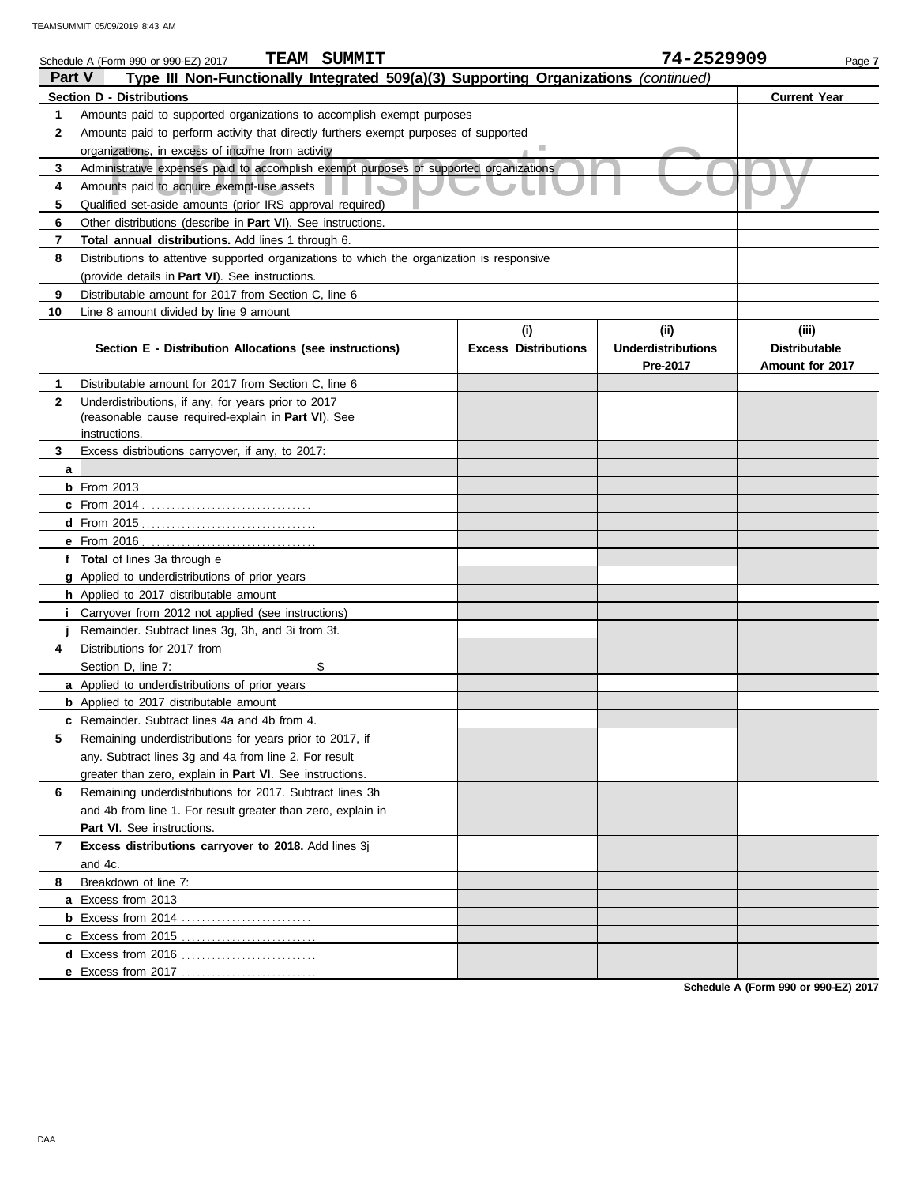Schedule A (Form 990 or 990-EZ) 2017 **TEAM SUMMIT** **74-2529909**

## Part V Type III Non-Functionally Integrated 509(a)(3) Supporting Organizations *(continued)*

| Section D - Distributions | | Current Year |
|---|---|---|
| 1 | Amounts paid to supported organizations to accomplish exempt purposes | |
| 2 | Amounts paid to perform activity that directly furthers exempt purposes of supported organizations, in excess of income from activity | |
| 3 | Administrative expenses paid to accomplish exempt purposes of supported organizations | |
| 4 | Amounts paid to acquire exempt-use assets | |
| 5 | Qualified set-aside amounts (prior IRS approval required) | |
| 6 | Other distributions (describe in **Part VI**). See instructions. | |
| 7 | **Total annual distributions.** Add lines 1 through 6. | |
| 8 | Distributions to attentive supported organizations to which the organization is responsive (provide details in **Part VI**). See instructions. | |
| 9 | Distributable amount for 2017 from Section C, line 6 | |
| 10 | Line 8 amount divided by line 9 amount | |

| | Section E - Distribution Allocations (see instructions) | (i) Excess Distributions | (ii) Underdistributions Pre-2017 | (iii) Distributable Amount for 2017 |
|---|---|---|---|---|
| 1 | Distributable amount for 2017 from Section C, line 6 | | | |
| 2 | Underdistributions, if any, for years prior to 2017 (reasonable cause required-explain in **Part VI**). See instructions. | | | |
| 3 | Excess distributions carryover, if any, to 2017: | | | |
| a | | | | |
| b | From 2013 | | | |
| c | From 2014 | | | |
| d | From 2015 | | | |
| e | From 2016 | | | |
| f | **Total** of lines 3a through e | | | |
| g | Applied to underdistributions of prior years | | | |
| h | Applied to 2017 distributable amount | | | |
| i | Carryover from 2012 not applied (see instructions) | | | |
| j | Remainder. Subtract lines 3g, 3h, and 3i from 3f. | | | |
| 4 | Distributions for 2017 from Section D, line 7: $ | | | |
| a | Applied to underdistributions of prior years | | | |
| b | Applied to 2017 distributable amount | | | |
| c | Remainder. Subtract lines 4a and 4b from 4. | | | |
| 5 | Remaining underdistributions for years prior to 2017, if any. Subtract lines 3g and 4a from line 2. For result greater than zero, explain in **Part VI**. See instructions. | | | |
| 6 | Remaining underdistributions for 2017. Subtract lines 3h and 4b from line 1. For result greater than zero, explain in **Part VI**. See instructions. | | | |
| 7 | **Excess distributions carryover to 2018.** Add lines 3j and 4c. | | | |
| 8 | Breakdown of line 7: | | | |
| a | Excess from 2013 | | | |
| b | Excess from 2014 | | | |
| c | Excess from 2015 | | | |
| d | Excess from 2016 | | | |
| e | Excess from 2017 | | | |

**Schedule A (Form 990 or 990-EZ) 2017**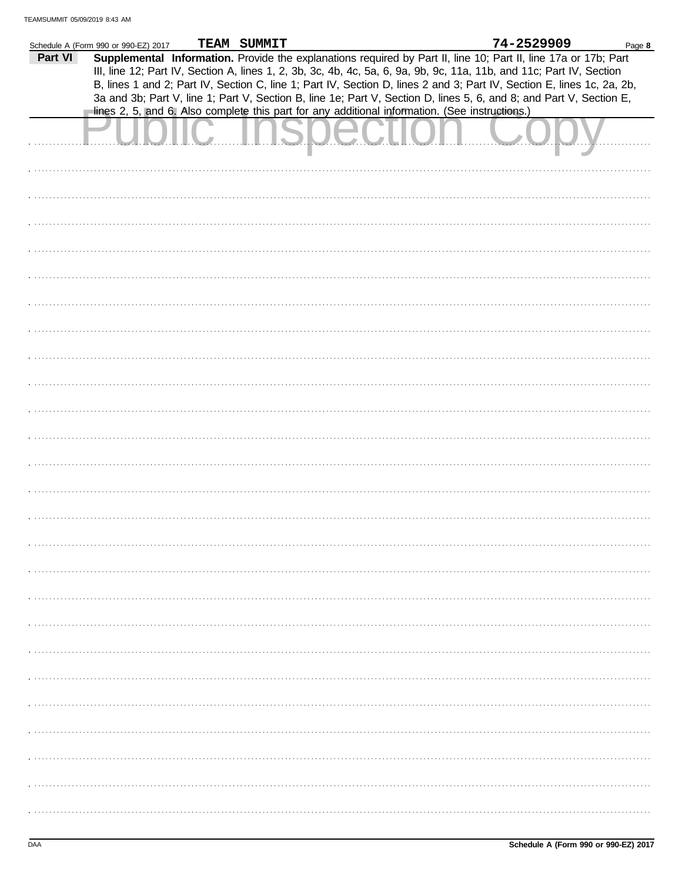Schedule A (Form 990 or 990-EZ) 2017 **TEAM SUMMIT** **74-2529909** Page **8**

**Part VI** **Supplemental Information.** Provide the explanations required by Part II, line 10; Part II, line 17a or 17b; Part III, line 12; Part IV, Section A, lines 1, 2, 3b, 3c, 4b, 4c, 5a, 6, 9a, 9b, 9c, 11a, 11b, and 11c; Part IV, Section B, lines 1 and 2; Part IV, Section C, line 1; Part IV, Section D, lines 2 and 3; Part IV, Section E, lines 1c, 2a, 2b, 3a and 3b; Part V, line 1; Part V, Section B, line 1e; Part V, Section D, lines 5, 6, and 8; and Part V, Section E, lines 2, 5, and 6. Also complete this part for any additional information. (See instructions.)

Public Inspection Copy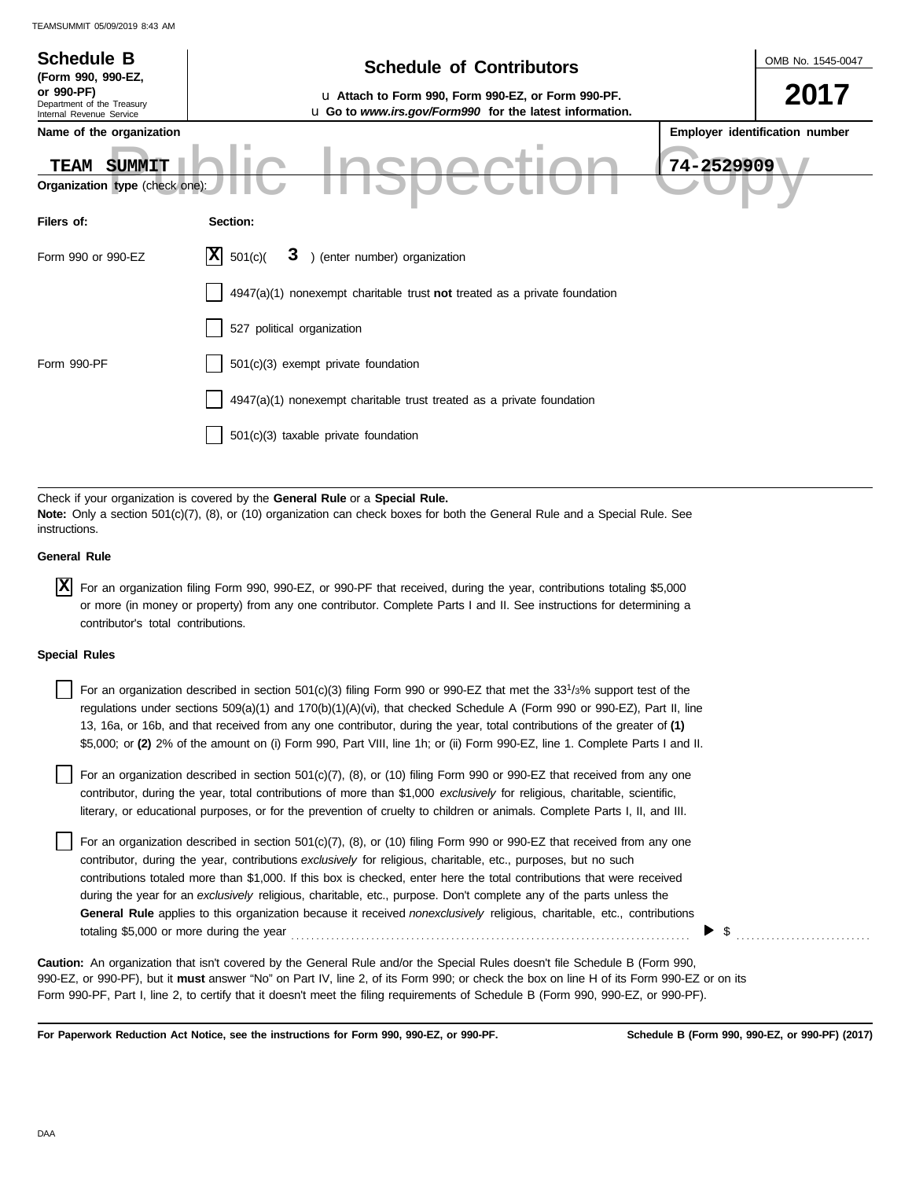**Schedule B**
**(Form 990, 990-EZ, or 990-PF)**
Department of the Treasury
Internal Revenue Service

## Schedule of Contributors

u **Attach to Form 990, Form 990-EZ, or Form 990-PF.**
u **Go to *www.irs.gov/Form990* for the latest information.**

OMB No. 1545-0047

**2017**

**Name of the organization**

TEAM SUMMIT

**Employer identification number**

74-2529909

Public Inspection Copy

**Organization type** (check one):

| Filers of: | Section: |
|---|---|
| Form 990 or 990-EZ | [X] 501(c)( 3 ) (enter number) organization |
| | [ ] 4947(a)(1) nonexempt charitable trust **not** treated as a private foundation |
| | [ ] 527 political organization |
| Form 990-PF | [ ] 501(c)(3) exempt private foundation |
| | [ ] 4947(a)(1) nonexempt charitable trust treated as a private foundation |
| | [ ] 501(c)(3) taxable private foundation |

Check if your organization is covered by the **General Rule** or a **Special Rule.**
**Note:** Only a section 501(c)(7), (8), or (10) organization can check boxes for both the General Rule and a Special Rule. See instructions.

**General Rule**

[X] For an organization filing Form 990, 990-EZ, or 990-PF that received, during the year, contributions totaling $5,000 or more (in money or property) from any one contributor. Complete Parts I and II. See instructions for determining a contributor's total contributions.

**Special Rules**

[ ] For an organization described in section 501(c)(3) filing Form 990 or 990-EZ that met the 33 1/3% support test of the regulations under sections 509(a)(1) and 170(b)(1)(A)(vi), that checked Schedule A (Form 990 or 990-EZ), Part II, line 13, 16a, or 16b, and that received from any one contributor, during the year, total contributions of the greater of **(1)** $5,000; or **(2)** 2% of the amount on (i) Form 990, Part VIII, line 1h; or (ii) Form 990-EZ, line 1. Complete Parts I and II.

[ ] For an organization described in section 501(c)(7), (8), or (10) filing Form 990 or 990-EZ that received from any one contributor, during the year, total contributions of more than $1,000 *exclusively* for religious, charitable, scientific, literary, or educational purposes, or for the prevention of cruelty to children or animals. Complete Parts I, II, and III.

[ ] For an organization described in section 501(c)(7), (8), or (10) filing Form 990 or 990-EZ that received from any one contributor, during the year, contributions *exclusively* for religious, charitable, etc., purposes, but no such contributions totaled more than $1,000. If this box is checked, enter here the total contributions that were received during the year for an *exclusively* religious, charitable, etc., purpose. Don't complete any of the parts unless the **General Rule** applies to this organization because it received *nonexclusively* religious, charitable, etc., contributions totaling $5,000 or more during the year ........ ▶ $ ..........

**Caution:** An organization that isn't covered by the General Rule and/or the Special Rules doesn't file Schedule B (Form 990, 990-EZ, or 990-PF), but it **must** answer "No" on Part IV, line 2, of its Form 990; or check the box on line H of its Form 990-EZ or on its Form 990-PF, Part I, line 2, to certify that it doesn't meet the filing requirements of Schedule B (Form 990, 990-EZ, or 990-PF).

**For Paperwork Reduction Act Notice, see the instructions for Form 990, 990-EZ, or 990-PF.** **Schedule B (Form 990, 990-EZ, or 990-PF) (2017)**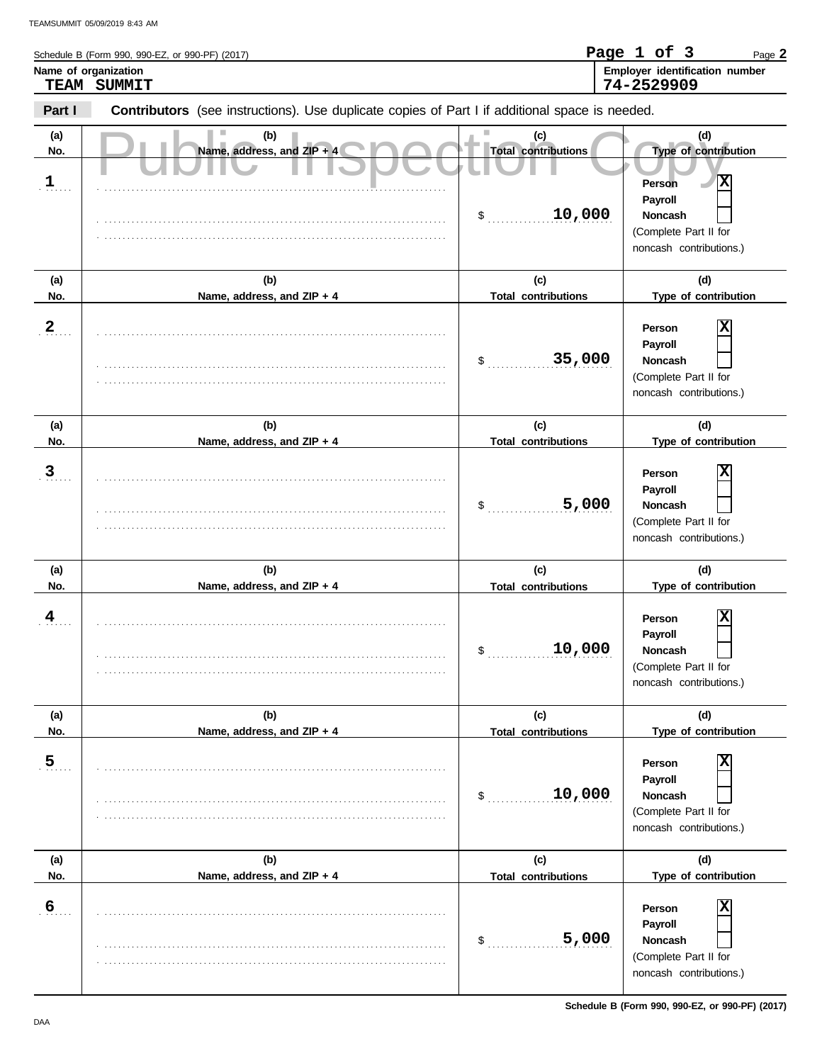Schedule B (Form 990, 990-EZ, or 990-PF) (2017)

Page 2

**Name of organization**
TEAM SUMMIT

**Employer identification number**
74-2529909

**Part I** **Contributors** (see instructions). Use duplicate copies of Part I if additional space is needed.

Public Inspection Copy

| (a) No. | (b) Name, address, and ZIP + 4 | (c) Total contributions | (d) Type of contribution |
|---|---|---|---|
| 1 | | $ 10,000 | Person [X] Payroll [ ] Noncash [ ] (Complete Part II for noncash contributions.) |
| 2 | | $ 35,000 | Person [X] Payroll [ ] Noncash [ ] (Complete Part II for noncash contributions.) |
| 3 | | $ 5,000 | Person [X] Payroll [ ] Noncash [ ] (Complete Part II for noncash contributions.) |
| 4 | | $ 10,000 | Person [X] Payroll [ ] Noncash [ ] (Complete Part II for noncash contributions.) |
| 5 | | $ 10,000 | Person [X] Payroll [ ] Noncash [ ] (Complete Part II for noncash contributions.) |
| 6 | | $ 5,000 | Person [X] Payroll [ ] Noncash [ ] (Complete Part II for noncash contributions.) |

Schedule B (Form 990, 990-EZ, or 990-PF) (2017)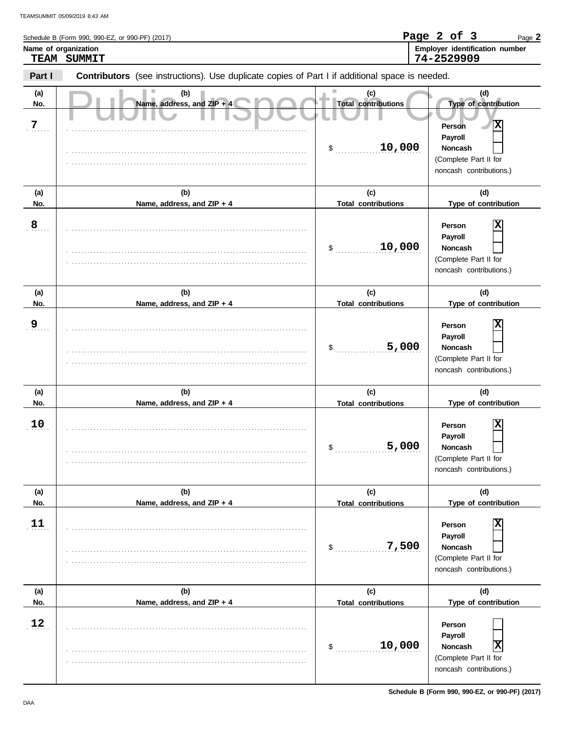Schedule B (Form 990, 990-EZ, or 990-PF) (2017)

**Name of organization**
TEAM SUMMIT

**Employer identification number**
74-2529909

**Part I** **Contributors** (see instructions). Use duplicate copies of Part I if additional space is needed.

Public Inspection Copy

| (a) No. | (b) Name, address, and ZIP + 4 | (c) Total contributions | (d) Type of contribution |
|---|---|---|---|
| 7 | | $ 10,000 | Person [X] Payroll [ ] Noncash [ ] (Complete Part II for noncash contributions.) |
| 8 | | $ 10,000 | Person [X] Payroll [ ] Noncash [ ] (Complete Part II for noncash contributions.) |
| 9 | | $ 5,000 | Person [X] Payroll [ ] Noncash [ ] (Complete Part II for noncash contributions.) |
| 10 | | $ 5,000 | Person [X] Payroll [ ] Noncash [ ] (Complete Part II for noncash contributions.) |
| 11 | | $ 7,500 | Person [X] Payroll [ ] Noncash [ ] (Complete Part II for noncash contributions.) |
| 12 | | $ 10,000 | Person [ ] Payroll [ ] Noncash [X] (Complete Part II for noncash contributions.) |

Schedule B (Form 990, 990-EZ, or 990-PF) (2017)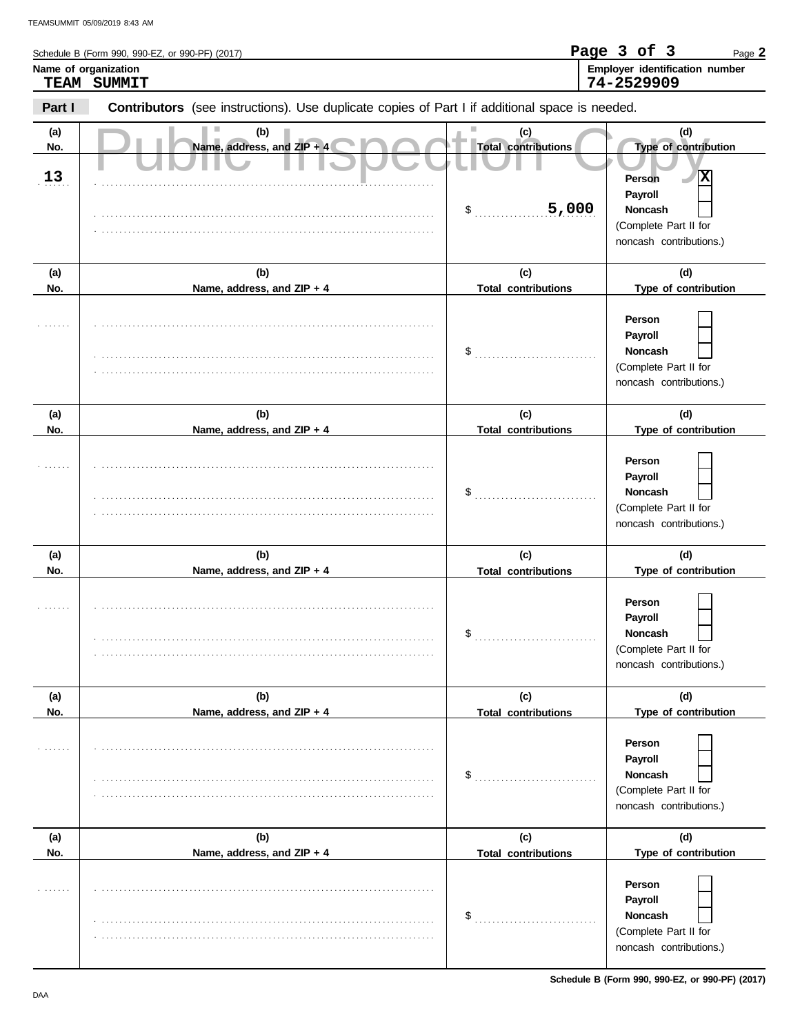Schedule B (Form 990, 990-EZ, or 990-PF) (2017)

**Name of organization**
TEAM SUMMIT

**Employer identification number**
74-2529909

**Part I** **Contributors** (see instructions). Use duplicate copies of Part I if additional space is needed.

Public Inspection Copy

| (a) No. | (b) Name, address, and ZIP + 4 | (c) Total contributions | (d) Type of contribution |
|---|---|---|---|
| 13 | | $ 5,000 | Person [X] Payroll [ ] Noncash [ ] (Complete Part II for noncash contributions.) |
| | | $ | Person [ ] Payroll [ ] Noncash [ ] (Complete Part II for noncash contributions.) |
| | | $ | Person [ ] Payroll [ ] Noncash [ ] (Complete Part II for noncash contributions.) |
| | | $ | Person [ ] Payroll [ ] Noncash [ ] (Complete Part II for noncash contributions.) |
| | | $ | Person [ ] Payroll [ ] Noncash [ ] (Complete Part II for noncash contributions.) |
| | | $ | Person [ ] Payroll [ ] Noncash [ ] (Complete Part II for noncash contributions.) |

Schedule B (Form 990, 990-EZ, or 990-PF) (2017)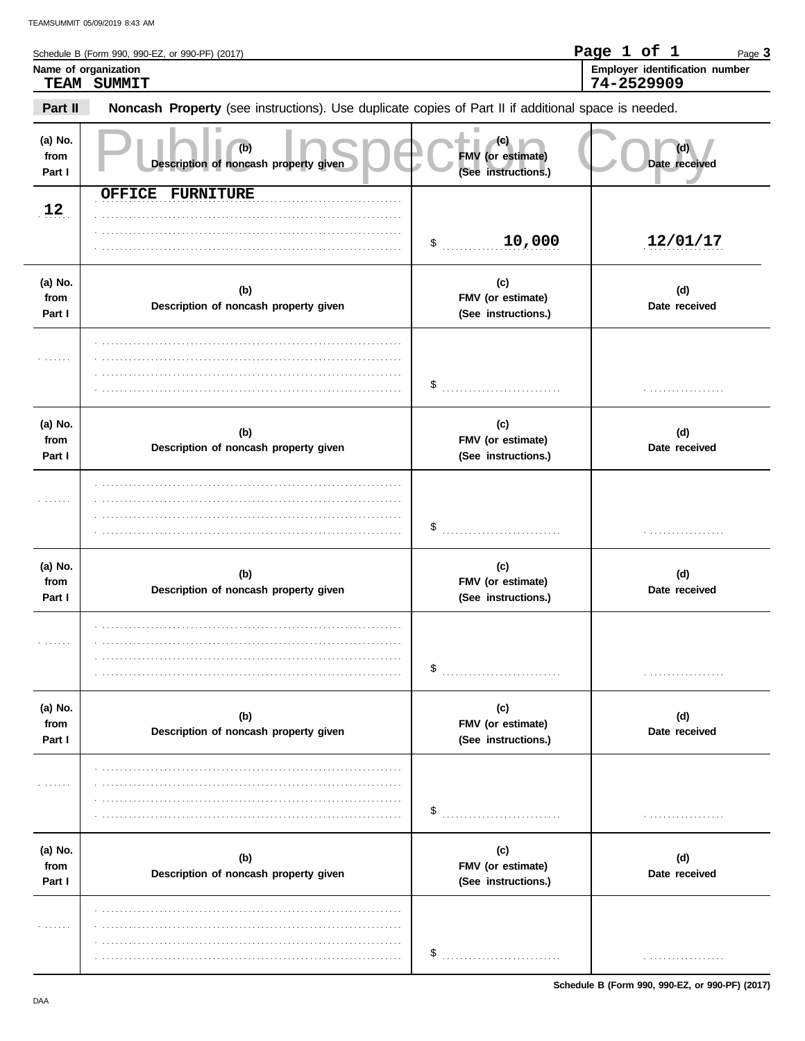Schedule B (Form 990, 990-EZ, or 990-PF) (2017) Page **3**

**Name of organization**
TEAM SUMMIT

**Employer identification number**
74-2529909

**Part II** **Noncash Property** (see instructions). Use duplicate copies of Part II if additional space is needed.

Public Inspection Copy

| (a) No. from Part I | (b) Description of noncash property given | (c) FMV (or estimate) (See instructions.) | (d) Date received |
|---|---|---|---|
| 12 | OFFICE FURNITURE | $ 10,000 | 12/01/17 |

| (a) No. from Part I | (b) Description of noncash property given | (c) FMV (or estimate) (See instructions.) | (d) Date received |
|---|---|---|---|
| | | $ | |

| (a) No. from Part I | (b) Description of noncash property given | (c) FMV (or estimate) (See instructions.) | (d) Date received |
|---|---|---|---|
| | | $ | |

| (a) No. from Part I | (b) Description of noncash property given | (c) FMV (or estimate) (See instructions.) | (d) Date received |
|---|---|---|---|
| | | $ | |

| (a) No. from Part I | (b) Description of noncash property given | (c) FMV (or estimate) (See instructions.) | (d) Date received |
|---|---|---|---|
| | | $ | |

| (a) No. from Part I | (b) Description of noncash property given | (c) FMV (or estimate) (See instructions.) | (d) Date received |
|---|---|---|---|
| | | $ | |

Schedule B (Form 990, 990-EZ, or 990-PF) (2017)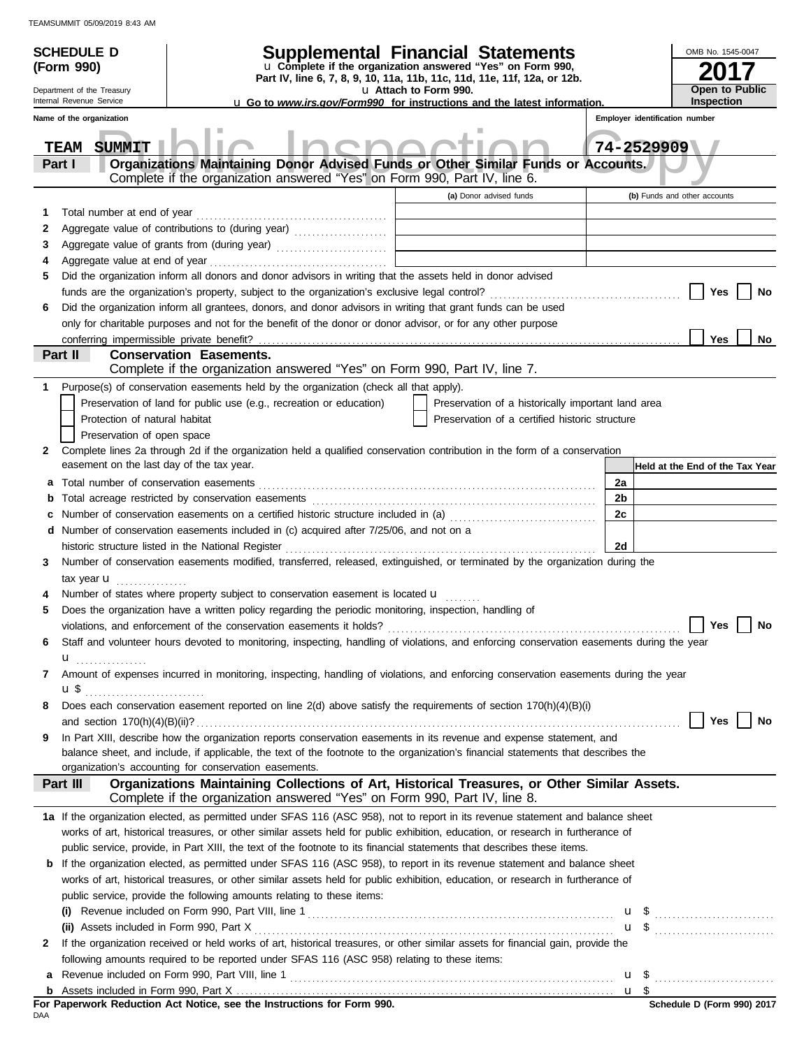**SCHEDULE D (Form 990)**

Department of the Treasury
Internal Revenue Service

# Supplemental Financial Statements

u Complete if the organization answered "Yes" on Form 990, Part IV, line 6, 7, 8, 9, 10, 11a, 11b, 11c, 11d, 11e, 11f, 12a, or 12b.

u Attach to Form 990.

u Go to *www.irs.gov/Form990* for instructions and the latest information.

OMB No. 1545-0047

**2017**

**Open to Public Inspection**

Name of the organization: TEAM SUMMIT

Employer identification number: 74-2529909

## Part I Organizations Maintaining Donor Advised Funds or Other Similar Funds or Accounts.

Complete if the organization answered "Yes" on Form 990, Part IV, line 6.

| | | (a) Donor advised funds | (b) Funds and other accounts |
|---|---|---|---|
| 1 | Total number at end of year | | |
| 2 | Aggregate value of contributions to (during year) | | |
| 3 | Aggregate value of grants from (during year) | | |
| 4 | Aggregate value at end of year | | |

5 Did the organization inform all donors and donor advisors in writing that the assets held in donor advised funds are the organization's property, subject to the organization's exclusive legal control? ☐ Yes ☐ No

6 Did the organization inform all grantees, donors, and donor advisors in writing that grant funds can be used only for charitable purposes and not for the benefit of the donor or donor advisor, or for any other purpose conferring impermissible private benefit? ☐ Yes ☐ No

## Part II Conservation Easements.

Complete if the organization answered "Yes" on Form 990, Part IV, line 7.

1 Purpose(s) of conservation easements held by the organization (check all that apply).

- ☐ Preservation of land for public use (e.g., recreation or education)
- ☐ Preservation of a historically important land area
- ☐ Protection of natural habitat
- ☐ Preservation of a certified historic structure
- ☐ Preservation of open space

2 Complete lines 2a through 2d if the organization held a qualified conservation contribution in the form of a conservation easement on the last day of the tax year.

| | | | Held at the End of the Tax Year |
|---|---|---|---|
| a | Total number of conservation easements | 2a | |
| b | Total acreage restricted by conservation easements | 2b | |
| c | Number of conservation easements on a certified historic structure included in (a) | 2c | |
| d | Number of conservation easements included in (c) acquired after 7/25/06, and not on a historic structure listed in the National Register | 2d | |

3 Number of conservation easements modified, transferred, released, extinguished, or terminated by the organization during the tax year u

4 Number of states where property subject to conservation easement is located u

5 Does the organization have a written policy regarding the periodic monitoring, inspection, handling of violations, and enforcement of the conservation easements it holds? ☐ Yes ☐ No

6 Staff and volunteer hours devoted to monitoring, inspecting, handling of violations, and enforcing conservation easements during the year u

7 Amount of expenses incurred in monitoring, inspecting, handling of violations, and enforcing conservation easements during the year u $

8 Does each conservation easement reported on line 2(d) above satisfy the requirements of section 170(h)(4)(B)(i) and section 170(h)(4)(B)(ii)? ☐ Yes ☐ No

9 In Part XIII, describe how the organization reports conservation easements in its revenue and expense statement, and balance sheet, and include, if applicable, the text of the footnote to the organization's financial statements that describes the organization's accounting for conservation easements.

## Part III Organizations Maintaining Collections of Art, Historical Treasures, or Other Similar Assets.

Complete if the organization answered "Yes" on Form 990, Part IV, line 8.

1a If the organization elected, as permitted under SFAS 116 (ASC 958), not to report in its revenue statement and balance sheet works of art, historical treasures, or other similar assets held for public exhibition, education, or research in furtherance of public service, provide, in Part XIII, the text of the footnote to its financial statements that describes these items.

b If the organization elected, as permitted under SFAS 116 (ASC 958), to report in its revenue statement and balance sheet works of art, historical treasures, or other similar assets held for public exhibition, education, or research in furtherance of public service, provide the following amounts relating to these items:

(i) Revenue included on Form 990, Part VIII, line 1 u $

(ii) Assets included in Form 990, Part X u $

2 If the organization received or held works of art, historical treasures, or other similar assets for financial gain, provide the following amounts required to be reported under SFAS 116 (ASC 958) relating to these items:

a Revenue included on Form 990, Part VIII, line 1 u $

b Assets included in Form 990, Part X u $

**For Paperwork Reduction Act Notice, see the Instructions for Form 990.**

Schedule D (Form 990) 2017

DAA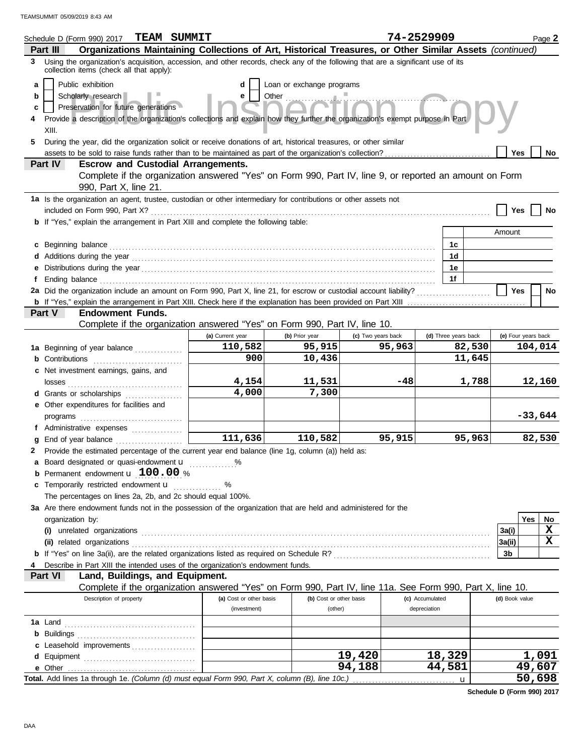Schedule D (Form 990) 2017 **TEAM SUMMIT** **74-2529909** Page **2**

## Part III Organizations Maintaining Collections of Art, Historical Treasures, or Other Similar Assets *(continued)*

**3** Using the organization's acquisition, accession, and other records, check any of the following that are a significant use of its collection items (check all that apply):

- **a** ☐ Public exhibition
- **b** ☐ Scholarly research
- **c** ☐ Preservation for future generations
- **d** ☐ Loan or exchange programs
- **e** ☐ Other ............

**4** Provide a description of the organization's collections and explain how they further the organization's exempt purpose in Part XIII.

**5** During the year, did the organization solicit or receive donations of art, historical treasures, or other similar assets to be sold to raise funds rather than to be maintained as part of the organization's collection? ☐ Yes ☐ No

## Part IV Escrow and Custodial Arrangements.

Complete if the organization answered "Yes" on Form 990, Part IV, line 9, or reported an amount on Form 990, Part X, line 21.

**1a** Is the organization an agent, trustee, custodian or other intermediary for contributions or other assets not included on Form 990, Part X? ☐ Yes ☐ No

**b** If "Yes," explain the arrangement in Part XIII and complete the following table:

| | | Amount |
|---|---|---|
| **c** Beginning balance | 1c | |
| **d** Additions during the year | 1d | |
| **e** Distributions during the year | 1e | |
| **f** Ending balance | 1f | |

**2a** Did the organization include an amount on Form 990, Part X, line 21, for escrow or custodial account liability? ☐ Yes ☐ No

**b** If "Yes," explain the arrangement in Part XIII. Check here if the explanation has been provided on Part XIII ☐

## Part V Endowment Funds.

Complete if the organization answered "Yes" on Form 990, Part IV, line 10.

| | (a) Current year | (b) Prior year | (c) Two years back | (d) Three years back | (e) Four years back |
|---|---|---|---|---|---|
| **1a** Beginning of year balance | 110,582 | 95,915 | 95,963 | 82,530 | 104,014 |
| **b** Contributions | 900 | 10,436 | | 11,645 | |
| **c** Net investment earnings, gains, and losses | 4,154 | 11,531 | -48 | 1,788 | 12,160 |
| **d** Grants or scholarships | 4,000 | 7,300 | | | |
| **e** Other expenditures for facilities and programs | | | | | -33,644 |
| **f** Administrative expenses | | | | | |
| **g** End of year balance | 111,636 | 110,582 | 95,915 | 95,963 | 82,530 |

**2** Provide the estimated percentage of the current year end balance (line 1g, column (a)) held as:

- **a** Board designated or quasi-endowment u ...... %
- **b** Permanent endowment u **100.00** %
- **c** Temporarily restricted endowment u ...... %

The percentages on lines 2a, 2b, and 2c should equal 100%.

**3a** Are there endowment funds not in the possession of the organization that are held and administered for the organization by:

| | | Yes | No |
|---|---|---|---|
| **(i)** unrelated organizations | 3a(i) | | X |
| **(ii)** related organizations | 3a(ii) | | X |
| **b** If "Yes" on line 3a(ii), are the related organizations listed as required on Schedule R? | 3b | | |

**4** Describe in Part XIII the intended uses of the organization's endowment funds.

## Part VI Land, Buildings, and Equipment.

Complete if the organization answered "Yes" on Form 990, Part IV, line 11a. See Form 990, Part X, line 10.

| Description of property | (a) Cost or other basis (investment) | (b) Cost or other basis (other) | (c) Accumulated depreciation | (d) Book value |
|---|---|---|---|---|
| **1a** Land | | | | |
| **b** Buildings | | | | |
| **c** Leasehold improvements | | | | |
| **d** Equipment | | 19,420 | 18,329 | 1,091 |
| **e** Other | | 94,188 | 44,581 | 49,607 |
| **Total.** Add lines 1a through 1e. *(Column (d) must equal Form 990, Part X, column (B), line 10c.)* u | | | | 50,698 |

Schedule D (Form 990) 2017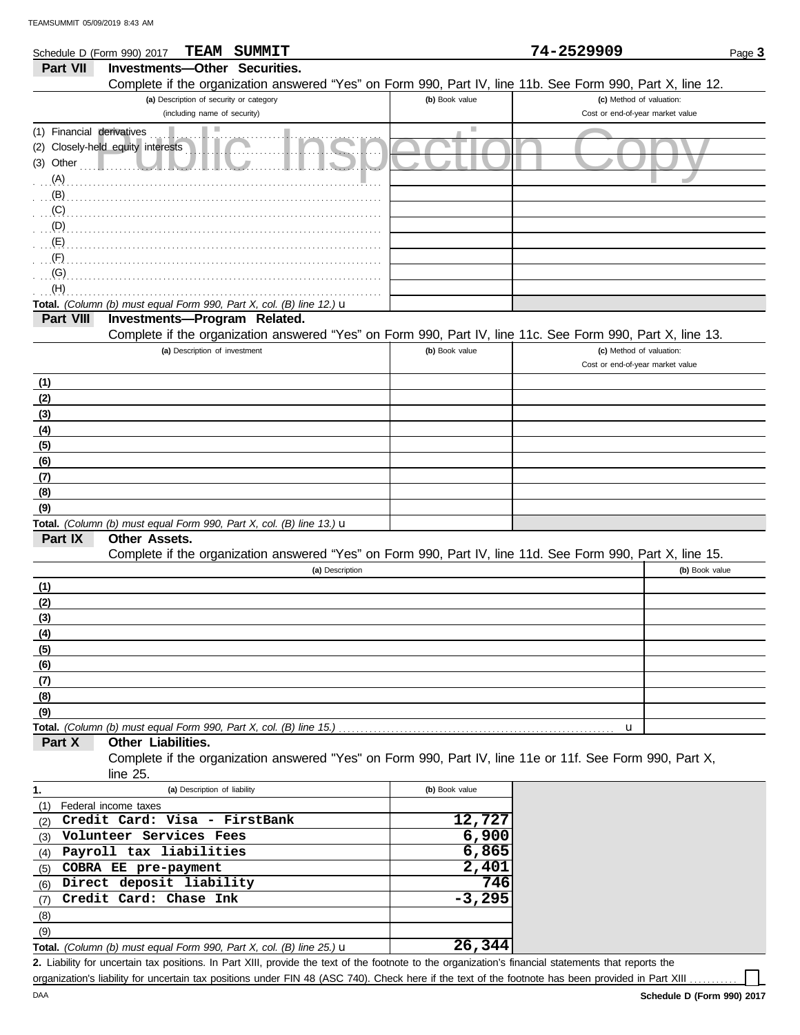Schedule D (Form 990) 2017 **TEAM SUMMIT** **74-2529909**

## Part VII Investments—Other Securities.

Complete if the organization answered "Yes" on Form 990, Part IV, line 11b. See Form 990, Part X, line 12.

| (a) Description of security or category (including name of security) | (b) Book value | (c) Method of valuation: Cost or end-of-year market value |
|---|---|---|
| (1) Financial derivatives | | |
| (2) Closely-held equity interests | | |
| (3) Other | | |
| (A) | | |
| (B) | | |
| (C) | | |
| (D) | | |
| (E) | | |
| (F) | | |
| (G) | | |
| (H) | | |
| **Total.** *(Column (b) must equal Form 990, Part X, col. (B) line 12.)* u | | |

## Part VIII Investments—Program Related.

Complete if the organization answered "Yes" on Form 990, Part IV, line 11c. See Form 990, Part X, line 13.

| (a) Description of investment | (b) Book value | (c) Method of valuation: Cost or end-of-year market value |
|---|---|---|
| (1) | | |
| (2) | | |
| (3) | | |
| (4) | | |
| (5) | | |
| (6) | | |
| (7) | | |
| (8) | | |
| (9) | | |
| **Total.** *(Column (b) must equal Form 990, Part X, col. (B) line 13.)* u | | |

## Part IX Other Assets.

Complete if the organization answered "Yes" on Form 990, Part IV, line 11d. See Form 990, Part X, line 15.

| (a) Description | (b) Book value |
|---|---|
| (1) | |
| (2) | |
| (3) | |
| (4) | |
| (5) | |
| (6) | |
| (7) | |
| (8) | |
| (9) | |
| **Total.** *(Column (b) must equal Form 990, Part X, col. (B) line 15.)* u | |

## Part X Other Liabilities.

Complete if the organization answered "Yes" on Form 990, Part IV, line 11e or 11f. See Form 990, Part X, line 25.

| 1. (a) Description of liability | (b) Book value |
|---|---|
| (1) Federal income taxes | |
| (2) **Credit Card: Visa - FirstBank** | **12,727** |
| (3) **Volunteer Services Fees** | **6,900** |
| (4) **Payroll tax liabilities** | **6,865** |
| (5) **COBRA EE pre-payment** | **2,401** |
| (6) **Direct deposit liability** | **746** |
| (7) **Credit Card: Chase Ink** | **-3,295** |
| (8) | |
| (9) | |
| **Total.** *(Column (b) must equal Form 990, Part X, col. (B) line 25.)* u | **26,344** |

**2.** Liability for uncertain tax positions. In Part XIII, provide the text of the footnote to the organization's financial statements that reports the organization's liability for uncertain tax positions under FIN 48 (ASC 740). Check here if the text of the footnote has been provided in Part XIII ☐

DAA **Schedule D (Form 990) 2017**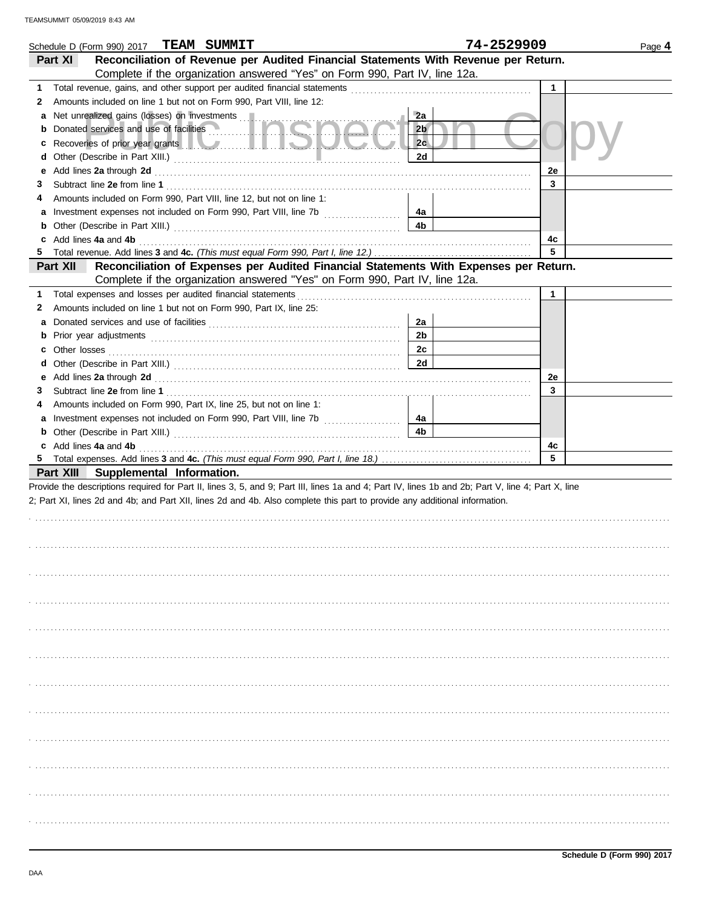Schedule D (Form 990) 2017 **TEAM SUMMIT** **74-2529909** Page **4**

## Part XI Reconciliation of Revenue per Audited Financial Statements With Revenue per Return.

Complete if the organization answered "Yes" on Form 990, Part IV, line 12a.

| | | | | | |
|---|---|---|---|---|---|
| **1** | Total revenue, gains, and other support per audited financial statements | | | 1 | |
| **2** | Amounts included on line 1 but not on Form 990, Part VIII, line 12: | | | | |
| **a** | Net unrealized gains (losses) on investments | 2a | | | |
| **b** | Donated services and use of facilities | 2b | | | |
| **c** | Recoveries of prior year grants | 2c | | | |
| **d** | Other (Describe in Part XIII.) | 2d | | | |
| **e** | Add lines **2a** through **2d** | | | 2e | |
| **3** | Subtract line **2e** from line **1** | | | 3 | |
| **4** | Amounts included on Form 990, Part VIII, line 12, but not on line 1: | | | | |
| **a** | Investment expenses not included on Form 990, Part VIII, line 7b | 4a | | | |
| **b** | Other (Describe in Part XIII.) | 4b | | | |
| **c** | Add lines **4a** and **4b** | | | 4c | |
| **5** | Total revenue. Add lines **3** and **4c.** *(This must equal Form 990, Part I, line 12.)* | | | 5 | |

## Part XII Reconciliation of Expenses per Audited Financial Statements With Expenses per Return.

Complete if the organization answered "Yes" on Form 990, Part IV, line 12a.

| | | | | | |
|---|---|---|---|---|---|
| **1** | Total expenses and losses per audited financial statements | | | 1 | |
| **2** | Amounts included on line 1 but not on Form 990, Part IX, line 25: | | | | |
| **a** | Donated services and use of facilities | 2a | | | |
| **b** | Prior year adjustments | 2b | | | |
| **c** | Other losses | 2c | | | |
| **d** | Other (Describe in Part XIII.) | 2d | | | |
| **e** | Add lines **2a** through **2d** | | | 2e | |
| **3** | Subtract line **2e** from line **1** | | | 3 | |
| **4** | Amounts included on Form 990, Part IX, line 25, but not on line 1: | | | | |
| **a** | Investment expenses not included on Form 990, Part VIII, line 7b | 4a | | | |
| **b** | Other (Describe in Part XIII.) | 4b | | | |
| **c** | Add lines **4a** and **4b** | | | 4c | |
| **5** | Total expenses. Add lines **3** and **4c.** *(This must equal Form 990, Part I, line 18.)* | | | 5 | |

## Part XIII Supplemental Information.

Provide the descriptions required for Part II, lines 3, 5, and 9; Part III, lines 1a and 4; Part IV, lines 1b and 2b; Part V, line 4; Part X, line 2; Part XI, lines 2d and 4b; and Part XII, lines 2d and 4b. Also complete this part to provide any additional information.

**Schedule D (Form 990) 2017**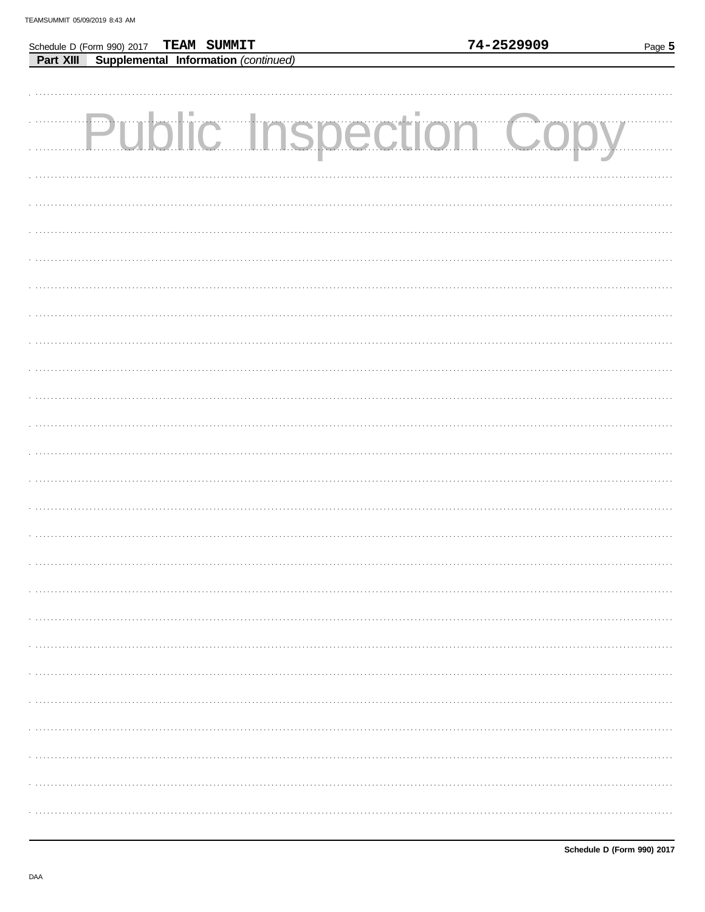Schedule D (Form 990) 2017 TEAM SUMMIT 74-2529909

**Part XIII Supplemental Information** *(continued)*

Public Inspection Copy

Schedule D (Form 990) 2017

DAA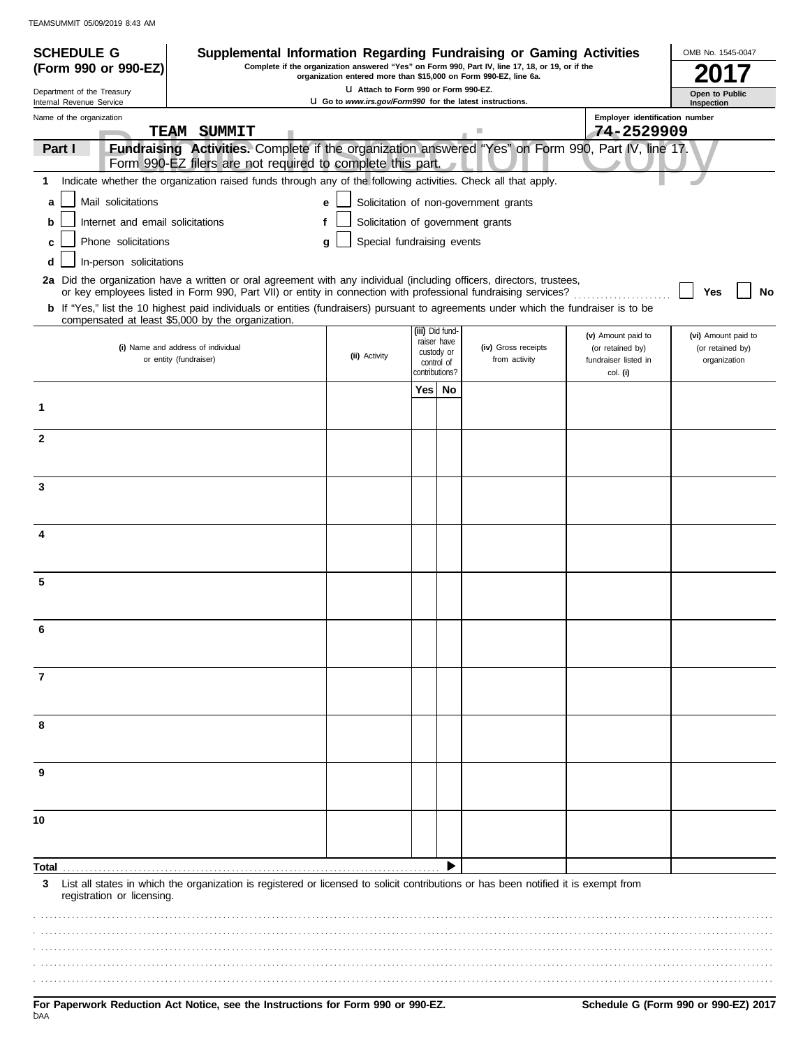**SCHEDULE G (Form 990 or 990-EZ)**

Department of the Treasury
Internal Revenue Service

# Supplemental Information Regarding Fundraising or Gaming Activities

**Complete if the organization answered "Yes" on Form 990, Part IV, line 17, 18, or 19, or if the organization entered more than $15,000 on Form 990-EZ, line 6a.**

u Attach to Form 990 or Form 990-EZ.

u Go to *www.irs.gov/Form990* for the latest instructions.

OMB No. 1545-0047

**2017**

**Open to Public Inspection**

Name of the organization: TEAM SUMMIT

Employer identification number: 74-2529909

**Part I** **Fundraising Activities.** Complete if the organization answered "Yes" on Form 990, Part IV, line 17. Form 990-EZ filers are not required to complete this part.

**1** Indicate whether the organization raised funds through any of the following activities. Check all that apply.

- **a** ☐ Mail solicitations
- **b** ☐ Internet and email solicitations
- **c** ☐ Phone solicitations
- **d** ☐ In-person solicitations
- **e** ☐ Solicitation of non-government grants
- **f** ☐ Solicitation of government grants
- **g** ☐ Special fundraising events

**2a** Did the organization have a written or oral agreement with any individual (including officers, directors, trustees, or key employees listed in Form 990, Part VII) or entity in connection with professional fundraising services? ☐ **Yes** ☐ **No**

**b** If "Yes," list the 10 highest paid individuals or entities (fundraisers) pursuant to agreements under which the fundraiser is to be compensated at least $5,000 by the organization.

| | (i) Name and address of individual or entity (fundraiser) | (ii) Activity | (iii) Did fundraiser have custody or control of contributions? Yes | No | (iv) Gross receipts from activity | (v) Amount paid to (or retained by) fundraiser listed in col. (i) | (vi) Amount paid to (or retained by) organization |
|---|---|---|---|---|---|---|---|
| 1 | | | | | | | |
| 2 | | | | | | | |
| 3 | | | | | | | |
| 4 | | | | | | | |
| 5 | | | | | | | |
| 6 | | | | | | | |
| 7 | | | | | | | |
| 8 | | | | | | | |
| 9 | | | | | | | |
| 10 | | | | | | | |
| **Total** | | | | ▶ | | | |

**3** List all states in which the organization is registered or licensed to solicit contributions or has been notified it is exempt from registration or licensing.

**For Paperwork Reduction Act Notice, see the Instructions for Form 990 or 990-EZ.**

**Schedule G (Form 990 or 990-EZ) 2017**

DAA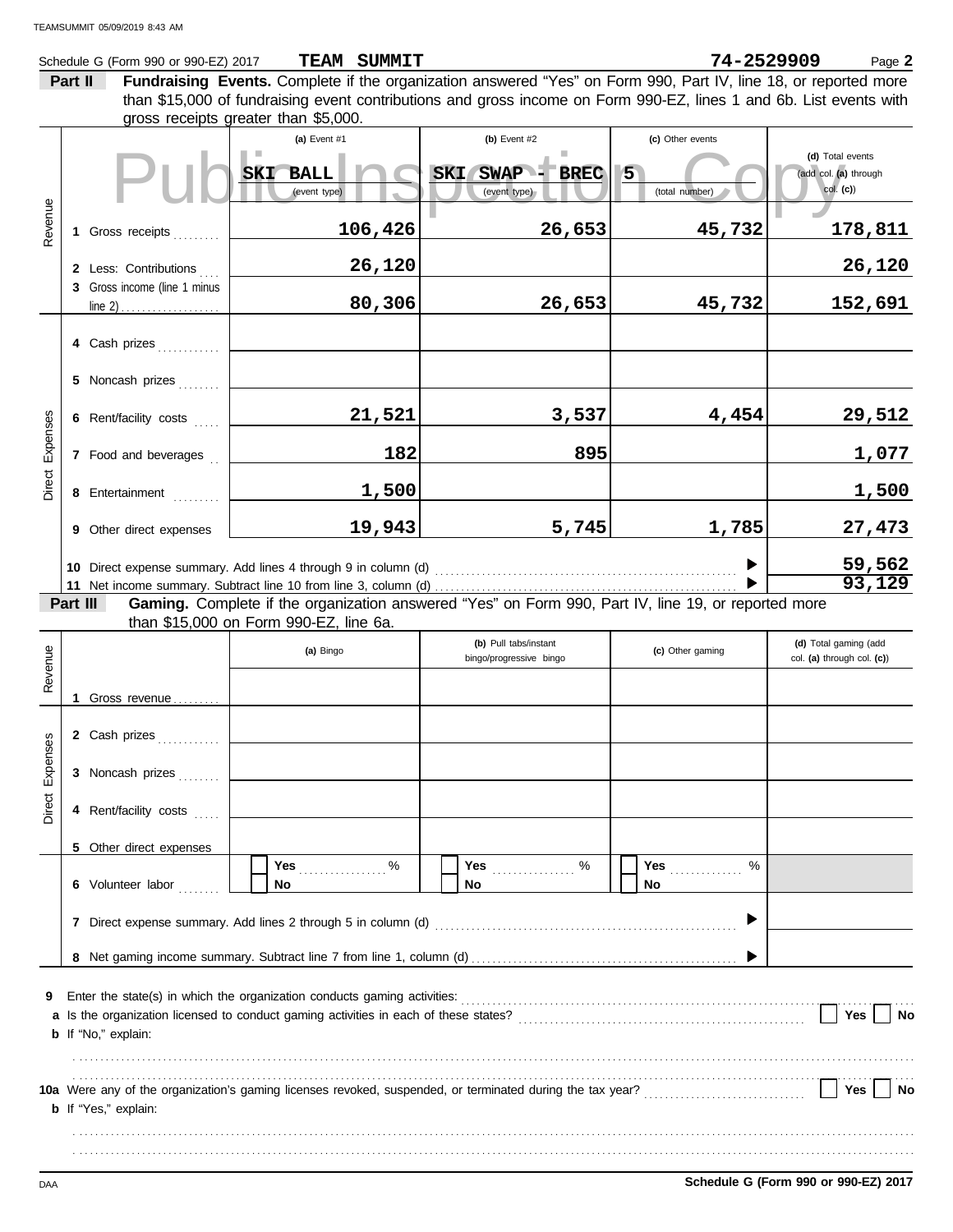Schedule G (Form 990 or 990-EZ) 2017 **TEAM SUMMIT** **74-2529909** Page **2**

**Part II** **Fundraising Events.** Complete if the organization answered "Yes" on Form 990, Part IV, line 18, or reported more than $15,000 of fundraising event contributions and gross income on Form 990-EZ, lines 1 and 6b. List events with gross receipts greater than $5,000.

| | | (a) Event #1 | (b) Event #2 | (c) Other events | (d) Total events (add col. (a) through col. (c)) |
|---|---|---|---|---|---|
| | | SKI BALL (event type) | SKI SWAP - BREC (event type) | 5 (total number) | |
| Revenue | 1 Gross receipts | 106,426 | 26,653 | 45,732 | 178,811 |
| | 2 Less: Contributions | 26,120 | | | 26,120 |
| | 3 Gross income (line 1 minus line 2) | 80,306 | 26,653 | 45,732 | 152,691 |
| Direct Expenses | 4 Cash prizes | | | | |
| | 5 Noncash prizes | | | | |
| | 6 Rent/facility costs | 21,521 | 3,537 | 4,454 | 29,512 |
| | 7 Food and beverages | 182 | 895 | | 1,077 |
| | 8 Entertainment | 1,500 | | | 1,500 |
| | 9 Other direct expenses | 19,943 | 5,745 | 1,785 | 27,473 |
| | 10 Direct expense summary. Add lines 4 through 9 in column (d) | | | | 59,562 |
| | 11 Net income summary. Subtract line 10 from line 3, column (d) | | | | 93,129 |

**Part III** **Gaming.** Complete if the organization answered "Yes" on Form 990, Part IV, line 19, or reported more than $15,000 on Form 990-EZ, line 6a.

| | | (a) Bingo | (b) Pull tabs/instant bingo/progressive bingo | (c) Other gaming | (d) Total gaming (add col. (a) through col. (c)) |
|---|---|---|---|---|---|
| Revenue | 1 Gross revenue | | | | |
| Direct Expenses | 2 Cash prizes | | | | |
| | 3 Noncash prizes | | | | |
| | 4 Rent/facility costs | | | | |
| | 5 Other direct expenses | | | | |
| | 6 Volunteer labor | ☐ Yes ____ % ☐ No | ☐ Yes ____ % ☐ No | ☐ Yes ____ % ☐ No | |
| | 7 Direct expense summary. Add lines 2 through 5 in column (d) | | | | |
| | 8 Net gaming income summary. Subtract line 7 from line 1, column (d) | | | | |

**9** Enter the state(s) in which the organization conducts gaming activities: ....................

**a** Is the organization licensed to conduct gaming activities in each of these states? ☐ Yes ☐ No

**b** If "No," explain:

....................

**10a** Were any of the organization's gaming licenses revoked, suspended, or terminated during the tax year? ☐ Yes ☐ No

**b** If "Yes," explain:

....................

**Schedule G (Form 990 or 990-EZ) 2017**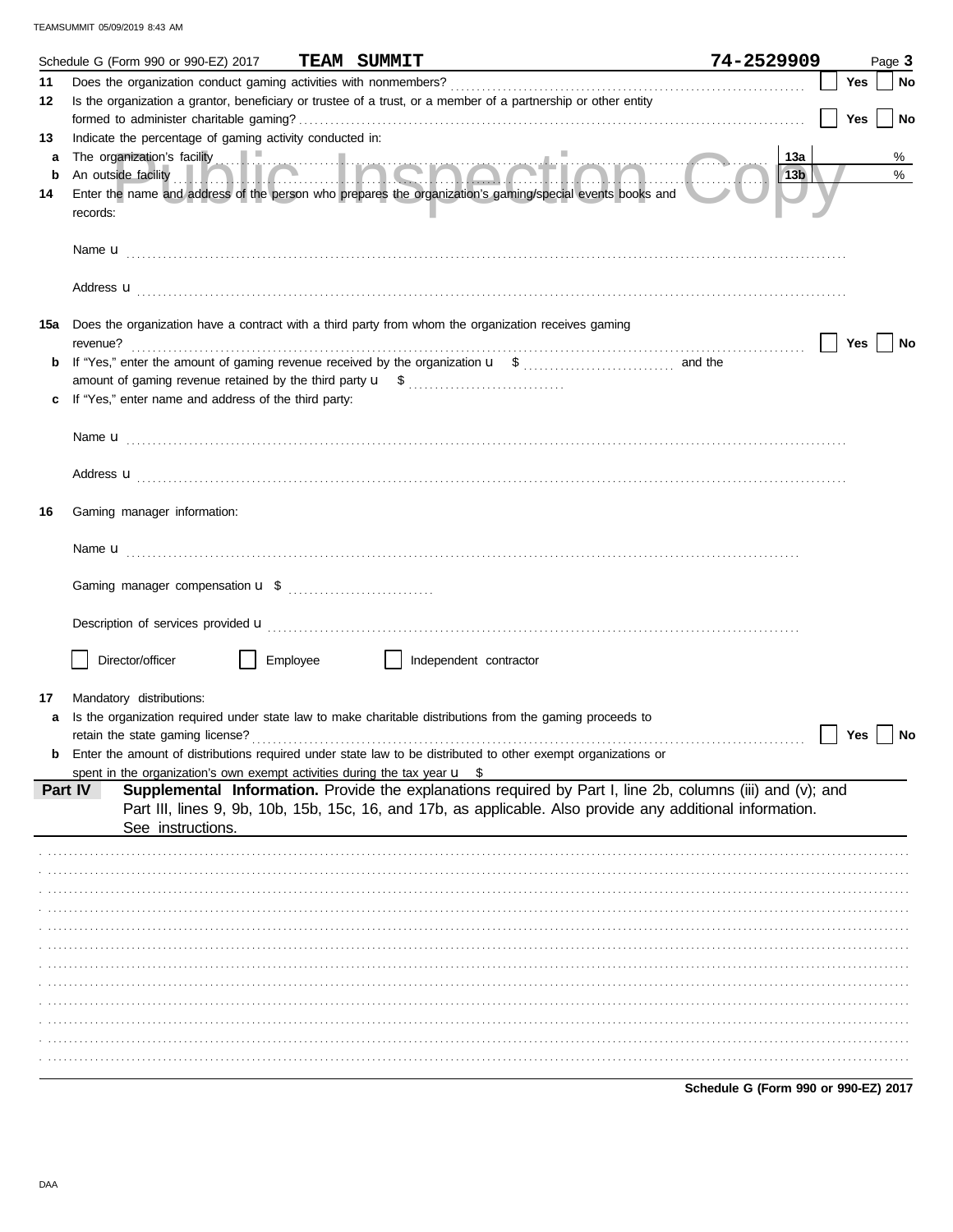Schedule G (Form 990 or 990-EZ) 2017 **TEAM SUMMIT** **74-2529909** Page **3**

**11** Does the organization conduct gaming activities with nonmembers? ☐ Yes ☐ No

**12** Is the organization a grantor, beneficiary or trustee of a trust, or a member of a partnership or other entity formed to administer charitable gaming? ☐ Yes ☐ No

**13** Indicate the percentage of gaming activity conducted in:

**a** The organization's facility **13a** %

**b** An outside facility **13b** %

**14** Enter the name and address of the person who prepares the organization's gaming/special events books and records:

Name u

Address u

**15a** Does the organization have a contract with a third party from whom the organization receives gaming revenue? ☐ Yes ☐ No

**b** If "Yes," enter the amount of gaming revenue received by the organization u $ and the amount of gaming revenue retained by the third party u $

**c** If "Yes," enter name and address of the third party:

Name u

Address u

**16** Gaming manager information:

Name u

Gaming manager compensation u $

Description of services provided u

☐ Director/officer ☐ Employee ☐ Independent contractor

**17** Mandatory distributions:

**a** Is the organization required under state law to make charitable distributions from the gaming proceeds to retain the state gaming license? ☐ Yes ☐ No

**b** Enter the amount of distributions required under state law to be distributed to other exempt organizations or spent in the organization's own exempt activities during the tax year u $

**Part IV** **Supplemental Information.** Provide the explanations required by Part I, line 2b, columns (iii) and (v); and Part III, lines 9, 9b, 10b, 15b, 15c, 16, and 17b, as applicable. Also provide any additional information. See instructions.

**Schedule G (Form 990 or 990-EZ) 2017**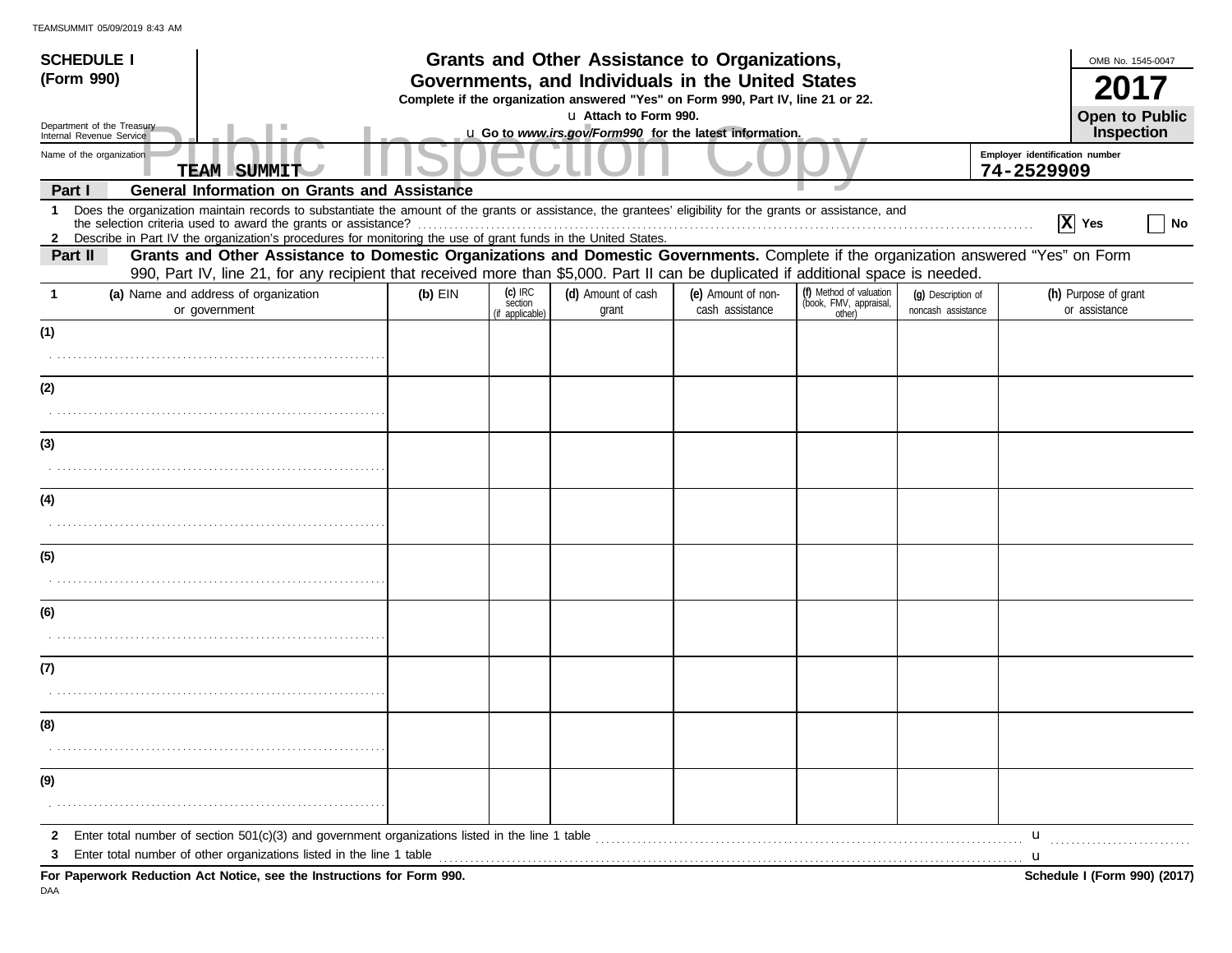**SCHEDULE I**
**(Form 990)**

Department of the Treasury
Internal Revenue Service

# Grants and Other Assistance to Organizations, Governments, and Individuals in the United States

**Complete if the organization answered "Yes" on Form 990, Part IV, line 21 or 22.**

u Attach to Form 990.

u Go to *www.irs.gov/Form990* for the latest information.

OMB No. 1545-0047

**2017**

**Open to Public Inspection**

Public Inspection Copy

Name of the organization: **TEAM SUMMIT**

Employer identification number: **74-2529909**

## Part I — General Information on Grants and Assistance

**1** Does the organization maintain records to substantiate the amount of the grants or assistance, the grantees' eligibility for the grants or assistance, and the selection criteria used to award the grants or assistance? .......... [X] Yes [ ] No

**2** Describe in Part IV the organization's procedures for monitoring the use of grant funds in the United States.

## Part II — Grants and Other Assistance to Domestic Organizations and Domestic Governments.

Complete if the organization answered "Yes" on Form 990, Part IV, line 21, for any recipient that received more than $5,000. Part II can be duplicated if additional space is needed.

| 1 (a) Name and address of organization or government | (b) EIN | (c) IRC section (if applicable) | (d) Amount of cash grant | (e) Amount of non-cash assistance | (f) Method of valuation (book, FMV, appraisal, other) | (g) Description of noncash assistance | (h) Purpose of grant or assistance |
|---|---|---|---|---|---|---|---|
| (1) | | | | | | | |
| (2) | | | | | | | |
| (3) | | | | | | | |
| (4) | | | | | | | |
| (5) | | | | | | | |
| (6) | | | | | | | |
| (7) | | | | | | | |
| (8) | | | | | | | |
| (9) | | | | | | | |

**2** Enter total number of section 501(c)(3) and government organizations listed in the line 1 table .......... u

**3** Enter total number of other organizations listed in the line 1 table .......... u

**For Paperwork Reduction Act Notice, see the Instructions for Form 990.**

**Schedule I (Form 990) (2017)**

DAA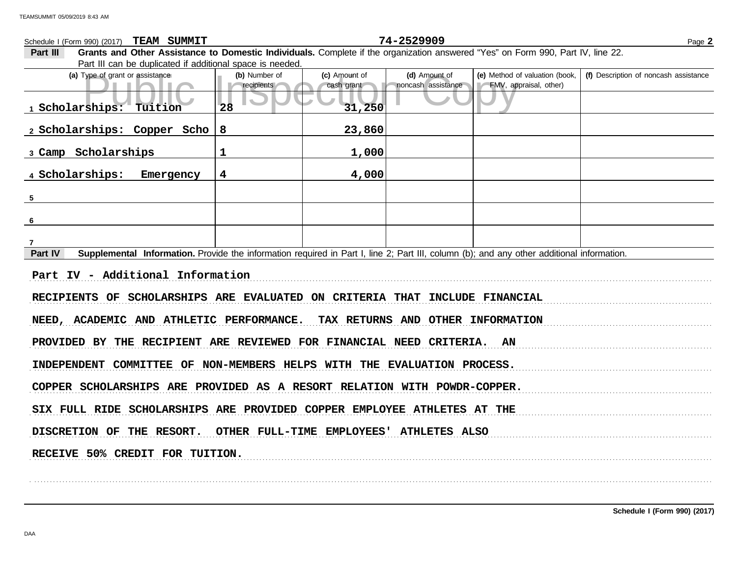Schedule I (Form 990) (2017) **TEAM SUMMIT** 74-2529909

**Part III** **Grants and Other Assistance to Domestic Individuals.** Complete if the organization answered "Yes" on Form 990, Part IV, line 22. Part III can be duplicated if additional space is needed.

| (a) Type of grant or assistance | (b) Number of recipients | (c) Amount of cash grant | (d) Amount of noncash assistance | (e) Method of valuation (book, FMV, appraisal, other) | (f) Description of noncash assistance |
|---|---|---|---|---|---|
| 1 Scholarships: Tuition | 28 | 31,250 | | | |
| 2 Scholarships: Copper Scho | 8 | 23,860 | | | |
| 3 Camp Scholarships | 1 | 1,000 | | | |
| 4 Scholarships: Emergency | 4 | 4,000 | | | |
| 5 | | | | | |
| 6 | | | | | |
| 7 | | | | | |

**Part IV** **Supplemental Information.** Provide the information required in Part I, line 2; Part III, column (b); and any other additional information.

Part IV - Additional Information

RECIPIENTS OF SCHOLARSHIPS ARE EVALUATED ON CRITERIA THAT INCLUDE FINANCIAL NEED, ACADEMIC AND ATHLETIC PERFORMANCE. TAX RETURNS AND OTHER INFORMATION PROVIDED BY THE RECIPIENT ARE REVIEWED FOR FINANCIAL NEED CRITERIA. AN INDEPENDENT COMMITTEE OF NON-MEMBERS HELPS WITH THE EVALUATION PROCESS.

COPPER SCHOLARSHIPS ARE PROVIDED AS A RESORT RELATION WITH POWDR-COPPER. SIX FULL RIDE SCHOLARSHIPS ARE PROVIDED COPPER EMPLOYEE ATHLETES AT THE DISCRETION OF THE RESORT. OTHER FULL-TIME EMPLOYEES' ATHLETES ALSO RECEIVE 50% CREDIT FOR TUITION.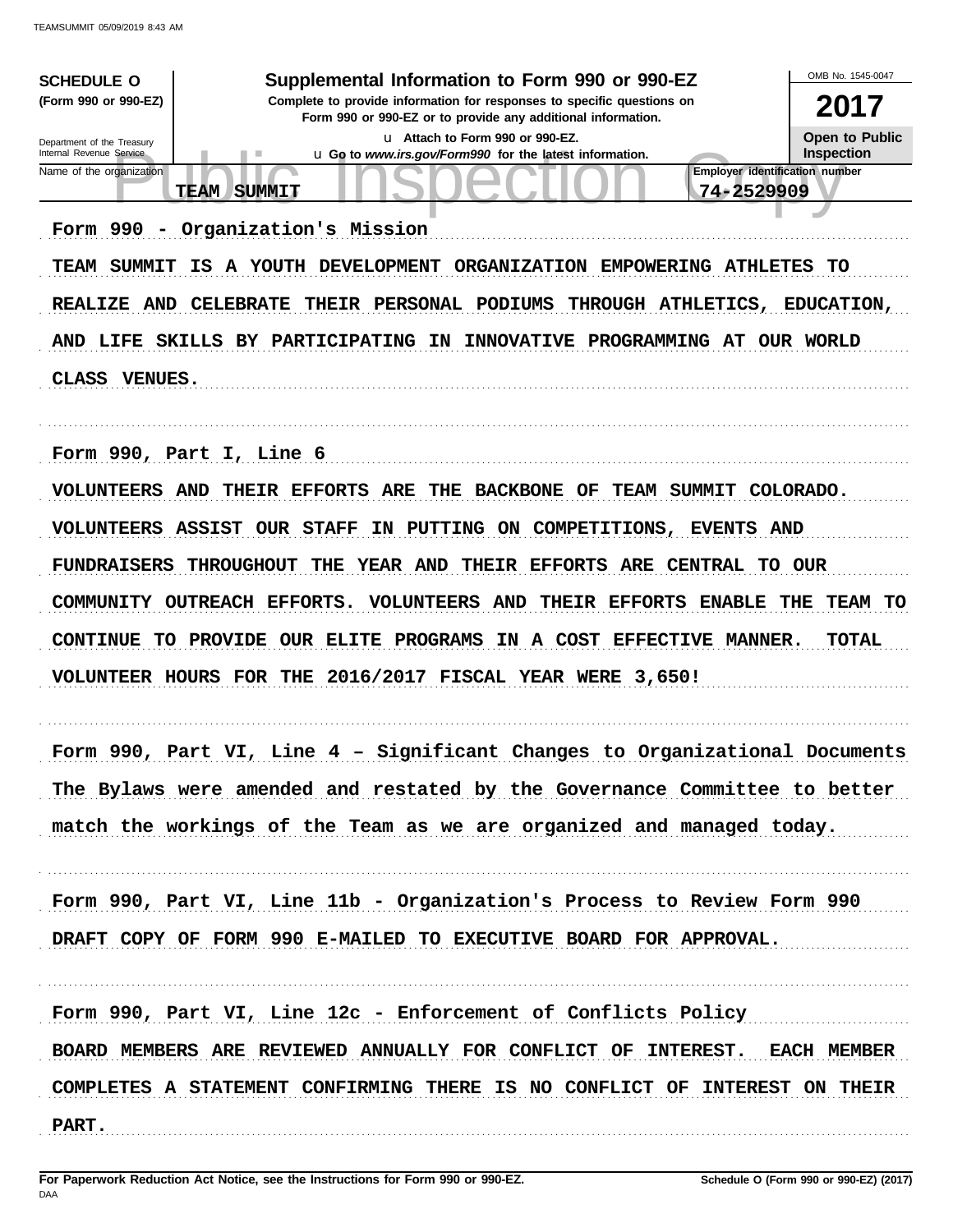**SCHEDULE O** (Form 990 or 990-EZ)

Department of the Treasury
Internal Revenue Service

# Supplemental Information to Form 990 or 990-EZ

**Complete to provide information for responses to specific questions on Form 990 or 990-EZ or to provide any additional information.**

u Attach to Form 990 or 990-EZ.

u Go to *www.irs.gov/Form990* for the latest information.

OMB No. 1545-0047

**2017**

**Open to Public Inspection**

Public Inspection Copy

| Name of the organization | Employer identification number |
| --- | --- |
| TEAM SUMMIT | 74-2529909 |

Form 990 - Organization's Mission

TEAM SUMMIT IS A YOUTH DEVELOPMENT ORGANIZATION EMPOWERING ATHLETES TO REALIZE AND CELEBRATE THEIR PERSONAL PODIUMS THROUGH ATHLETICS, EDUCATION, AND LIFE SKILLS BY PARTICIPATING IN INNOVATIVE PROGRAMMING AT OUR WORLD CLASS VENUES.

Form 990, Part I, Line 6

VOLUNTEERS AND THEIR EFFORTS ARE THE BACKBONE OF TEAM SUMMIT COLORADO. VOLUNTEERS ASSIST OUR STAFF IN PUTTING ON COMPETITIONS, EVENTS AND FUNDRAISERS THROUGHOUT THE YEAR AND THEIR EFFORTS ARE CENTRAL TO OUR COMMUNITY OUTREACH EFFORTS. VOLUNTEERS AND THEIR EFFORTS ENABLE THE TEAM TO CONTINUE TO PROVIDE OUR ELITE PROGRAMS IN A COST EFFECTIVE MANNER. TOTAL VOLUNTEER HOURS FOR THE 2016/2017 FISCAL YEAR WERE 3,650!

Form 990, Part VI, Line 4 – Significant Changes to Organizational Documents

The Bylaws were amended and restated by the Governance Committee to better match the workings of the Team as we are organized and managed today.

Form 990, Part VI, Line 11b - Organization's Process to Review Form 990

DRAFT COPY OF FORM 990 E-MAILED TO EXECUTIVE BOARD FOR APPROVAL.

Form 990, Part VI, Line 12c - Enforcement of Conflicts Policy

BOARD MEMBERS ARE REVIEWED ANNUALLY FOR CONFLICT OF INTEREST. EACH MEMBER COMPLETES A STATEMENT CONFIRMING THERE IS NO CONFLICT OF INTEREST ON THEIR PART.

**For Paperwork Reduction Act Notice, see the Instructions for Form 990 or 990-EZ.** **Schedule O (Form 990 or 990-EZ) (2017)**

DAA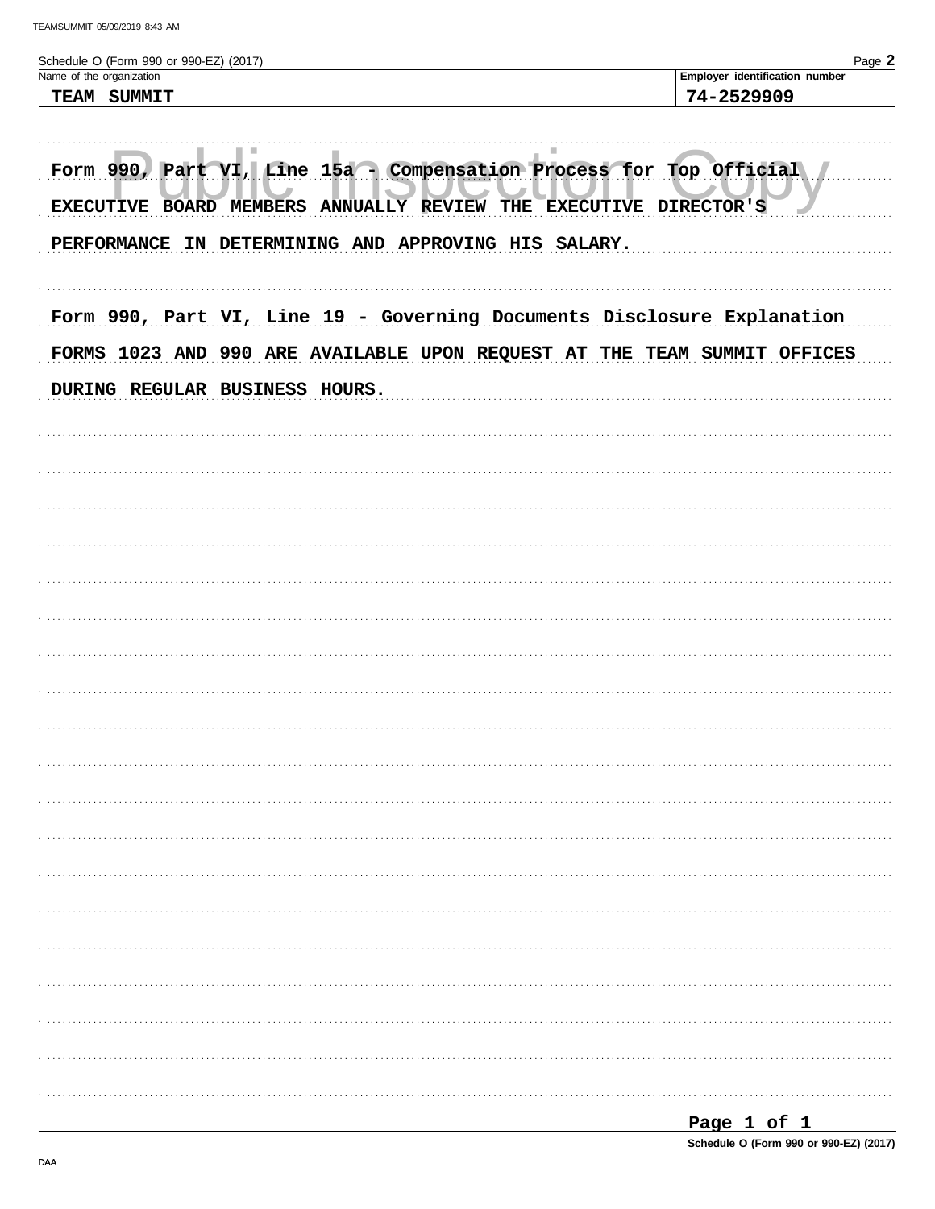Schedule O (Form 990 or 990-EZ) (2017)

| Name of the organization | Employer identification number |
| --- | --- |
| TEAM SUMMIT | 74-2529909 |

Form 990, Part VI, Line 15a - Compensation Process for Top Official

EXECUTIVE BOARD MEMBERS ANNUALLY REVIEW THE EXECUTIVE DIRECTOR'S PERFORMANCE IN DETERMINING AND APPROVING HIS SALARY.

Form 990, Part VI, Line 19 - Governing Documents Disclosure Explanation

FORMS 1023 AND 990 ARE AVAILABLE UPON REQUEST AT THE TEAM SUMMIT OFFICES DURING REGULAR BUSINESS HOURS.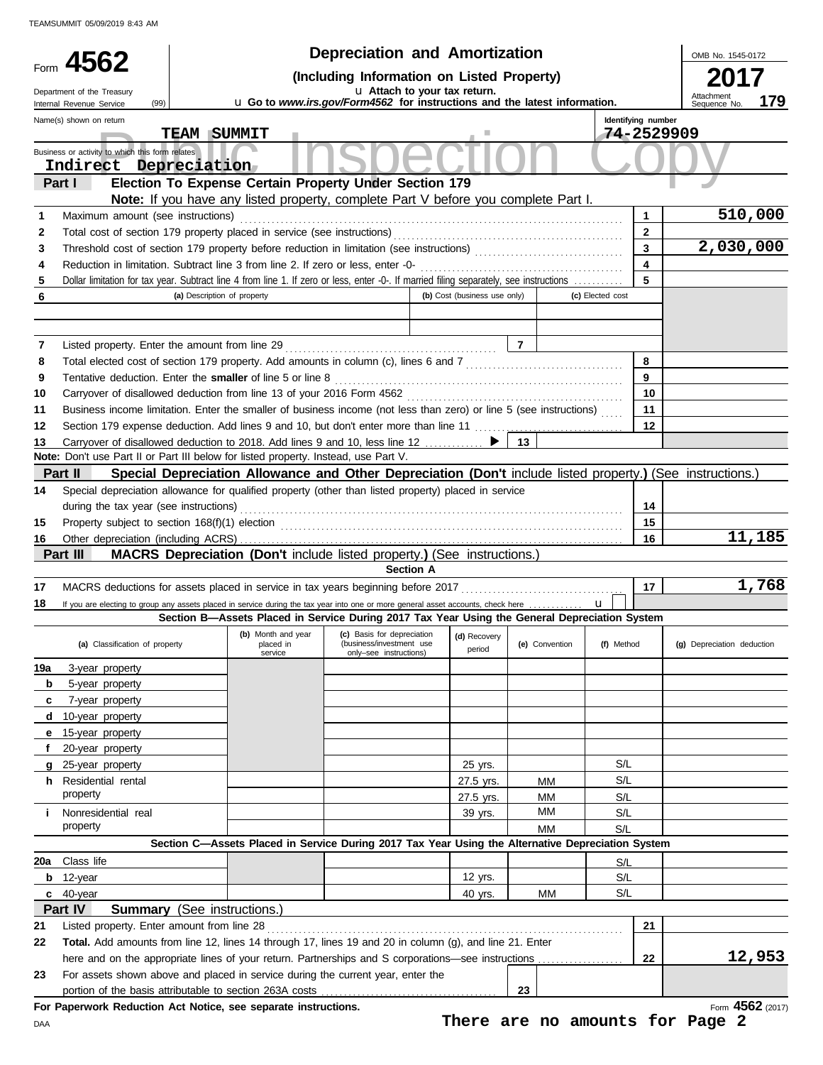TEAMSUMMIT 05/09/2019 8:43 AM

Form **4562**

Department of the Treasury
Internal Revenue Service (99)

# Depreciation and Amortization

**(Including Information on Listed Property)**

▶ Attach to your tax return.

▶ Go to *www.irs.gov/Form4562* for instructions and the latest information.

OMB No. 1545-0172

**2017**

Attachment Sequence No. **179**

Public Inspection Copy

Name(s) shown on return: **TEAM SUMMIT**

Identifying number: **74-2529909**

Business or activity to which this form relates: **Indirect Depreciation**

## Part I Election To Expense Certain Property Under Section 179

**Note:** If you have any listed property, complete Part V before you complete Part I.

| | | | |
|---|---|---|---|
| 1 | Maximum amount (see instructions) | 1 | 510,000 |
| 2 | Total cost of section 179 property placed in service (see instructions) | 2 | |
| 3 | Threshold cost of section 179 property before reduction in limitation (see instructions) | 3 | 2,030,000 |
| 4 | Reduction in limitation. Subtract line 3 from line 2. If zero or less, enter -0- | 4 | |
| 5 | Dollar limitation for tax year. Subtract line 4 from line 1. If zero or less, enter -0-. If married filing separately, see instructions | 5 | |

| 6 (a) Description of property | (b) Cost (business use only) | (c) Elected cost |
|---|---|---|
| | | |
| | | |

| | | | |
|---|---|---|---|
| 7 | Listed property. Enter the amount from line 29 | 7 | |
| 8 | Total elected cost of section 179 property. Add amounts in column (c), lines 6 and 7 | 8 | |
| 9 | Tentative deduction. Enter the **smaller** of line 5 or line 8 | 9 | |
| 10 | Carryover of disallowed deduction from line 13 of your 2016 Form 4562 | 10 | |
| 11 | Business income limitation. Enter the smaller of business income (not less than zero) or line 5 (see instructions) | 11 | |
| 12 | Section 179 expense deduction. Add lines 9 and 10, but don't enter more than line 11 | 12 | |
| 13 | Carryover of disallowed deduction to 2018. Add lines 9 and 10, less line 12 ▶ | 13 | |

**Note:** Don't use Part II or Part III below for listed property. Instead, use Part V.

## Part II Special Depreciation Allowance and Other Depreciation (Don't include listed property.) (See instructions.)

| | | | |
|---|---|---|---|
| 14 | Special depreciation allowance for qualified property (other than listed property) placed in service during the tax year (see instructions) | 14 | |
| 15 | Property subject to section 168(f)(1) election | 15 | |
| 16 | Other depreciation (including ACRS) | 16 | 11,185 |

## Part III MACRS Depreciation (Don't include listed property.) (See instructions.)

**Section A**

| | | | |
|---|---|---|---|
| 17 | MACRS deductions for assets placed in service in tax years beginning before 2017 | 17 | 1,768 |
| 18 | If you are electing to group any assets placed in service during the tax year into one or more general asset accounts, check here ▶ ☐ | | |

**Section B—Assets Placed in Service During 2017 Tax Year Using the General Depreciation System**

| (a) Classification of property | (b) Month and year placed in service | (c) Basis for depreciation (business/investment use only–see instructions) | (d) Recovery period | (e) Convention | (f) Method | (g) Depreciation deduction |
|---|---|---|---|---|---|---|
| 19a 3-year property | | | | | | |
| b 5-year property | | | | | | |
| c 7-year property | | | | | | |
| d 10-year property | | | | | | |
| e 15-year property | | | | | | |
| f 20-year property | | | | | | |
| g 25-year property | | | 25 yrs. | | S/L | |
| h Residential rental property | | | 27.5 yrs. | MM | S/L | |
| | | | 27.5 yrs. | MM | S/L | |
| i Nonresidential real property | | | 39 yrs. | MM | S/L | |
| | | | | MM | S/L | |

**Section C—Assets Placed in Service During 2017 Tax Year Using the Alternative Depreciation System**

| (a) Classification of property | (b) Month and year placed in service | (c) Basis for depreciation | (d) Recovery period | (e) Convention | (f) Method | (g) Depreciation deduction |
|---|---|---|---|---|---|---|
| 20a Class life | | | | | S/L | |
| b 12-year | | | 12 yrs. | | S/L | |
| c 40-year | | | 40 yrs. | MM | S/L | |

## Part IV Summary (See instructions.)

| | | | |
|---|---|---|---|
| 21 | Listed property. Enter amount from line 28 | 21 | |
| 22 | **Total.** Add amounts from line 12, lines 14 through 17, lines 19 and 20 in column (g), and line 21. Enter here and on the appropriate lines of your return. Partnerships and S corporations—see instructions | 22 | 12,953 |
| 23 | For assets shown above and placed in service during the current year, enter the portion of the basis attributable to section 263A costs | 23 | |

**For Paperwork Reduction Act Notice, see separate instructions.**

Form **4562** (2017)

DAA

**There are no amounts for Page 2**